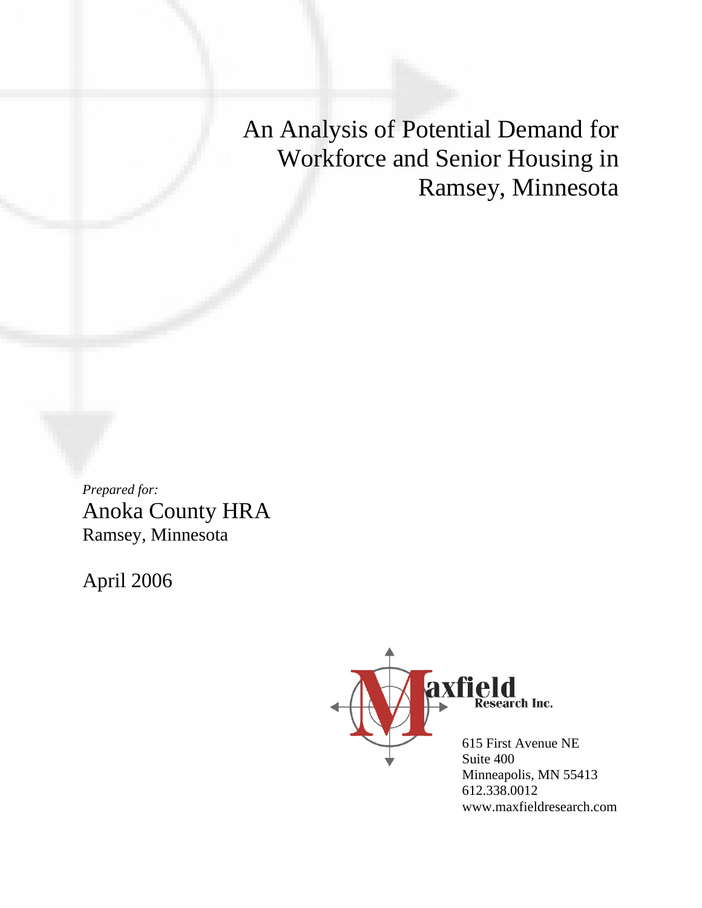# An Analysis of Potential Demand for Workforce and Senior Housing in Ramsey, Minnesota

*Prepared for:*

Anoka County HRA
Ramsey, Minnesota

April 2006

Maxfield Research Inc.

615 First Avenue NE
Suite 400
Minneapolis, MN 55413
612.338.0012
www.maxfieldresearch.com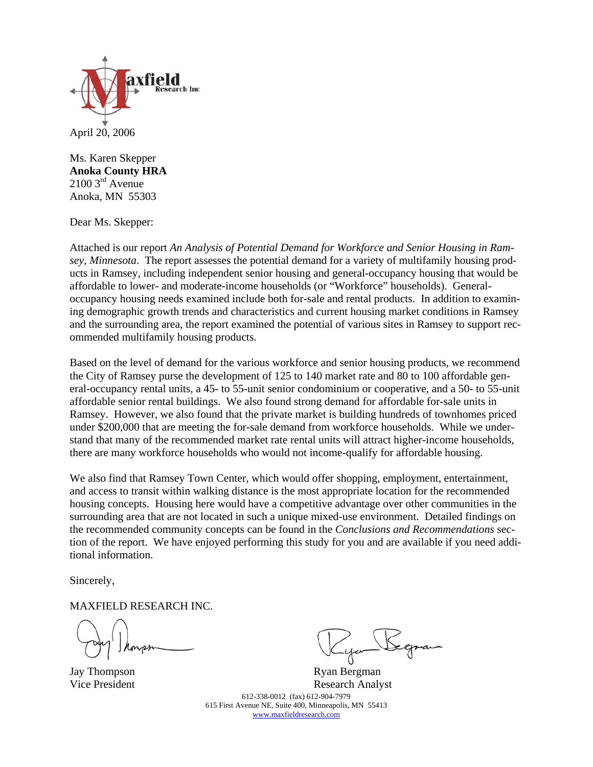Maxfield Research Inc

April 20, 2006

Ms. Karen Skepper
**Anoka County HRA**
2100 3rd Avenue
Anoka, MN 55303

Dear Ms. Skepper:

Attached is our report *An Analysis of Potential Demand for Workforce and Senior Housing in Ramsey, Minnesota*. The report assesses the potential demand for a variety of multifamily housing products in Ramsey, including independent senior housing and general-occupancy housing that would be affordable to lower- and moderate-income households (or "Workforce" households). General-occupancy housing needs examined include both for-sale and rental products. In addition to examining demographic growth trends and characteristics and current housing market conditions in Ramsey and the surrounding area, the report examined the potential of various sites in Ramsey to support recommended multifamily housing products.

Based on the level of demand for the various workforce and senior housing products, we recommend the City of Ramsey purse the development of 125 to 140 market rate and 80 to 100 affordable general-occupancy rental units, a 45- to 55-unit senior condominium or cooperative, and a 50- to 55-unit affordable senior rental buildings. We also found strong demand for affordable for-sale units in Ramsey. However, we also found that the private market is building hundreds of townhomes priced under $200,000 that are meeting the for-sale demand from workforce households. While we understand that many of the recommended market rate rental units will attract higher-income households, there are many workforce households who would not income-qualify for affordable housing.

We also find that Ramsey Town Center, which would offer shopping, employment, entertainment, and access to transit within walking distance is the most appropriate location for the recommended housing concepts. Housing here would have a competitive advantage over other communities in the surrounding area that are not located in such a unique mixed-use environment. Detailed findings on the recommended community concepts can be found in the *Conclusions and Recommendations* section of the report. We have enjoyed performing this study for you and are available if you need additional information.

Sincerely,

MAXFIELD RESEARCH INC.

Jay Thompson
Vice President

Ryan Bergman
Research Analyst

612-338-0012 (fax) 612-904-7979
615 First Avenue NE, Suite 400, Minneapolis, MN 55413
www.maxfieldresearch.com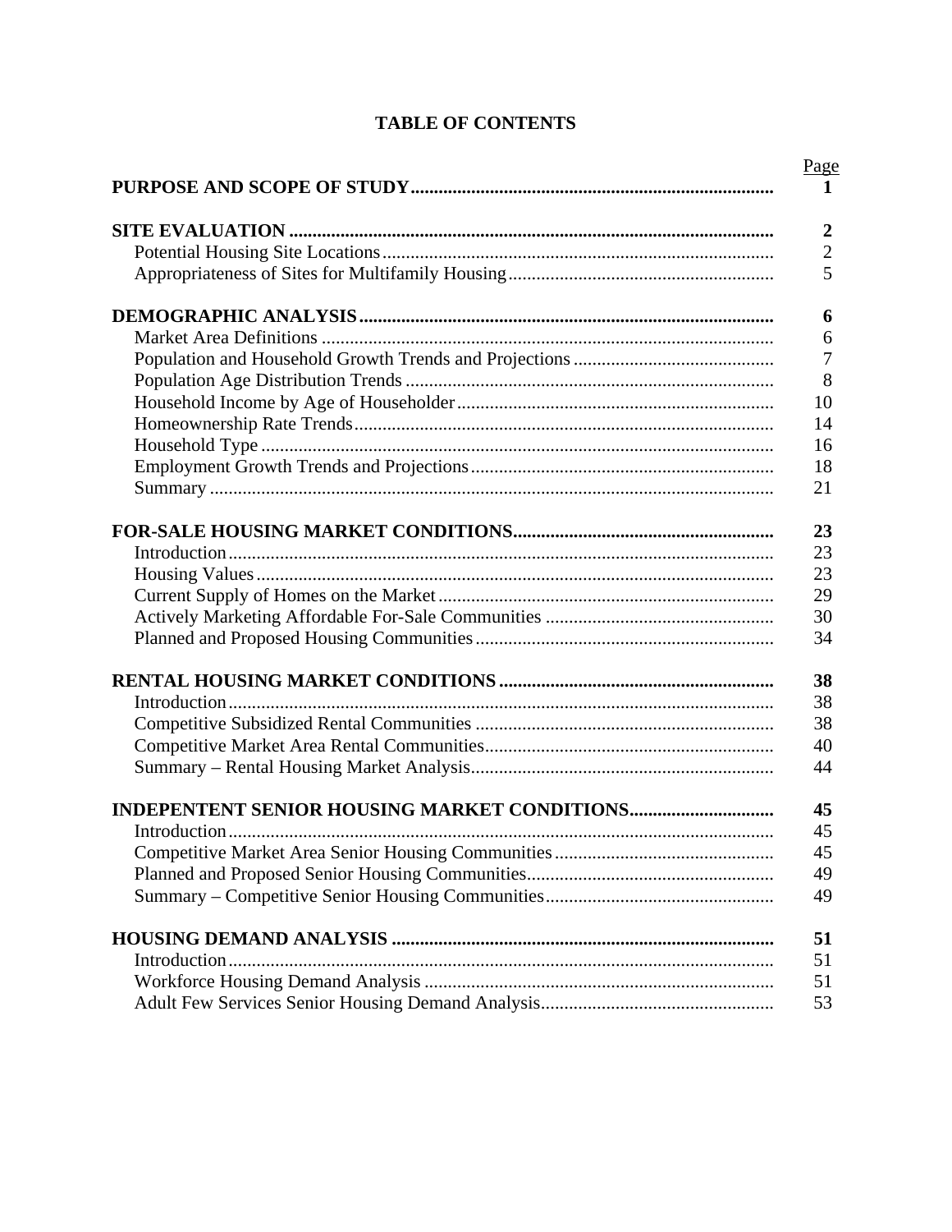# TABLE OF CONTENTS

| | Page |
|---|---|
| **PURPOSE AND SCOPE OF STUDY** | **1** |
| | |
| **SITE EVALUATION** | **2** |
| Potential Housing Site Locations | 2 |
| Appropriateness of Sites for Multifamily Housing | 5 |
| | |
| **DEMOGRAPHIC ANALYSIS** | **6** |
| Market Area Definitions | 6 |
| Population and Household Growth Trends and Projections | 7 |
| Population Age Distribution Trends | 8 |
| Household Income by Age of Householder | 10 |
| Homeownership Rate Trends | 14 |
| Household Type | 16 |
| Employment Growth Trends and Projections | 18 |
| Summary | 21 |
| | |
| **FOR-SALE HOUSING MARKET CONDITIONS** | **23** |
| Introduction | 23 |
| Housing Values | 23 |
| Current Supply of Homes on the Market | 29 |
| Actively Marketing Affordable For-Sale Communities | 30 |
| Planned and Proposed Housing Communities | 34 |
| | |
| **RENTAL HOUSING MARKET CONDITIONS** | **38** |
| Introduction | 38 |
| Competitive Subsidized Rental Communities | 38 |
| Competitive Market Area Rental Communities | 40 |
| Summary – Rental Housing Market Analysis | 44 |
| | |
| **INDEPENTENT SENIOR HOUSING MARKET CONDITIONS** | **45** |
| Introduction | 45 |
| Competitive Market Area Senior Housing Communities | 45 |
| Planned and Proposed Senior Housing Communities | 49 |
| Summary – Competitive Senior Housing Communities | 49 |
| | |
| **HOUSING DEMAND ANALYSIS** | **51** |
| Introduction | 51 |
| Workforce Housing Demand Analysis | 51 |
| Adult Few Services Senior Housing Demand Analysis | 53 |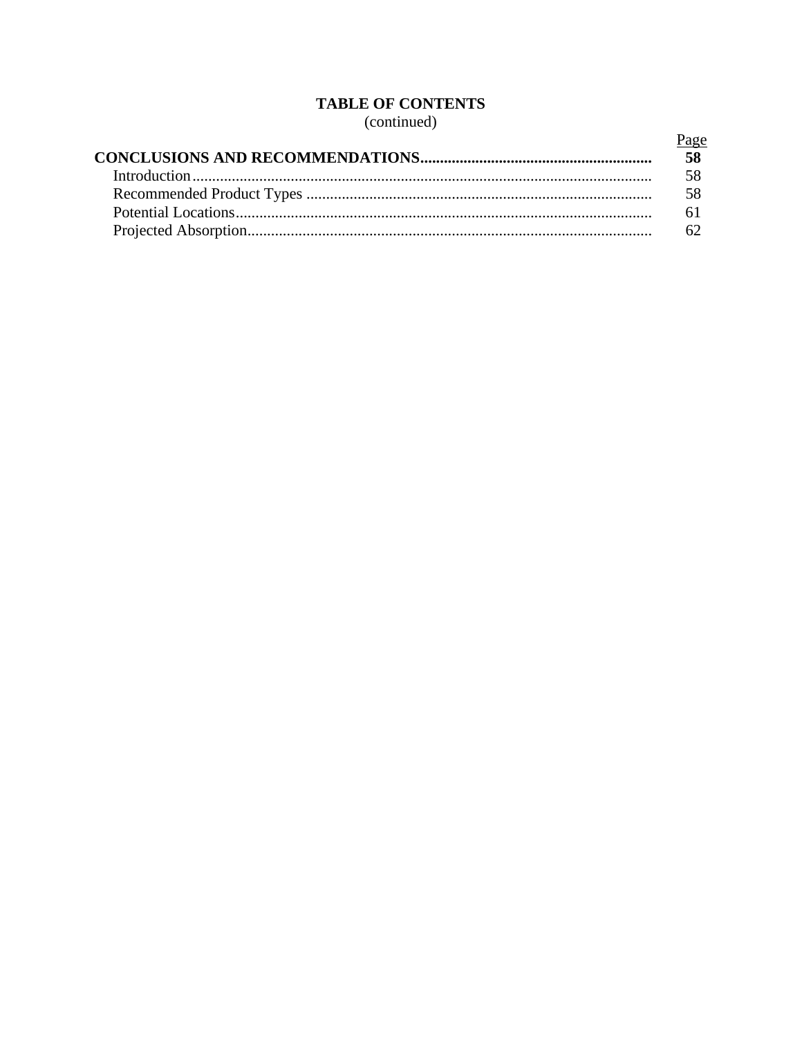**TABLE OF CONTENTS**
(continued)

| | Page |
|---|---|
| **CONCLUSIONS AND RECOMMENDATIONS** | **58** |
| Introduction | 58 |
| Recommended Product Types | 58 |
| Potential Locations | 61 |
| Projected Absorption | 62 |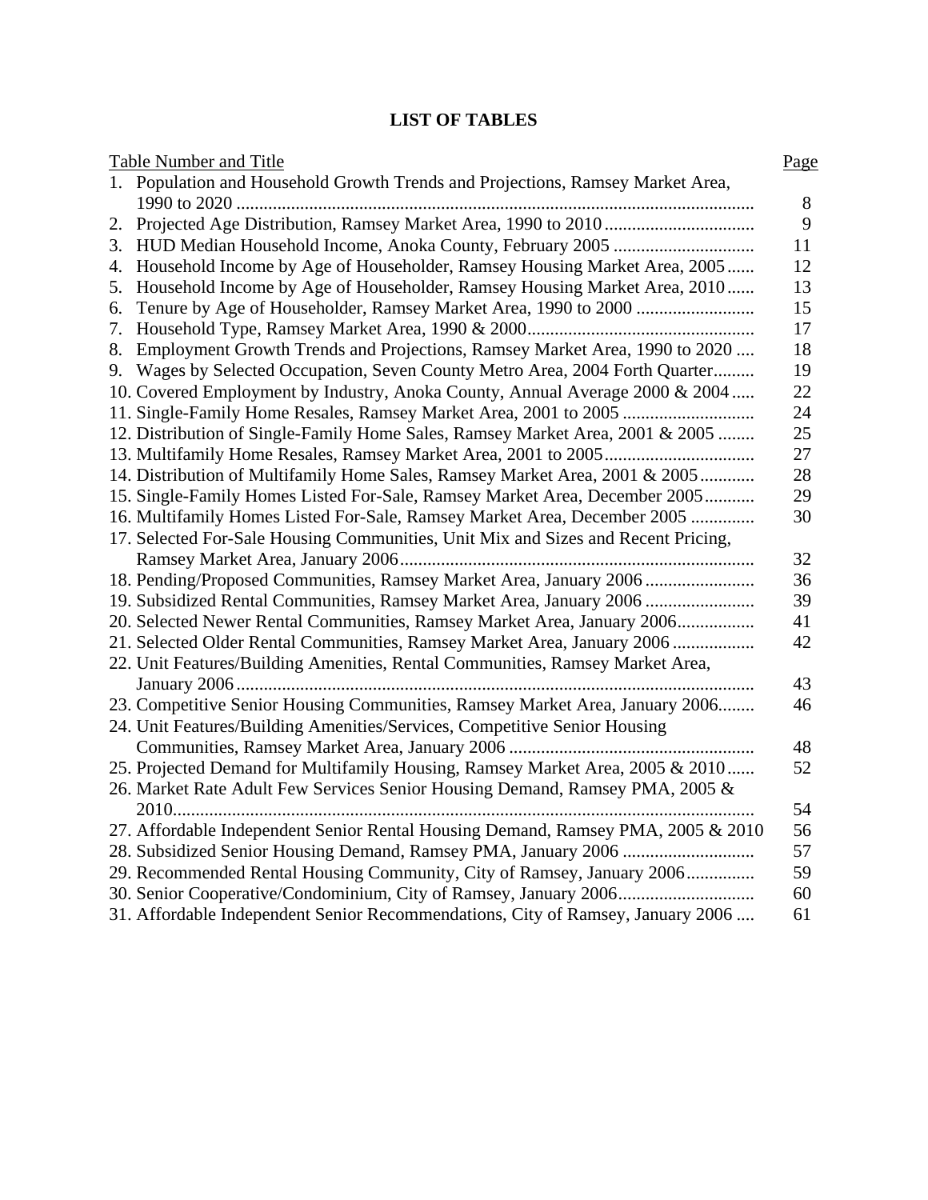# LIST OF TABLES

| Table Number and Title | Page |
|---|---|
| 1. Population and Household Growth Trends and Projections, Ramsey Market Area, 1990 to 2020 | 8 |
| 2. Projected Age Distribution, Ramsey Market Area, 1990 to 2010 | 9 |
| 3. HUD Median Household Income, Anoka County, February 2005 | 11 |
| 4. Household Income by Age of Householder, Ramsey Housing Market Area, 2005 | 12 |
| 5. Household Income by Age of Householder, Ramsey Housing Market Area, 2010 | 13 |
| 6. Tenure by Age of Householder, Ramsey Market Area, 1990 to 2000 | 15 |
| 7. Household Type, Ramsey Market Area, 1990 & 2000 | 17 |
| 8. Employment Growth Trends and Projections, Ramsey Market Area, 1990 to 2020 | 18 |
| 9. Wages by Selected Occupation, Seven County Metro Area, 2004 Forth Quarter | 19 |
| 10. Covered Employment by Industry, Anoka County, Annual Average 2000 & 2004 | 22 |
| 11. Single-Family Home Resales, Ramsey Market Area, 2001 to 2005 | 24 |
| 12. Distribution of Single-Family Home Sales, Ramsey Market Area, 2001 & 2005 | 25 |
| 13. Multifamily Home Resales, Ramsey Market Area, 2001 to 2005 | 27 |
| 14. Distribution of Multifamily Home Sales, Ramsey Market Area, 2001 & 2005 | 28 |
| 15. Single-Family Homes Listed For-Sale, Ramsey Market Area, December 2005 | 29 |
| 16. Multifamily Homes Listed For-Sale, Ramsey Market Area, December 2005 | 30 |
| 17. Selected For-Sale Housing Communities, Unit Mix and Sizes and Recent Pricing, Ramsey Market Area, January 2006 | 32 |
| 18. Pending/Proposed Communities, Ramsey Market Area, January 2006 | 36 |
| 19. Subsidized Rental Communities, Ramsey Market Area, January 2006 | 39 |
| 20. Selected Newer Rental Communities, Ramsey Market Area, January 2006 | 41 |
| 21. Selected Older Rental Communities, Ramsey Market Area, January 2006 | 42 |
| 22. Unit Features/Building Amenities, Rental Communities, Ramsey Market Area, January 2006 | 43 |
| 23. Competitive Senior Housing Communities, Ramsey Market Area, January 2006 | 46 |
| 24. Unit Features/Building Amenities/Services, Competitive Senior Housing Communities, Ramsey Market Area, January 2006 | 48 |
| 25. Projected Demand for Multifamily Housing, Ramsey Market Area, 2005 & 2010 | 52 |
| 26. Market Rate Adult Few Services Senior Housing Demand, Ramsey PMA, 2005 & 2010 | 54 |
| 27. Affordable Independent Senior Rental Housing Demand, Ramsey PMA, 2005 & 2010 | 56 |
| 28. Subsidized Senior Housing Demand, Ramsey PMA, January 2006 | 57 |
| 29. Recommended Rental Housing Community, City of Ramsey, January 2006 | 59 |
| 30. Senior Cooperative/Condominium, City of Ramsey, January 2006 | 60 |
| 31. Affordable Independent Senior Recommendations, City of Ramsey, January 2006 | 61 |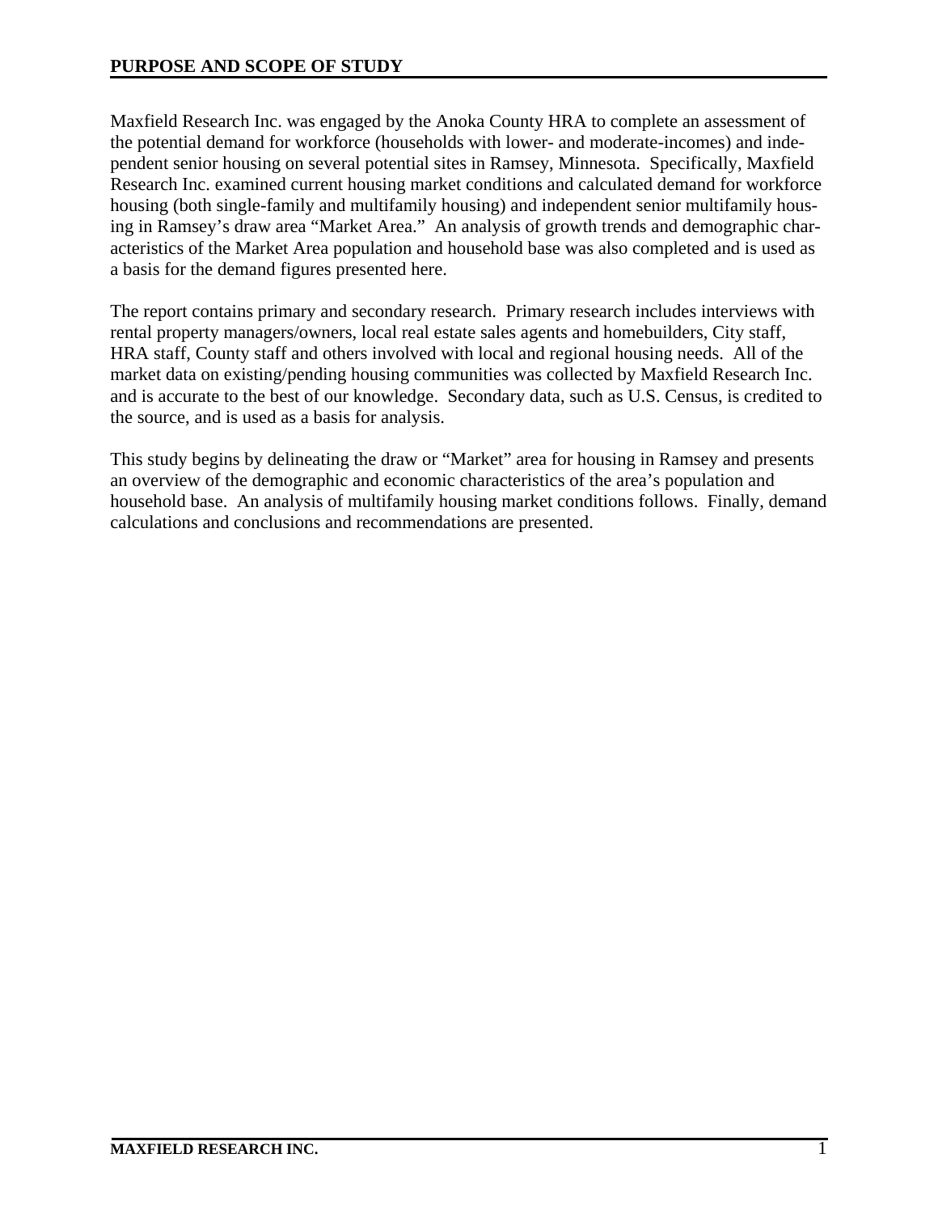## PURPOSE AND SCOPE OF STUDY

Maxfield Research Inc. was engaged by the Anoka County HRA to complete an assessment of the potential demand for workforce (households with lower- and moderate-incomes) and independent senior housing on several potential sites in Ramsey, Minnesota. Specifically, Maxfield Research Inc. examined current housing market conditions and calculated demand for workforce housing (both single-family and multifamily housing) and independent senior multifamily housing in Ramsey's draw area "Market Area." An analysis of growth trends and demographic characteristics of the Market Area population and household base was also completed and is used as a basis for the demand figures presented here.

The report contains primary and secondary research. Primary research includes interviews with rental property managers/owners, local real estate sales agents and homebuilders, City staff, HRA staff, County staff and others involved with local and regional housing needs. All of the market data on existing/pending housing communities was collected by Maxfield Research Inc. and is accurate to the best of our knowledge. Secondary data, such as U.S. Census, is credited to the source, and is used as a basis for analysis.

This study begins by delineating the draw or "Market" area for housing in Ramsey and presents an overview of the demographic and economic characteristics of the area's population and household base. An analysis of multifamily housing market conditions follows. Finally, demand calculations and conclusions and recommendations are presented.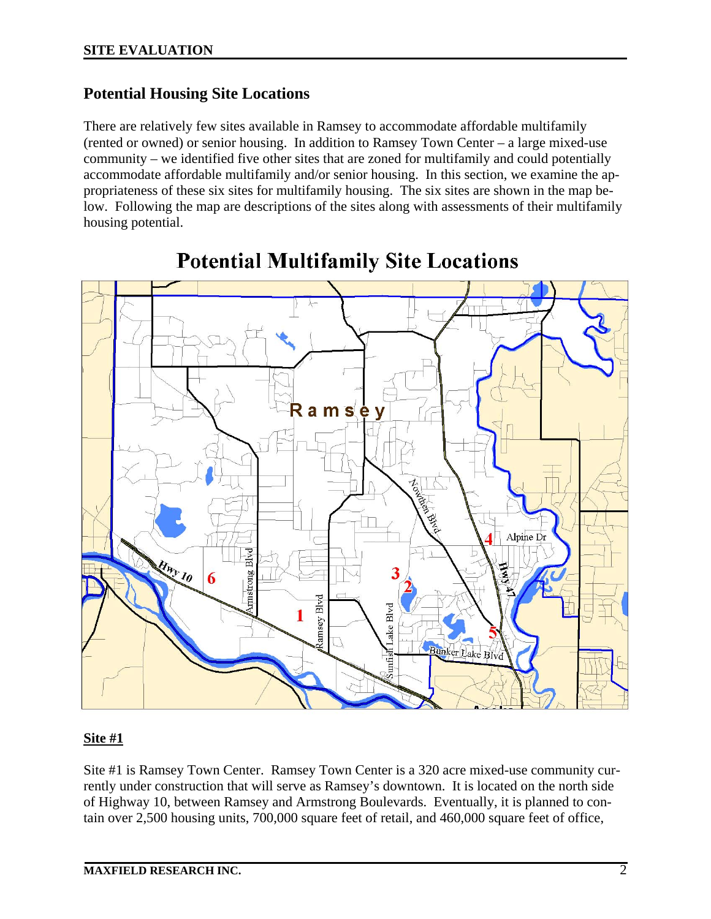## SITE EVALUATION

### Potential Housing Site Locations

There are relatively few sites available in Ramsey to accommodate affordable multifamily (rented or owned) or senior housing. In addition to Ramsey Town Center – a large mixed-use community – we identified five other sites that are zoned for multifamily and could potentially accommodate affordable multifamily and/or senior housing. In this section, we examine the appropriateness of these six sites for multifamily housing. The six sites are shown in the map below. Following the map are descriptions of the sites along with assessments of their multifamily housing potential.

**Potential Multifamily Site Locations**

#### Site #1

Site #1 is Ramsey Town Center. Ramsey Town Center is a 320 acre mixed-use community currently under construction that will serve as Ramsey's downtown. It is located on the north side of Highway 10, between Ramsey and Armstrong Boulevards. Eventually, it is planned to contain over 2,500 housing units, 700,000 square feet of retail, and 460,000 square feet of office,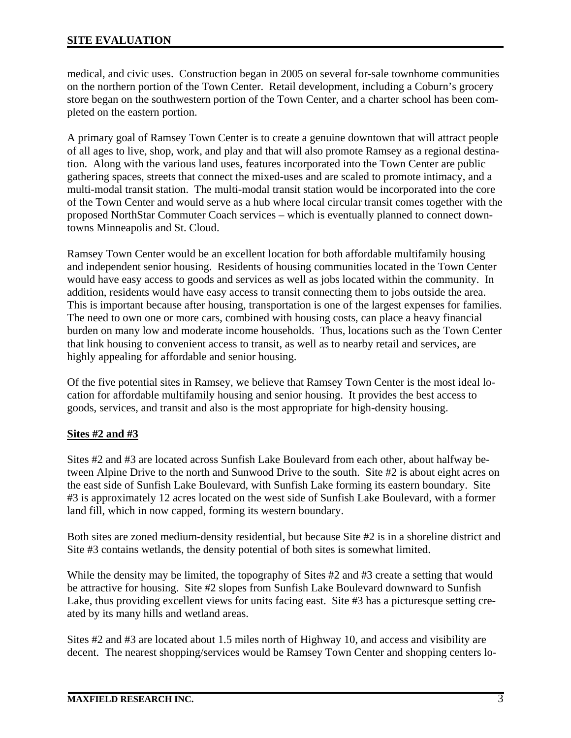medical, and civic uses. Construction began in 2005 on several for-sale townhome communities on the northern portion of the Town Center. Retail development, including a Coburn's grocery store began on the southwestern portion of the Town Center, and a charter school has been completed on the eastern portion.

A primary goal of Ramsey Town Center is to create a genuine downtown that will attract people of all ages to live, shop, work, and play and that will also promote Ramsey as a regional destination. Along with the various land uses, features incorporated into the Town Center are public gathering spaces, streets that connect the mixed-uses and are scaled to promote intimacy, and a multi-modal transit station. The multi-modal transit station would be incorporated into the core of the Town Center and would serve as a hub where local circular transit comes together with the proposed NorthStar Commuter Coach services – which is eventually planned to connect downtowns Minneapolis and St. Cloud.

Ramsey Town Center would be an excellent location for both affordable multifamily housing and independent senior housing. Residents of housing communities located in the Town Center would have easy access to goods and services as well as jobs located within the community. In addition, residents would have easy access to transit connecting them to jobs outside the area. This is important because after housing, transportation is one of the largest expenses for families. The need to own one or more cars, combined with housing costs, can place a heavy financial burden on many low and moderate income households. Thus, locations such as the Town Center that link housing to convenient access to transit, as well as to nearby retail and services, are highly appealing for affordable and senior housing.

Of the five potential sites in Ramsey, we believe that Ramsey Town Center is the most ideal location for affordable multifamily housing and senior housing. It provides the best access to goods, services, and transit and also is the most appropriate for high-density housing.

**Sites #2 and #3**

Sites #2 and #3 are located across Sunfish Lake Boulevard from each other, about halfway between Alpine Drive to the north and Sunwood Drive to the south. Site #2 is about eight acres on the east side of Sunfish Lake Boulevard, with Sunfish Lake forming its eastern boundary. Site #3 is approximately 12 acres located on the west side of Sunfish Lake Boulevard, with a former land fill, which in now capped, forming its western boundary.

Both sites are zoned medium-density residential, but because Site #2 is in a shoreline district and Site #3 contains wetlands, the density potential of both sites is somewhat limited.

While the density may be limited, the topography of Sites #2 and #3 create a setting that would be attractive for housing. Site #2 slopes from Sunfish Lake Boulevard downward to Sunfish Lake, thus providing excellent views for units facing east. Site #3 has a picturesque setting created by its many hills and wetland areas.

Sites #2 and #3 are located about 1.5 miles north of Highway 10, and access and visibility are decent. The nearest shopping/services would be Ramsey Town Center and shopping centers lo-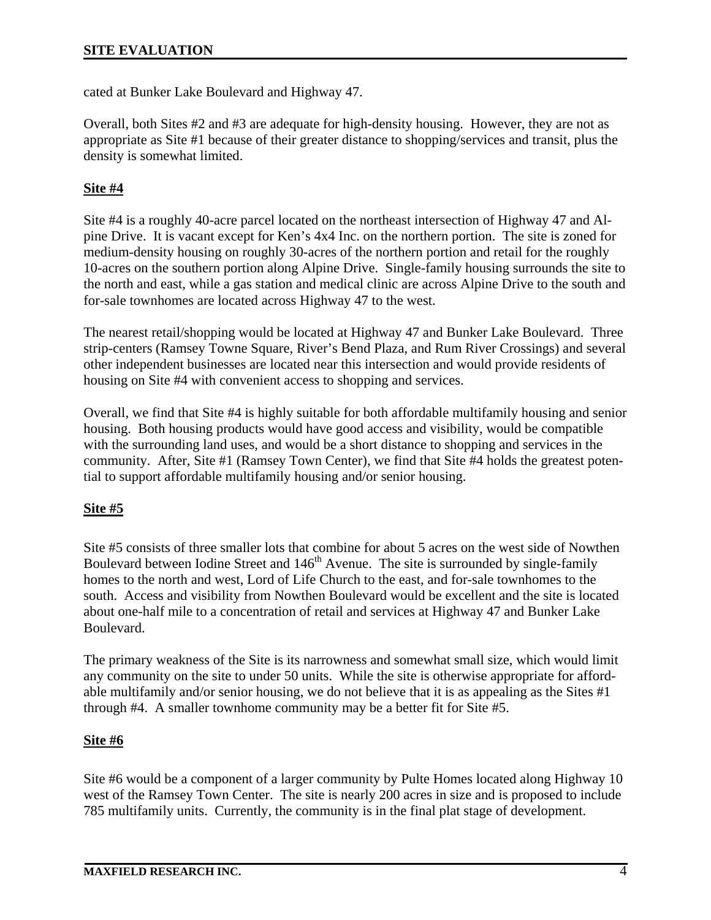cated at Bunker Lake Boulevard and Highway 47.

Overall, both Sites #2 and #3 are adequate for high-density housing. However, they are not as appropriate as Site #1 because of their greater distance to shopping/services and transit, plus the density is somewhat limited.

**Site #4**

Site #4 is a roughly 40-acre parcel located on the northeast intersection of Highway 47 and Alpine Drive. It is vacant except for Ken's 4x4 Inc. on the northern portion. The site is zoned for medium-density housing on roughly 30-acres of the northern portion and retail for the roughly 10-acres on the southern portion along Alpine Drive. Single-family housing surrounds the site to the north and east, while a gas station and medical clinic are across Alpine Drive to the south and for-sale townhomes are located across Highway 47 to the west.

The nearest retail/shopping would be located at Highway 47 and Bunker Lake Boulevard. Three strip-centers (Ramsey Towne Square, River's Bend Plaza, and Rum River Crossings) and several other independent businesses are located near this intersection and would provide residents of housing on Site #4 with convenient access to shopping and services.

Overall, we find that Site #4 is highly suitable for both affordable multifamily housing and senior housing. Both housing products would have good access and visibility, would be compatible with the surrounding land uses, and would be a short distance to shopping and services in the community. After, Site #1 (Ramsey Town Center), we find that Site #4 holds the greatest potential to support affordable multifamily housing and/or senior housing.

**Site #5**

Site #5 consists of three smaller lots that combine for about 5 acres on the west side of Nowthen Boulevard between Iodine Street and 146th Avenue. The site is surrounded by single-family homes to the north and west, Lord of Life Church to the east, and for-sale townhomes to the south. Access and visibility from Nowthen Boulevard would be excellent and the site is located about one-half mile to a concentration of retail and services at Highway 47 and Bunker Lake Boulevard.

The primary weakness of the Site is its narrowness and somewhat small size, which would limit any community on the site to under 50 units. While the site is otherwise appropriate for affordable multifamily and/or senior housing, we do not believe that it is as appealing as the Sites #1 through #4. A smaller townhome community may be a better fit for Site #5.

**Site #6**

Site #6 would be a component of a larger community by Pulte Homes located along Highway 10 west of the Ramsey Town Center. The site is nearly 200 acres in size and is proposed to include 785 multifamily units. Currently, the community is in the final plat stage of development.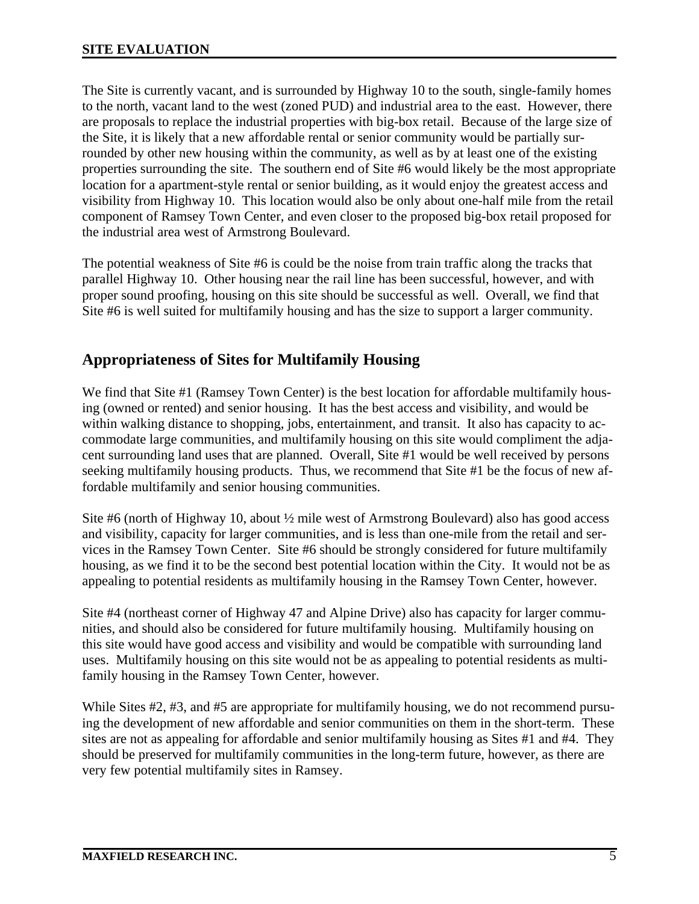The Site is currently vacant, and is surrounded by Highway 10 to the south, single-family homes to the north, vacant land to the west (zoned PUD) and industrial area to the east. However, there are proposals to replace the industrial properties with big-box retail. Because of the large size of the Site, it is likely that a new affordable rental or senior community would be partially surrounded by other new housing within the community, as well as by at least one of the existing properties surrounding the site. The southern end of Site #6 would likely be the most appropriate location for a apartment-style rental or senior building, as it would enjoy the greatest access and visibility from Highway 10. This location would also be only about one-half mile from the retail component of Ramsey Town Center, and even closer to the proposed big-box retail proposed for the industrial area west of Armstrong Boulevard.

The potential weakness of Site #6 is could be the noise from train traffic along the tracks that parallel Highway 10. Other housing near the rail line has been successful, however, and with proper sound proofing, housing on this site should be successful as well. Overall, we find that Site #6 is well suited for multifamily housing and has the size to support a larger community.

## Appropriateness of Sites for Multifamily Housing

We find that Site #1 (Ramsey Town Center) is the best location for affordable multifamily housing (owned or rented) and senior housing. It has the best access and visibility, and would be within walking distance to shopping, jobs, entertainment, and transit. It also has capacity to accommodate large communities, and multifamily housing on this site would compliment the adjacent surrounding land uses that are planned. Overall, Site #1 would be well received by persons seeking multifamily housing products. Thus, we recommend that Site #1 be the focus of new affordable multifamily and senior housing communities.

Site #6 (north of Highway 10, about ½ mile west of Armstrong Boulevard) also has good access and visibility, capacity for larger communities, and is less than one-mile from the retail and services in the Ramsey Town Center. Site #6 should be strongly considered for future multifamily housing, as we find it to be the second best potential location within the City. It would not be as appealing to potential residents as multifamily housing in the Ramsey Town Center, however.

Site #4 (northeast corner of Highway 47 and Alpine Drive) also has capacity for larger communities, and should also be considered for future multifamily housing. Multifamily housing on this site would have good access and visibility and would be compatible with surrounding land uses. Multifamily housing on this site would not be as appealing to potential residents as multifamily housing in the Ramsey Town Center, however.

While Sites #2, #3, and #5 are appropriate for multifamily housing, we do not recommend pursuing the development of new affordable and senior communities on them in the short-term. These sites are not as appealing for affordable and senior multifamily housing as Sites #1 and #4. They should be preserved for multifamily communities in the long-term future, however, as there are very few potential multifamily sites in Ramsey.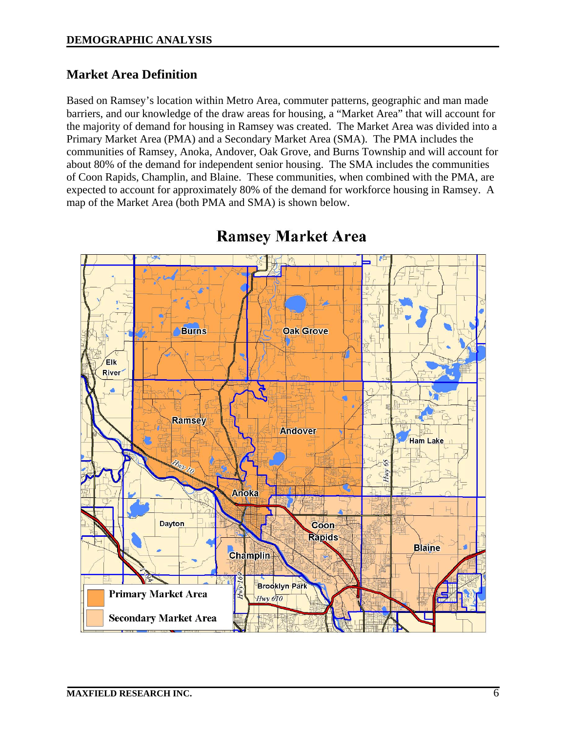## Market Area Definition

Based on Ramsey's location within Metro Area, commuter patterns, geographic and man made barriers, and our knowledge of the draw areas for housing, a "Market Area" that will account for the majority of demand for housing in Ramsey was created. The Market Area was divided into a Primary Market Area (PMA) and a Secondary Market Area (SMA). The PMA includes the communities of Ramsey, Anoka, Andover, Oak Grove, and Burns Township and will account for about 80% of the demand for independent senior housing. The SMA includes the communities of Coon Rapids, Champlin, and Blaine. These communities, when combined with the PMA, are expected to account for approximately 80% of the demand for workforce housing in Ramsey. A map of the Market Area (both PMA and SMA) is shown below.

**Ramsey Market Area**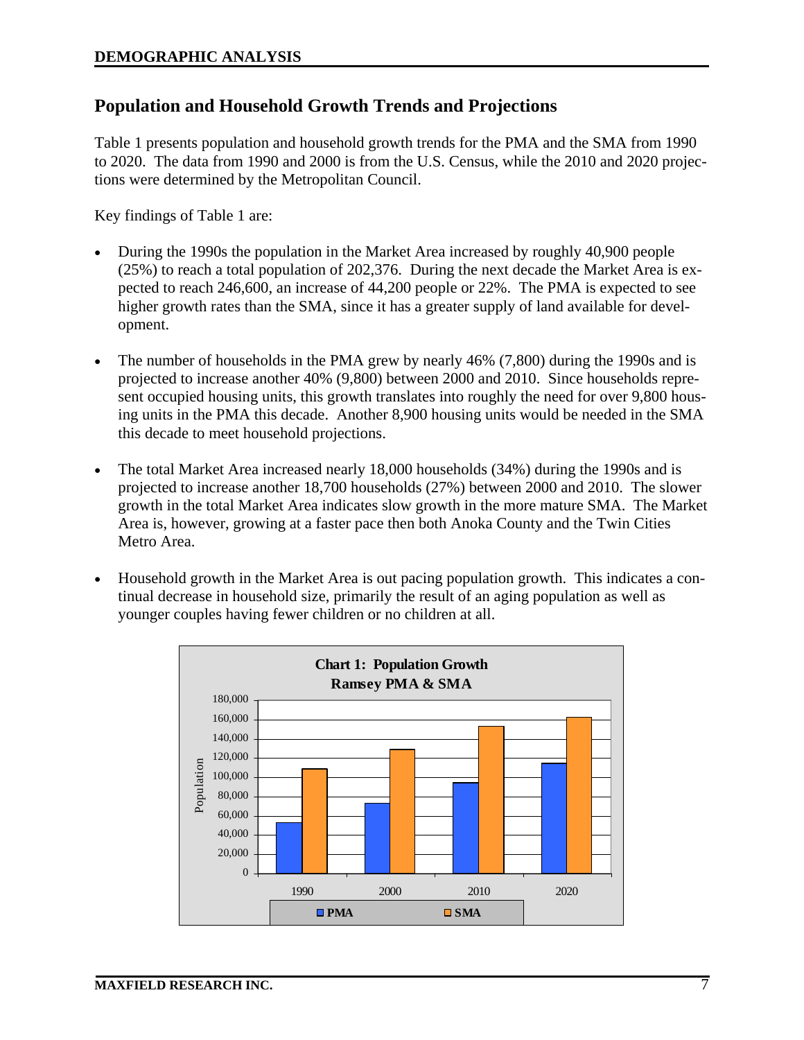## Population and Household Growth Trends and Projections

Table 1 presents population and household growth trends for the PMA and the SMA from 1990 to 2020. The data from 1990 and 2000 is from the U.S. Census, while the 2010 and 2020 projections were determined by the Metropolitan Council.

Key findings of Table 1 are:

- During the 1990s the population in the Market Area increased by roughly 40,900 people (25%) to reach a total population of 202,376. During the next decade the Market Area is expected to reach 246,600, an increase of 44,200 people or 22%. The PMA is expected to see higher growth rates than the SMA, since it has a greater supply of land available for development.
- The number of households in the PMA grew by nearly 46% (7,800) during the 1990s and is projected to increase another 40% (9,800) between 2000 and 2010. Since households represent occupied housing units, this growth translates into roughly the need for over 9,800 housing units in the PMA this decade. Another 8,900 housing units would be needed in the SMA this decade to meet household projections.
- The total Market Area increased nearly 18,000 households (34%) during the 1990s and is projected to increase another 18,700 households (27%) between 2000 and 2010. The slower growth in the total Market Area indicates slow growth in the more mature SMA. The Market Area is, however, growing at a faster pace then both Anoka County and the Twin Cities Metro Area.
- Household growth in the Market Area is out pacing population growth. This indicates a continual decrease in household size, primarily the result of an aging population as well as younger couples having fewer children or no children at all.

**Chart 1: Population Growth**
**Ramsey PMA & SMA**

| Year | PMA | SMA |
|---|---|---|
| 1990 | ~53,000 | ~109,000 |
| 2000 | ~73,000 | ~129,000 |
| 2010 | ~95,000 | ~153,000 |
| 2020 | ~115,000 | ~162,000 |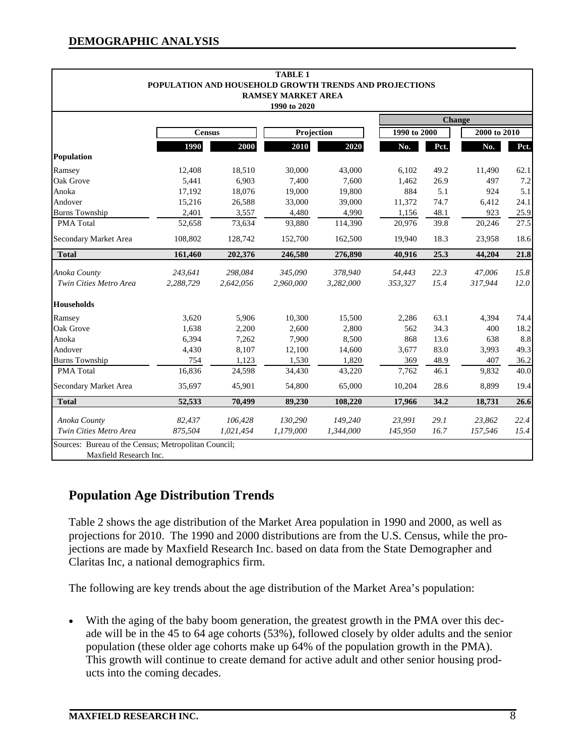**TABLE 1**
**POPULATION AND HOUSEHOLD GROWTH TRENDS AND PROJECTIONS**
**RAMSEY MARKET AREA**
**1990 to 2020**

| | Census | | Projection | | Change | | | |
|---|---|---|---|---|---|---|---|---|
| | | | | | 1990 to 2000 | | 2000 to 2010 | |
| | 1990 | 2000 | 2010 | 2020 | No. | Pct. | No. | Pct. |
| **Population** | | | | | | | | |
| Ramsey | 12,408 | 18,510 | 30,000 | 43,000 | 6,102 | 49.2 | 11,490 | 62.1 |
| Oak Grove | 5,441 | 6,903 | 7,400 | 7,600 | 1,462 | 26.9 | 497 | 7.2 |
| Anoka | 17,192 | 18,076 | 19,000 | 19,800 | 884 | 5.1 | 924 | 5.1 |
| Andover | 15,216 | 26,588 | 33,000 | 39,000 | 11,372 | 74.7 | 6,412 | 24.1 |
| Burns Township | 2,401 | 3,557 | 4,480 | 4,990 | 1,156 | 48.1 | 923 | 25.9 |
| PMA Total | 52,658 | 73,634 | 93,880 | 114,390 | 20,976 | 39.8 | 20,246 | 27.5 |
| Secondary Market Area | 108,802 | 128,742 | 152,700 | 162,500 | 19,940 | 18.3 | 23,958 | 18.6 |
| **Total** | **161,460** | **202,376** | **246,580** | **276,890** | **40,916** | **25.3** | **44,204** | **21.8** |
| *Anoka County* | *243,641* | *298,084* | *345,090* | *378,940* | *54,443* | *22.3* | *47,006* | *15.8* |
| *Twin Cities Metro Area* | *2,288,729* | *2,642,056* | *2,960,000* | *3,282,000* | *353,327* | *15.4* | *317,944* | *12.0* |
| **Households** | | | | | | | | |
| Ramsey | 3,620 | 5,906 | 10,300 | 15,500 | 2,286 | 63.1 | 4,394 | 74.4 |
| Oak Grove | 1,638 | 2,200 | 2,600 | 2,800 | 562 | 34.3 | 400 | 18.2 |
| Anoka | 6,394 | 7,262 | 7,900 | 8,500 | 868 | 13.6 | 638 | 8.8 |
| Andover | 4,430 | 8,107 | 12,100 | 14,600 | 3,677 | 83.0 | 3,993 | 49.3 |
| Burns Township | 754 | 1,123 | 1,530 | 1,820 | 369 | 48.9 | 407 | 36.2 |
| PMA Total | 16,836 | 24,598 | 34,430 | 43,220 | 7,762 | 46.1 | 9,832 | 40.0 |
| Secondary Market Area | 35,697 | 45,901 | 54,800 | 65,000 | 10,204 | 28.6 | 8,899 | 19.4 |
| **Total** | **52,533** | **70,499** | **89,230** | **108,220** | **17,966** | **34.2** | **18,731** | **26.6** |
| *Anoka County* | *82,437* | *106,428* | *130,290* | *149,240* | *23,991* | *29.1* | *23,862* | *22.4* |
| *Twin Cities Metro Area* | *875,504* | *1,021,454* | *1,179,000* | *1,344,000* | *145,950* | *16.7* | *157,546* | *15.4* |

Sources: Bureau of the Census; Metropolitan Council; Maxfield Research Inc.

## Population Age Distribution Trends

Table 2 shows the age distribution of the Market Area population in 1990 and 2000, as well as projections for 2010. The 1990 and 2000 distributions are from the U.S. Census, while the projections are made by Maxfield Research Inc. based on data from the State Demographer and Claritas Inc, a national demographics firm.

The following are key trends about the age distribution of the Market Area's population:

- With the aging of the baby boom generation, the greatest growth in the PMA over this decade will be in the 45 to 64 age cohorts (53%), followed closely by older adults and the senior population (these older age cohorts make up 64% of the population growth in the PMA). This growth will continue to create demand for active adult and other senior housing products into the coming decades.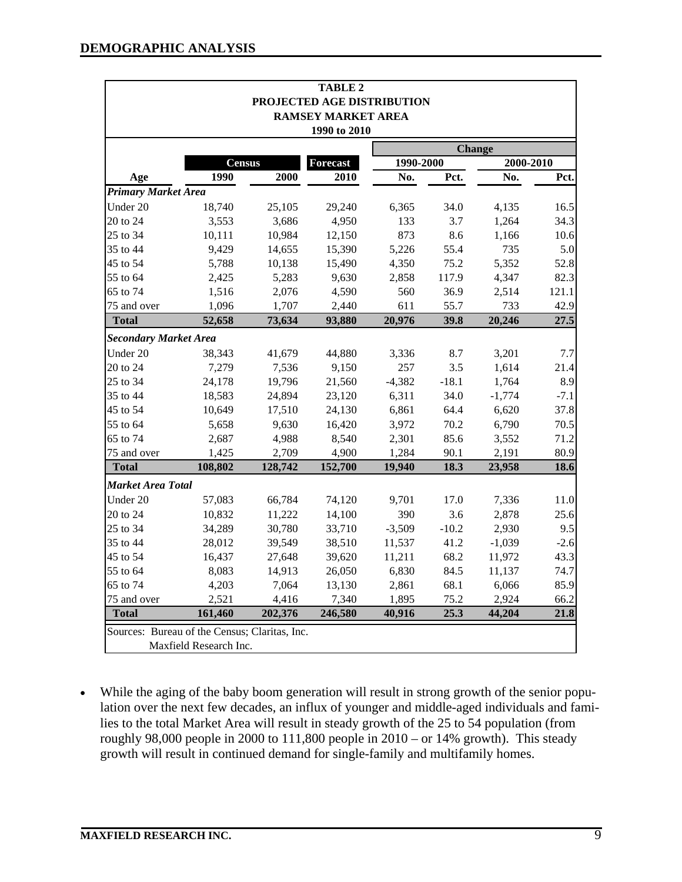## DEMOGRAPHIC ANALYSIS

**TABLE 2**
**PROJECTED AGE DISTRIBUTION**
**RAMSEY MARKET AREA**
**1990 to 2010**

| | Census | | Forecast | Change | | | |
|---|---|---|---|---|---|---|---|
| | | | | 1990-2000 | | 2000-2010 | |
| Age | 1990 | 2000 | 2010 | No. | Pct. | No. | Pct. |
| ***Primary Market Area*** | | | | | | | |
| Under 20 | 18,740 | 25,105 | 29,240 | 6,365 | 34.0 | 4,135 | 16.5 |
| 20 to 24 | 3,553 | 3,686 | 4,950 | 133 | 3.7 | 1,264 | 34.3 |
| 25 to 34 | 10,111 | 10,984 | 12,150 | 873 | 8.6 | 1,166 | 10.6 |
| 35 to 44 | 9,429 | 14,655 | 15,390 | 5,226 | 55.4 | 735 | 5.0 |
| 45 to 54 | 5,788 | 10,138 | 15,490 | 4,350 | 75.2 | 5,352 | 52.8 |
| 55 to 64 | 2,425 | 5,283 | 9,630 | 2,858 | 117.9 | 4,347 | 82.3 |
| 65 to 74 | 1,516 | 2,076 | 4,590 | 560 | 36.9 | 2,514 | 121.1 |
| 75 and over | 1,096 | 1,707 | 2,440 | 611 | 55.7 | 733 | 42.9 |
| **Total** | **52,658** | **73,634** | **93,880** | **20,976** | **39.8** | **20,246** | **27.5** |
| ***Secondary Market Area*** | | | | | | | |
| Under 20 | 38,343 | 41,679 | 44,880 | 3,336 | 8.7 | 3,201 | 7.7 |
| 20 to 24 | 7,279 | 7,536 | 9,150 | 257 | 3.5 | 1,614 | 21.4 |
| 25 to 34 | 24,178 | 19,796 | 21,560 | -4,382 | -18.1 | 1,764 | 8.9 |
| 35 to 44 | 18,583 | 24,894 | 23,120 | 6,311 | 34.0 | -1,774 | -7.1 |
| 45 to 54 | 10,649 | 17,510 | 24,130 | 6,861 | 64.4 | 6,620 | 37.8 |
| 55 to 64 | 5,658 | 9,630 | 16,420 | 3,972 | 70.2 | 6,790 | 70.5 |
| 65 to 74 | 2,687 | 4,988 | 8,540 | 2,301 | 85.6 | 3,552 | 71.2 |
| 75 and over | 1,425 | 2,709 | 4,900 | 1,284 | 90.1 | 2,191 | 80.9 |
| **Total** | **108,802** | **128,742** | **152,700** | **19,940** | **18.3** | **23,958** | **18.6** |
| ***Market Area Total*** | | | | | | | |
| Under 20 | 57,083 | 66,784 | 74,120 | 9,701 | 17.0 | 7,336 | 11.0 |
| 20 to 24 | 10,832 | 11,222 | 14,100 | 390 | 3.6 | 2,878 | 25.6 |
| 25 to 34 | 34,289 | 30,780 | 33,710 | -3,509 | -10.2 | 2,930 | 9.5 |
| 35 to 44 | 28,012 | 39,549 | 38,510 | 11,537 | 41.2 | -1,039 | -2.6 |
| 45 to 54 | 16,437 | 27,648 | 39,620 | 11,211 | 68.2 | 11,972 | 43.3 |
| 55 to 64 | 8,083 | 14,913 | 26,050 | 6,830 | 84.5 | 11,137 | 74.7 |
| 65 to 74 | 4,203 | 7,064 | 13,130 | 2,861 | 68.1 | 6,066 | 85.9 |
| 75 and over | 2,521 | 4,416 | 7,340 | 1,895 | 75.2 | 2,924 | 66.2 |
| **Total** | **161,460** | **202,376** | **246,580** | **40,916** | **25.3** | **44,204** | **21.8** |

Sources: Bureau of the Census; Claritas, Inc.
Maxfield Research Inc.

- While the aging of the baby boom generation will result in strong growth of the senior population over the next few decades, an influx of younger and middle-aged individuals and families to the total Market Area will result in steady growth of the 25 to 54 population (from roughly 98,000 people in 2000 to 111,800 people in 2010 – or 14% growth). This steady growth will result in continued demand for single-family and multifamily homes.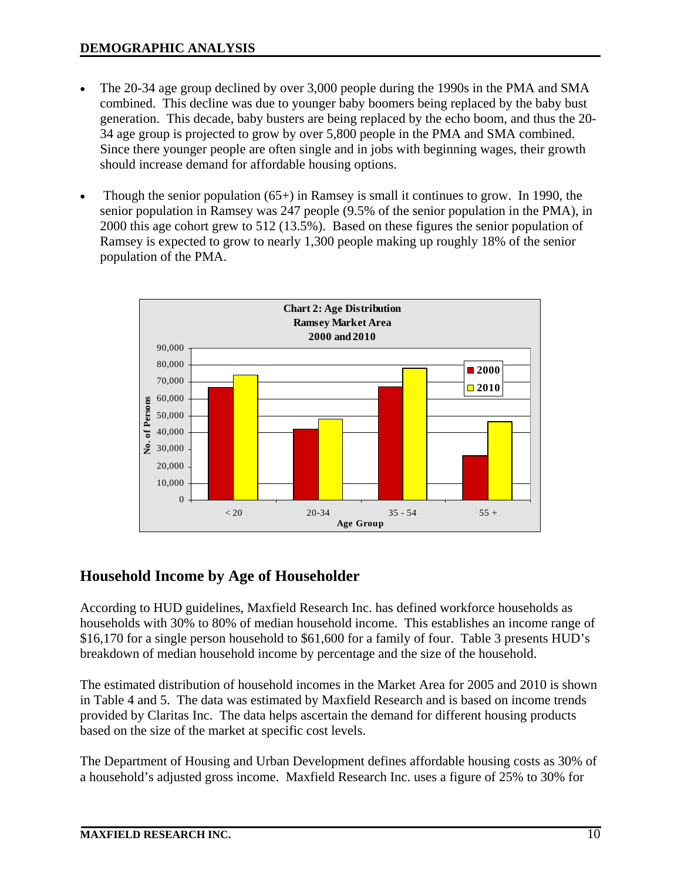- The 20-34 age group declined by over 3,000 people during the 1990s in the PMA and SMA combined. This decline was due to younger baby boomers being replaced by the baby bust generation. This decade, baby busters are being replaced by the echo boom, and thus the 20-34 age group is projected to grow by over 5,800 people in the PMA and SMA combined. Since there younger people are often single and in jobs with beginning wages, their growth should increase demand for affordable housing options.

- Though the senior population (65+) in Ramsey is small it continues to grow. In 1990, the senior population in Ramsey was 247 people (9.5% of the senior population in the PMA), in 2000 this age cohort grew to 512 (13.5%). Based on these figures the senior population of Ramsey is expected to grow to nearly 1,300 people making up roughly 18% of the senior population of the PMA.

**Chart 2: Age Distribution**
**Ramsey Market Area**
**2000 and 2010**

## Household Income by Age of Householder

According to HUD guidelines, Maxfield Research Inc. has defined workforce households as households with 30% to 80% of median household income. This establishes an income range of $16,170 for a single person household to $61,600 for a family of four. Table 3 presents HUD's breakdown of median household income by percentage and the size of the household.

The estimated distribution of household incomes in the Market Area for 2005 and 2010 is shown in Table 4 and 5. The data was estimated by Maxfield Research and is based on income trends provided by Claritas Inc. The data helps ascertain the demand for different housing products based on the size of the market at specific cost levels.

The Department of Housing and Urban Development defines affordable housing costs as 30% of a household's adjusted gross income. Maxfield Research Inc. uses a figure of 25% to 30% for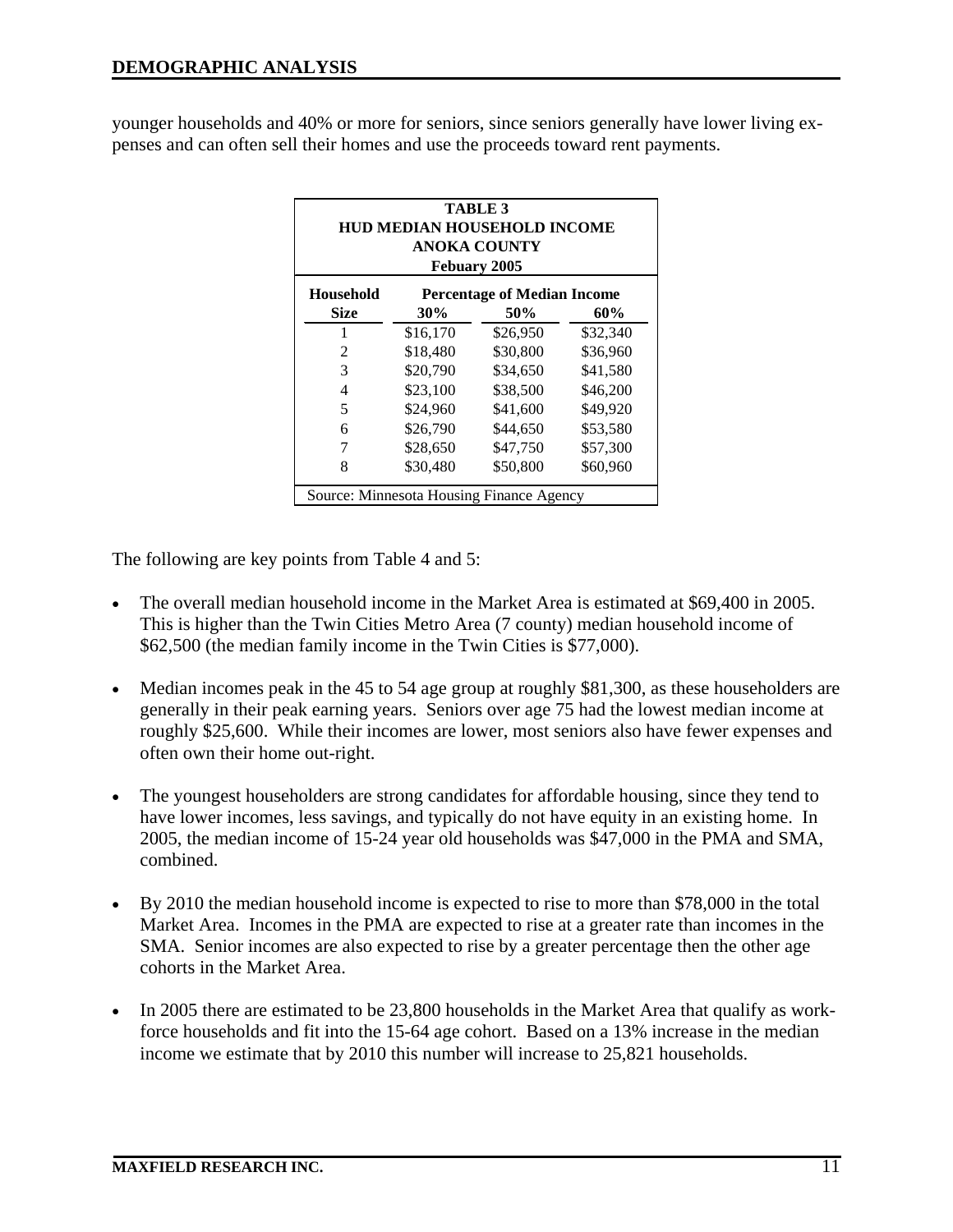younger households and 40% or more for seniors, since seniors generally have lower living expenses and can often sell their homes and use the proceeds toward rent payments.

| TABLE 3<br>HUD MEDIAN HOUSEHOLD INCOME<br>ANOKA COUNTY<br>Febuary 2005 | | | |
|---|---|---|---|
| **Household** | **Percentage of Median Income** | | |
| **Size** | **30%** | **50%** | **60%** |
| 1 | $16,170 | $26,950 | $32,340 |
| 2 | $18,480 | $30,800 | $36,960 |
| 3 | $20,790 | $34,650 | $41,580 |
| 4 | $23,100 | $38,500 | $46,200 |
| 5 | $24,960 | $41,600 | $49,920 |
| 6 | $26,790 | $44,650 | $53,580 |
| 7 | $28,650 | $47,750 | $57,300 |
| 8 | $30,480 | $50,800 | $60,960 |
| Source: Minnesota Housing Finance Agency | | | |

The following are key points from Table 4 and 5:

- The overall median household income in the Market Area is estimated at $69,400 in 2005. This is higher than the Twin Cities Metro Area (7 county) median household income of $62,500 (the median family income in the Twin Cities is $77,000).

- Median incomes peak in the 45 to 54 age group at roughly $81,300, as these householders are generally in their peak earning years. Seniors over age 75 had the lowest median income at roughly $25,600. While their incomes are lower, most seniors also have fewer expenses and often own their home out-right.

- The youngest householders are strong candidates for affordable housing, since they tend to have lower incomes, less savings, and typically do not have equity in an existing home. In 2005, the median income of 15-24 year old households was $47,000 in the PMA and SMA, combined.

- By 2010 the median household income is expected to rise to more than $78,000 in the total Market Area. Incomes in the PMA are expected to rise at a greater rate than incomes in the SMA. Senior incomes are also expected to rise by a greater percentage then the other age cohorts in the Market Area.

- In 2005 there are estimated to be 23,800 households in the Market Area that qualify as workforce households and fit into the 15-64 age cohort. Based on a 13% increase in the median income we estimate that by 2010 this number will increase to 25,821 households.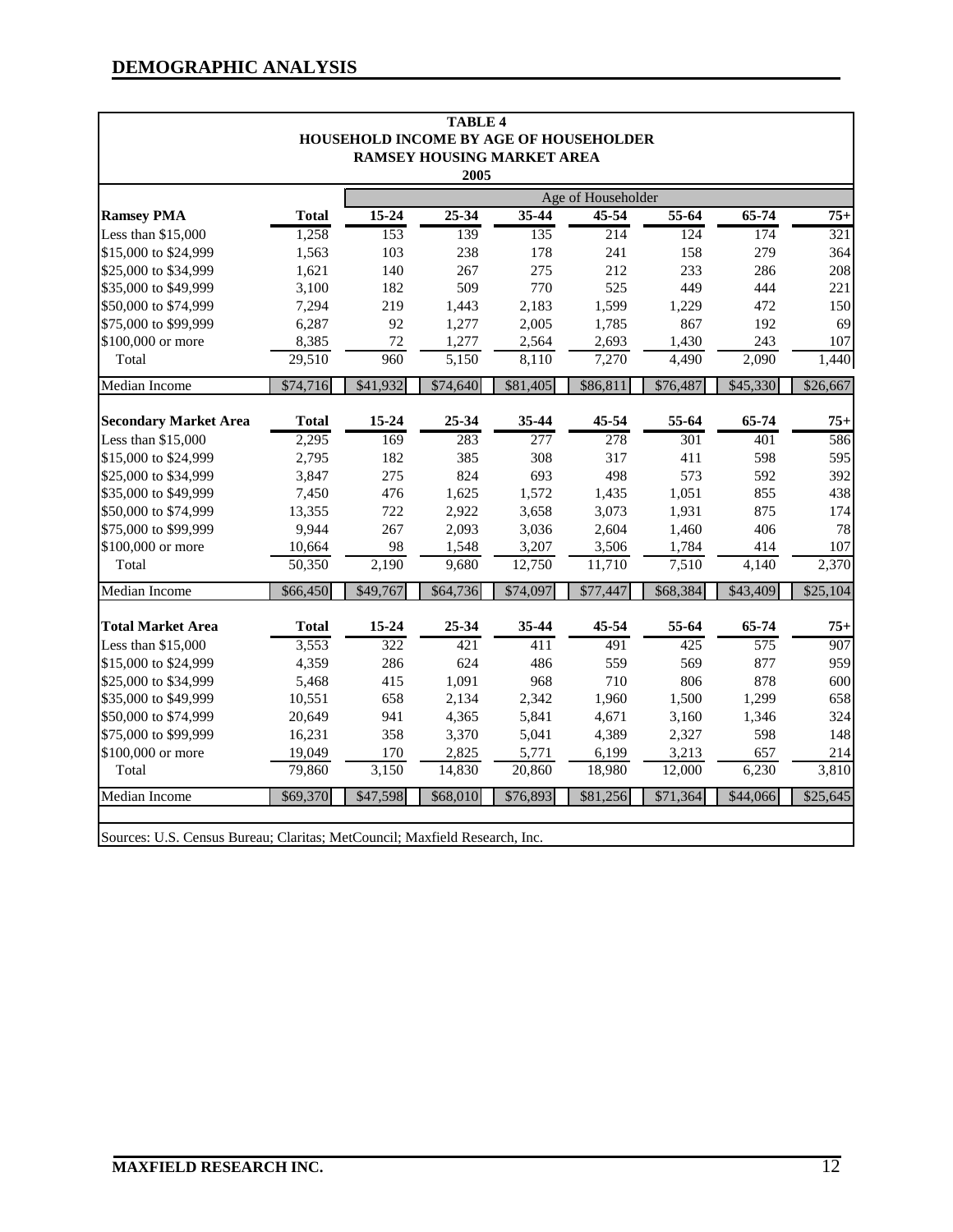## DEMOGRAPHIC ANALYSIS

**TABLE 4**
**HOUSEHOLD INCOME BY AGE OF HOUSEHOLDER**
**RAMSEY HOUSING MARKET AREA**
**2005**

| | | Age of Householder | | | | | | |
|---|---|---|---|---|---|---|---|---|
| **Ramsey PMA** | **Total** | **15-24** | **25-34** | **35-44** | **45-54** | **55-64** | **65-74** | **75+** |
| Less than $15,000 | 1,258 | 153 | 139 | 135 | 214 | 124 | 174 | 321 |
| $15,000 to $24,999 | 1,563 | 103 | 238 | 178 | 241 | 158 | 279 | 364 |
| $25,000 to $34,999 | 1,621 | 140 | 267 | 275 | 212 | 233 | 286 | 208 |
| $35,000 to $49,999 | 3,100 | 182 | 509 | 770 | 525 | 449 | 444 | 221 |
| $50,000 to $74,999 | 7,294 | 219 | 1,443 | 2,183 | 1,599 | 1,229 | 472 | 150 |
| $75,000 to $99,999 | 6,287 | 92 | 1,277 | 2,005 | 1,785 | 867 | 192 | 69 |
| $100,000 or more | 8,385 | 72 | 1,277 | 2,564 | 2,693 | 1,430 | 243 | 107 |
| Total | 29,510 | 960 | 5,150 | 8,110 | 7,270 | 4,490 | 2,090 | 1,440 |
| Median Income | $74,716 | $41,932 | $74,640 | $81,405 | $86,811 | $76,487 | $45,330 | $26,667 |
| **Secondary Market Area** | **Total** | **15-24** | **25-34** | **35-44** | **45-54** | **55-64** | **65-74** | **75+** |
| Less than $15,000 | 2,295 | 169 | 283 | 277 | 278 | 301 | 401 | 586 |
| $15,000 to $24,999 | 2,795 | 182 | 385 | 308 | 317 | 411 | 598 | 595 |
| $25,000 to $34,999 | 3,847 | 275 | 824 | 693 | 498 | 573 | 592 | 392 |
| $35,000 to $49,999 | 7,450 | 476 | 1,625 | 1,572 | 1,435 | 1,051 | 855 | 438 |
| $50,000 to $74,999 | 13,355 | 722 | 2,922 | 3,658 | 3,073 | 1,931 | 875 | 174 |
| $75,000 to $99,999 | 9,944 | 267 | 2,093 | 3,036 | 2,604 | 1,460 | 406 | 78 |
| $100,000 or more | 10,664 | 98 | 1,548 | 3,207 | 3,506 | 1,784 | 414 | 107 |
| Total | 50,350 | 2,190 | 9,680 | 12,750 | 11,710 | 7,510 | 4,140 | 2,370 |
| Median Income | $66,450 | $49,767 | $64,736 | $74,097 | $77,447 | $68,384 | $43,409 | $25,104 |
| **Total Market Area** | **Total** | **15-24** | **25-34** | **35-44** | **45-54** | **55-64** | **65-74** | **75+** |
| Less than $15,000 | 3,553 | 322 | 421 | 411 | 491 | 425 | 575 | 907 |
| $15,000 to $24,999 | 4,359 | 286 | 624 | 486 | 559 | 569 | 877 | 959 |
| $25,000 to $34,999 | 5,468 | 415 | 1,091 | 968 | 710 | 806 | 878 | 600 |
| $35,000 to $49,999 | 10,551 | 658 | 2,134 | 2,342 | 1,960 | 1,500 | 1,299 | 658 |
| $50,000 to $74,999 | 20,649 | 941 | 4,365 | 5,841 | 4,671 | 3,160 | 1,346 | 324 |
| $75,000 to $99,999 | 16,231 | 358 | 3,370 | 5,041 | 4,389 | 2,327 | 598 | 148 |
| $100,000 or more | 19,049 | 170 | 2,825 | 5,771 | 6,199 | 3,213 | 657 | 214 |
| Total | 79,860 | 3,150 | 14,830 | 20,860 | 18,980 | 12,000 | 6,230 | 3,810 |
| Median Income | $69,370 | $47,598 | $68,010 | $76,893 | $81,256 | $71,364 | $44,066 | $25,645 |

Sources: U.S. Census Bureau; Claritas; MetCouncil; Maxfield Research, Inc.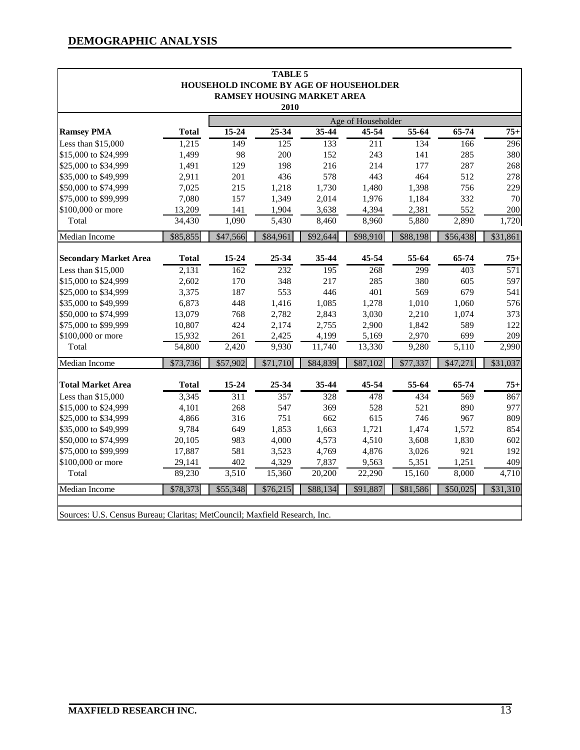## DEMOGRAPHIC ANALYSIS

**TABLE 5**
**HOUSEHOLD INCOME BY AGE OF HOUSEHOLDER**
**RAMSEY HOUSING MARKET AREA**
**2010**

| | | Age of Householder | | | | | | |
|---|---|---|---|---|---|---|---|---|
| **Ramsey PMA** | **Total** | **15-24** | **25-34** | **35-44** | **45-54** | **55-64** | **65-74** | **75+** |
| Less than $15,000 | 1,215 | 149 | 125 | 133 | 211 | 134 | 166 | 296 |
| $15,000 to $24,999 | 1,499 | 98 | 200 | 152 | 243 | 141 | 285 | 380 |
| $25,000 to $34,999 | 1,491 | 129 | 198 | 216 | 214 | 177 | 287 | 268 |
| $35,000 to $49,999 | 2,911 | 201 | 436 | 578 | 443 | 464 | 512 | 278 |
| $50,000 to $74,999 | 7,025 | 215 | 1,218 | 1,730 | 1,480 | 1,398 | 756 | 229 |
| $75,000 to $99,999 | 7,080 | 157 | 1,349 | 2,014 | 1,976 | 1,184 | 332 | 70 |
| $100,000 or more | 13,209 | 141 | 1,904 | 3,638 | 4,394 | 2,381 | 552 | 200 |
| Total | 34,430 | 1,090 | 5,430 | 8,460 | 8,960 | 5,880 | 2,890 | 1,720 |
| Median Income | $85,855 | $47,566 | $84,961 | $92,644 | $98,910 | $88,198 | $56,438 | $31,861 |
| **Secondary Market Area** | **Total** | **15-24** | **25-34** | **35-44** | **45-54** | **55-64** | **65-74** | **75+** |
| Less than $15,000 | 2,131 | 162 | 232 | 195 | 268 | 299 | 403 | 571 |
| $15,000 to $24,999 | 2,602 | 170 | 348 | 217 | 285 | 380 | 605 | 597 |
| $25,000 to $34,999 | 3,375 | 187 | 553 | 446 | 401 | 569 | 679 | 541 |
| $35,000 to $49,999 | 6,873 | 448 | 1,416 | 1,085 | 1,278 | 1,010 | 1,060 | 576 |
| $50,000 to $74,999 | 13,079 | 768 | 2,782 | 2,843 | 3,030 | 2,210 | 1,074 | 373 |
| $75,000 to $99,999 | 10,807 | 424 | 2,174 | 2,755 | 2,900 | 1,842 | 589 | 122 |
| $100,000 or more | 15,932 | 261 | 2,425 | 4,199 | 5,169 | 2,970 | 699 | 209 |
| Total | 54,800 | 2,420 | 9,930 | 11,740 | 13,330 | 9,280 | 5,110 | 2,990 |
| Median Income | $73,736 | $57,902 | $71,710 | $84,839 | $87,102 | $77,337 | $47,271 | $31,037 |
| **Total Market Area** | **Total** | **15-24** | **25-34** | **35-44** | **45-54** | **55-64** | **65-74** | **75+** |
| Less than $15,000 | 3,345 | 311 | 357 | 328 | 478 | 434 | 569 | 867 |
| $15,000 to $24,999 | 4,101 | 268 | 547 | 369 | 528 | 521 | 890 | 977 |
| $25,000 to $34,999 | 4,866 | 316 | 751 | 662 | 615 | 746 | 967 | 809 |
| $35,000 to $49,999 | 9,784 | 649 | 1,853 | 1,663 | 1,721 | 1,474 | 1,572 | 854 |
| $50,000 to $74,999 | 20,105 | 983 | 4,000 | 4,573 | 4,510 | 3,608 | 1,830 | 602 |
| $75,000 to $99,999 | 17,887 | 581 | 3,523 | 4,769 | 4,876 | 3,026 | 921 | 192 |
| $100,000 or more | 29,141 | 402 | 4,329 | 7,837 | 9,563 | 5,351 | 1,251 | 409 |
| Total | 89,230 | 3,510 | 15,360 | 20,200 | 22,290 | 15,160 | 8,000 | 4,710 |
| Median Income | $78,373 | $55,348 | $76,215 | $88,134 | $91,887 | $81,586 | $50,025 | $31,310 |

Sources: U.S. Census Bureau; Claritas; MetCouncil; Maxfield Research, Inc.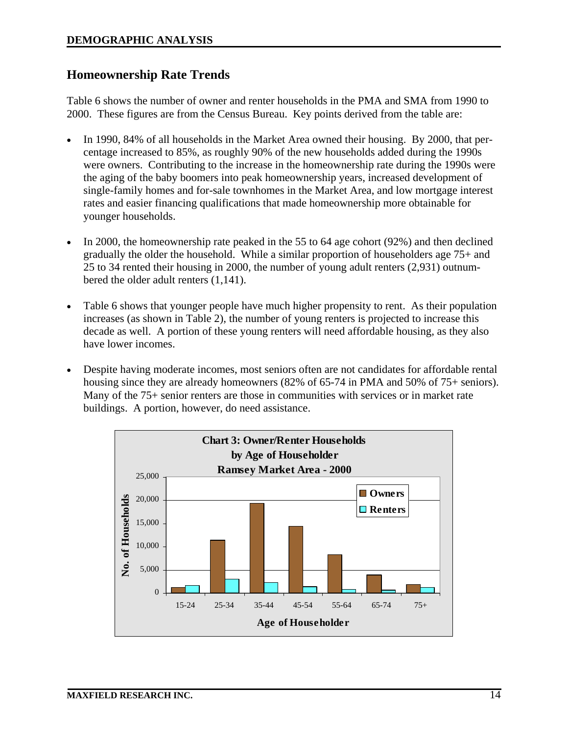## Homeownership Rate Trends

Table 6 shows the number of owner and renter households in the PMA and SMA from 1990 to 2000. These figures are from the Census Bureau. Key points derived from the table are:

- In 1990, 84% of all households in the Market Area owned their housing. By 2000, that percentage increased to 85%, as roughly 90% of the new households added during the 1990s were owners. Contributing to the increase in the homeownership rate during the 1990s were the aging of the baby boomers into peak homeownership years, increased development of single-family homes and for-sale townhomes in the Market Area, and low mortgage interest rates and easier financing qualifications that made homeownership more obtainable for younger households.

- In 2000, the homeownership rate peaked in the 55 to 64 age cohort (92%) and then declined gradually the older the household. While a similar proportion of householders age 75+ and 25 to 34 rented their housing in 2000, the number of young adult renters (2,931) outnumbered the older adult renters (1,141).

- Table 6 shows that younger people have much higher propensity to rent. As their population increases (as shown in Table 2), the number of young renters is projected to increase this decade as well. A portion of these young renters will need affordable housing, as they also have lower incomes.

- Despite having moderate incomes, most seniors often are not candidates for affordable rental housing since they are already homeowners (82% of 65-74 in PMA and 50% of 75+ seniors). Many of the 75+ senior renters are those in communities with services or in market rate buildings. A portion, however, do need assistance.

**Chart 3: Owner/Renter Households by Age of Householder Ramsey Market Area - 2000**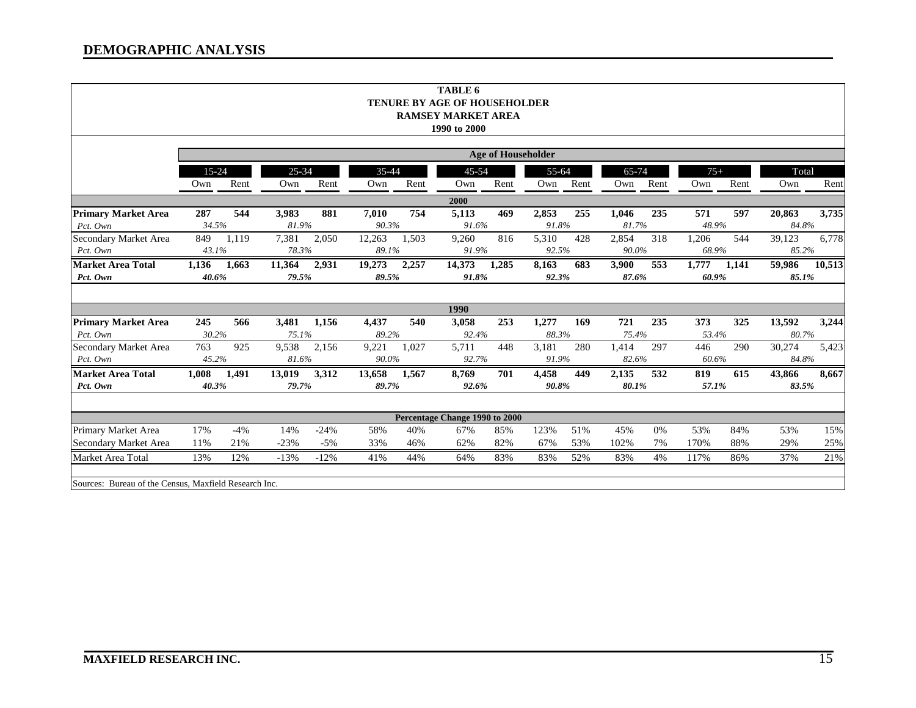## DEMOGRAPHIC ANALYSIS

**TABLE 6**
**TENURE BY AGE OF HOUSEHOLDER**
**RAMSEY MARKET AREA**
**1990 to 2000**

| | Age of Householder | | | | | | | | | | | | | | | |
|---|---|---|---|---|---|---|---|---|---|---|---|---|---|---|---|---|
| | 15-24 | | 25-34 | | 35-44 | | 45-54 | | 55-64 | | 65-74 | | 75+ | | Total | |
| | Own | Rent | Own | Rent | Own | Rent | Own | Rent | Own | Rent | Own | Rent | Own | Rent | Own | Rent |
| **2000** | | | | | | | | | | | | | | | | |
| **Primary Market Area** | **287** | **544** | **3,983** | **881** | **7,010** | **754** | **5,113** | **469** | **2,853** | **255** | **1,046** | **235** | **571** | **597** | **20,863** | **3,735** |
| *Pct. Own* | *34.5%* | | *81.9%* | | *90.3%* | | *91.6%* | | *91.8%* | | *81.7%* | | *48.9%* | | *84.8%* | |
| Secondary Market Area | 849 | 1,119 | 7,381 | 2,050 | 12,263 | 1,503 | 9,260 | 816 | 5,310 | 428 | 2,854 | 318 | 1,206 | 544 | 39,123 | 6,778 |
| *Pct. Own* | *43.1%* | | *78.3%* | | *89.1%* | | *91.9%* | | *92.5%* | | *90.0%* | | *68.9%* | | *85.2%* | |
| **Market Area Total** | **1,136** | **1,663** | **11,364** | **2,931** | **19,273** | **2,257** | **14,373** | **1,285** | **8,163** | **683** | **3,900** | **553** | **1,777** | **1,141** | **59,986** | **10,513** |
| ***Pct. Own*** | ***40.6%*** | | ***79.5%*** | | ***89.5%*** | | ***91.8%*** | | ***92.3%*** | | ***87.6%*** | | ***60.9%*** | | ***85.1%*** | |
| **1990** | | | | | | | | | | | | | | | | |
| **Primary Market Area** | **245** | **566** | **3,481** | **1,156** | **4,437** | **540** | **3,058** | **253** | **1,277** | **169** | **721** | **235** | **373** | **325** | **13,592** | **3,244** |
| *Pct. Own* | *30.2%* | | *75.1%* | | *89.2%* | | *92.4%* | | *88.3%* | | *75.4%* | | *53.4%* | | *80.7%* | |
| Secondary Market Area | 763 | 925 | 9,538 | 2,156 | 9,221 | 1,027 | 5,711 | 448 | 3,181 | 280 | 1,414 | 297 | 446 | 290 | 30,274 | 5,423 |
| *Pct. Own* | *45.2%* | | *81.6%* | | *90.0%* | | *92.7%* | | *91.9%* | | *82.6%* | | *60.6%* | | *84.8%* | |
| **Market Area Total** | **1,008** | **1,491** | **13,019** | **3,312** | **13,658** | **1,567** | **8,769** | **701** | **4,458** | **449** | **2,135** | **532** | **819** | **615** | **43,866** | **8,667** |
| ***Pct. Own*** | ***40.3%*** | | ***79.7%*** | | ***89.7%*** | | ***92.6%*** | | ***90.8%*** | | ***80.1%*** | | ***57.1%*** | | ***83.5%*** | |
| **Percentage Change 1990 to 2000** | | | | | | | | | | | | | | | | |
| Primary Market Area | 17% | -4% | 14% | -24% | 58% | 40% | 67% | 85% | 123% | 51% | 45% | 0% | 53% | 84% | 53% | 15% |
| Secondary Market Area | 11% | 21% | -23% | -5% | 33% | 46% | 62% | 82% | 67% | 53% | 102% | 7% | 170% | 88% | 29% | 25% |
| Market Area Total | 13% | 12% | -13% | -12% | 41% | 44% | 64% | 83% | 83% | 52% | 83% | 4% | 117% | 86% | 37% | 21% |

Sources: Bureau of the Census, Maxfield Research Inc.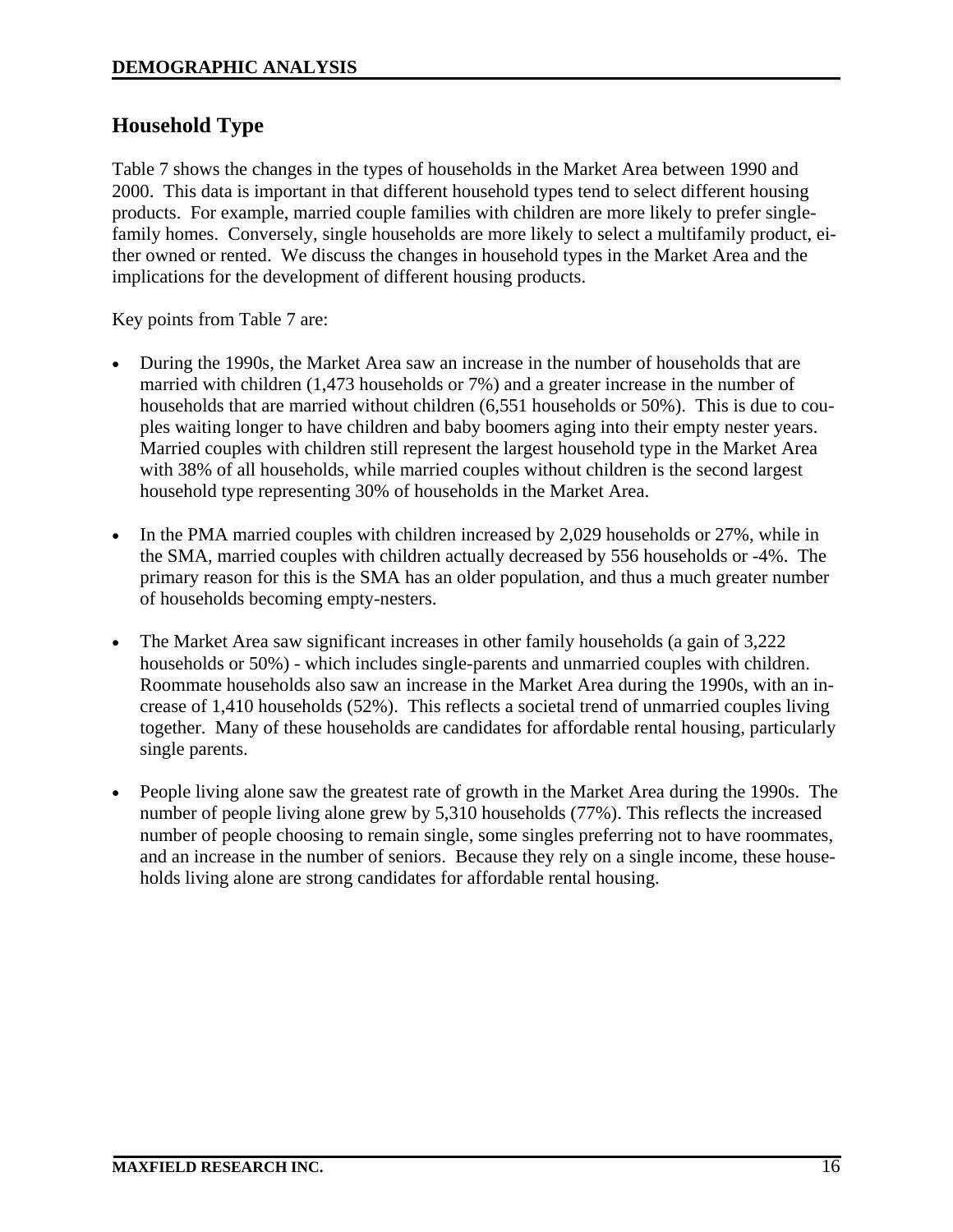## Household Type

Table 7 shows the changes in the types of households in the Market Area between 1990 and 2000. This data is important in that different household types tend to select different housing products. For example, married couple families with children are more likely to prefer single-family homes. Conversely, single households are more likely to select a multifamily product, either owned or rented. We discuss the changes in household types in the Market Area and the implications for the development of different housing products.

Key points from Table 7 are:

- During the 1990s, the Market Area saw an increase in the number of households that are married with children (1,473 households or 7%) and a greater increase in the number of households that are married without children (6,551 households or 50%). This is due to couples waiting longer to have children and baby boomers aging into their empty nester years. Married couples with children still represent the largest household type in the Market Area with 38% of all households, while married couples without children is the second largest household type representing 30% of households in the Market Area.

- In the PMA married couples with children increased by 2,029 households or 27%, while in the SMA, married couples with children actually decreased by 556 households or -4%. The primary reason for this is the SMA has an older population, and thus a much greater number of households becoming empty-nesters.

- The Market Area saw significant increases in other family households (a gain of 3,222 households or 50%) - which includes single-parents and unmarried couples with children. Roommate households also saw an increase in the Market Area during the 1990s, with an increase of 1,410 households (52%). This reflects a societal trend of unmarried couples living together. Many of these households are candidates for affordable rental housing, particularly single parents.

- People living alone saw the greatest rate of growth in the Market Area during the 1990s. The number of people living alone grew by 5,310 households (77%). This reflects the increased number of people choosing to remain single, some singles preferring not to have roommates, and an increase in the number of seniors. Because they rely on a single income, these households living alone are strong candidates for affordable rental housing.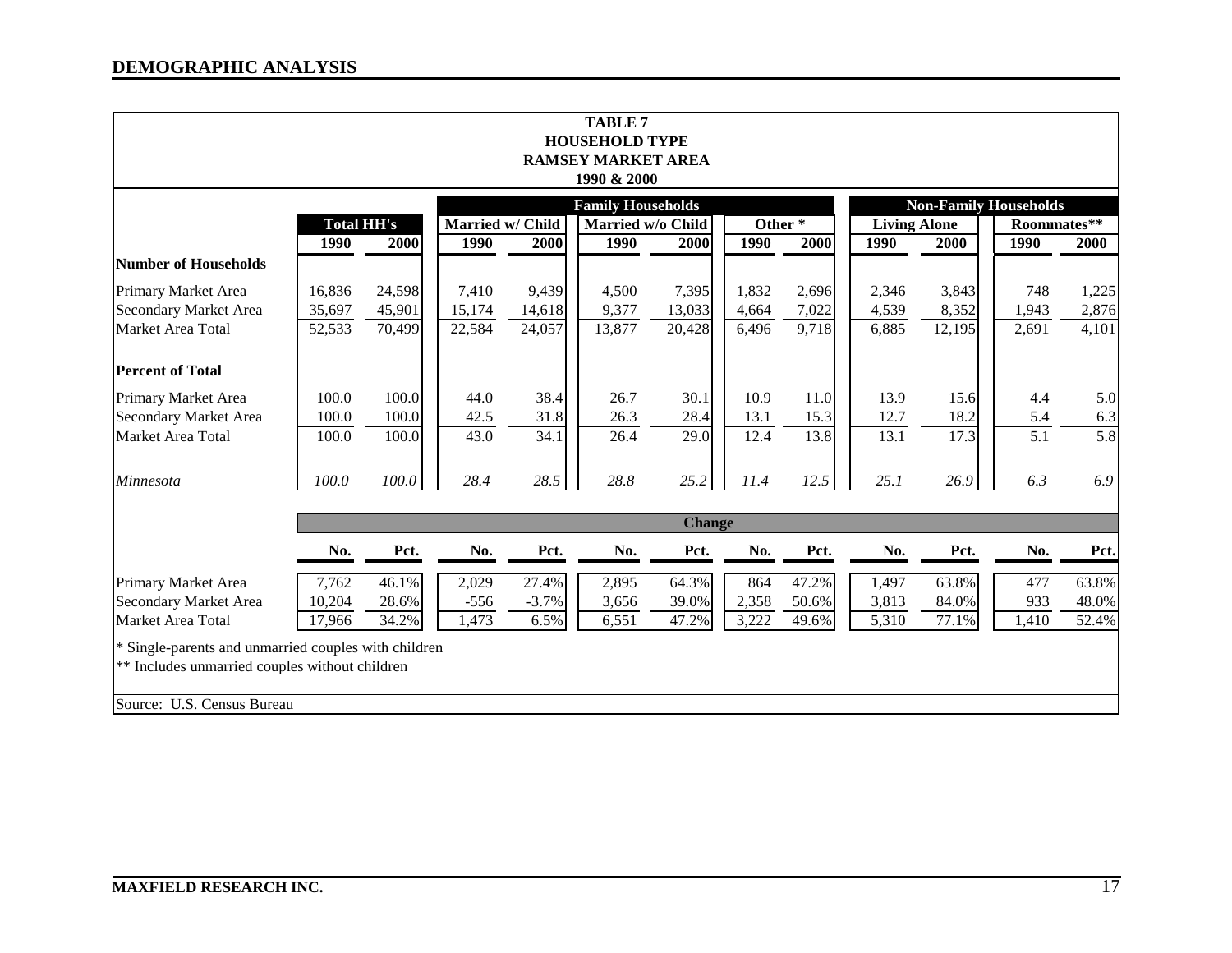**TABLE 7**
**HOUSEHOLD TYPE**
**RAMSEY MARKET AREA**
**1990 & 2000**

| | Total HH's | | Family Households: Married w/ Child | | Family Households: Married w/o Child | | Family Households: Other * | | Non-Family Households: Living Alone | | Non-Family Households: Roommates** | |
|---|---|---|---|---|---|---|---|---|---|---|---|---|
| | 1990 | 2000 | 1990 | 2000 | 1990 | 2000 | 1990 | 2000 | 1990 | 2000 | 1990 | 2000 |
| **Number of Households** | | | | | | | | | | | | |
| Primary Market Area | 16,836 | 24,598 | 7,410 | 9,439 | 4,500 | 7,395 | 1,832 | 2,696 | 2,346 | 3,843 | 748 | 1,225 |
| Secondary Market Area | 35,697 | 45,901 | 15,174 | 14,618 | 9,377 | 13,033 | 4,664 | 7,022 | 4,539 | 8,352 | 1,943 | 2,876 |
| Market Area Total | 52,533 | 70,499 | 22,584 | 24,057 | 13,877 | 20,428 | 6,496 | 9,718 | 6,885 | 12,195 | 2,691 | 4,101 |
| **Percent of Total** | | | | | | | | | | | | |
| Primary Market Area | 100.0 | 100.0 | 44.0 | 38.4 | 26.7 | 30.1 | 10.9 | 11.0 | 13.9 | 15.6 | 4.4 | 5.0 |
| Secondary Market Area | 100.0 | 100.0 | 42.5 | 31.8 | 26.3 | 28.4 | 13.1 | 15.3 | 12.7 | 18.2 | 5.4 | 6.3 |
| Market Area Total | 100.0 | 100.0 | 43.0 | 34.1 | 26.4 | 29.0 | 12.4 | 13.8 | 13.1 | 17.3 | 5.1 | 5.8 |
| *Minnesota* | *100.0* | *100.0* | *28.4* | *28.5* | *28.8* | *25.2* | *11.4* | *12.5* | *25.1* | *26.9* | *6.3* | *6.9* |
| **Change** | No. | Pct. | No. | Pct. | No. | Pct. | No. | Pct. | No. | Pct. | No. | Pct. |
| Primary Market Area | 7,762 | 46.1% | 2,029 | 27.4% | 2,895 | 64.3% | 864 | 47.2% | 1,497 | 63.8% | 477 | 63.8% |
| Secondary Market Area | 10,204 | 28.6% | -556 | -3.7% | 3,656 | 39.0% | 2,358 | 50.6% | 3,813 | 84.0% | 933 | 48.0% |
| Market Area Total | 17,966 | 34.2% | 1,473 | 6.5% | 6,551 | 47.2% | 3,222 | 49.6% | 5,310 | 77.1% | 1,410 | 52.4% |

\* Single-parents and unmarried couples with children
\** Includes unmarried couples without children

Source: U.S. Census Bureau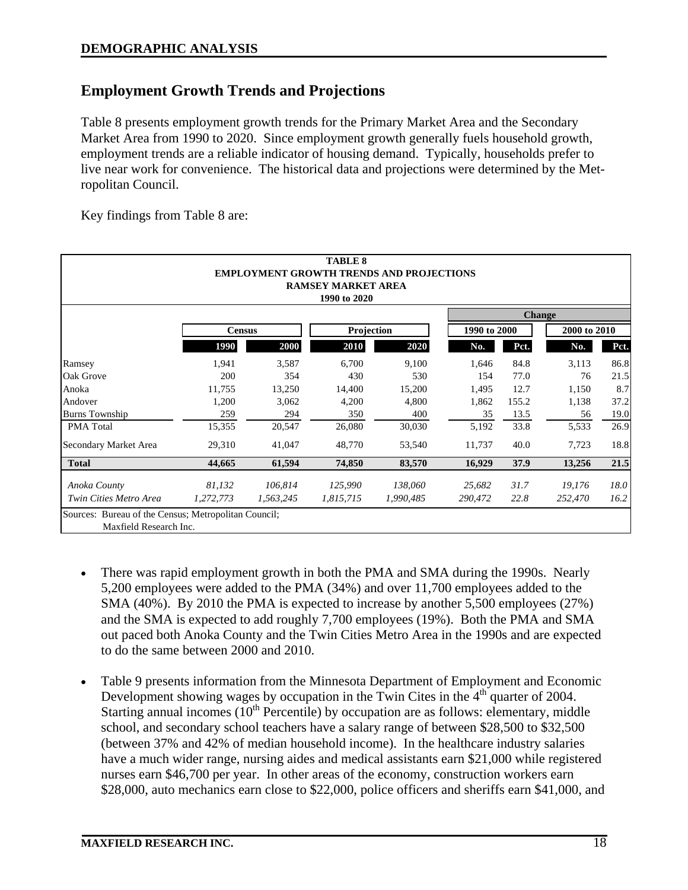## Employment Growth Trends and Projections

Table 8 presents employment growth trends for the Primary Market Area and the Secondary Market Area from 1990 to 2020. Since employment growth generally fuels household growth, employment trends are a reliable indicator of housing demand. Typically, households prefer to live near work for convenience. The historical data and projections were determined by the Metropolitan Council.

Key findings from Table 8 are:

**TABLE 8**
**EMPLOYMENT GROWTH TRENDS AND PROJECTIONS**
**RAMSEY MARKET AREA**
**1990 to 2020**

| | Census | | Projection | | Change | | | |
|---|---|---|---|---|---|---|---|---|
| | | | | | 1990 to 2000 | | 2000 to 2010 | |
| | 1990 | 2000 | 2010 | 2020 | No. | Pct. | No. | Pct. |
| Ramsey | 1,941 | 3,587 | 6,700 | 9,100 | 1,646 | 84.8 | 3,113 | 86.8 |
| Oak Grove | 200 | 354 | 430 | 530 | 154 | 77.0 | 76 | 21.5 |
| Anoka | 11,755 | 13,250 | 14,400 | 15,200 | 1,495 | 12.7 | 1,150 | 8.7 |
| Andover | 1,200 | 3,062 | 4,200 | 4,800 | 1,862 | 155.2 | 1,138 | 37.2 |
| Burns Township | 259 | 294 | 350 | 400 | 35 | 13.5 | 56 | 19.0 |
| PMA Total | 15,355 | 20,547 | 26,080 | 30,030 | 5,192 | 33.8 | 5,533 | 26.9 |
| Secondary Market Area | 29,310 | 41,047 | 48,770 | 53,540 | 11,737 | 40.0 | 7,723 | 18.8 |
| **Total** | **44,665** | **61,594** | **74,850** | **83,570** | **16,929** | **37.9** | **13,256** | **21.5** |
| *Anoka County* | *81,132* | *106,814* | *125,990* | *138,060* | *25,682* | *31.7* | *19,176* | *18.0* |
| *Twin Cities Metro Area* | *1,272,773* | *1,563,245* | *1,815,715* | *1,990,485* | *290,472* | *22.8* | *252,470* | *16.2* |

Sources: Bureau of the Census; Metropolitan Council; Maxfield Research Inc.

- There was rapid employment growth in both the PMA and SMA during the 1990s. Nearly 5,200 employees were added to the PMA (34%) and over 11,700 employees added to the SMA (40%). By 2010 the PMA is expected to increase by another 5,500 employees (27%) and the SMA is expected to add roughly 7,700 employees (19%). Both the PMA and SMA out paced both Anoka County and the Twin Cities Metro Area in the 1990s and are expected to do the same between 2000 and 2010.

- Table 9 presents information from the Minnesota Department of Employment and Economic Development showing wages by occupation in the Twin Cites in the 4th quarter of 2004. Starting annual incomes (10th Percentile) by occupation are as follows: elementary, middle school, and secondary school teachers have a salary range of between \$28,500 to \$32,500 (between 37% and 42% of median household income). In the healthcare industry salaries have a much wider range, nursing aides and medical assistants earn \$21,000 while registered nurses earn \$46,700 per year. In other areas of the economy, construction workers earn \$28,000, auto mechanics earn close to \$22,000, police officers and sheriffs earn \$41,000, and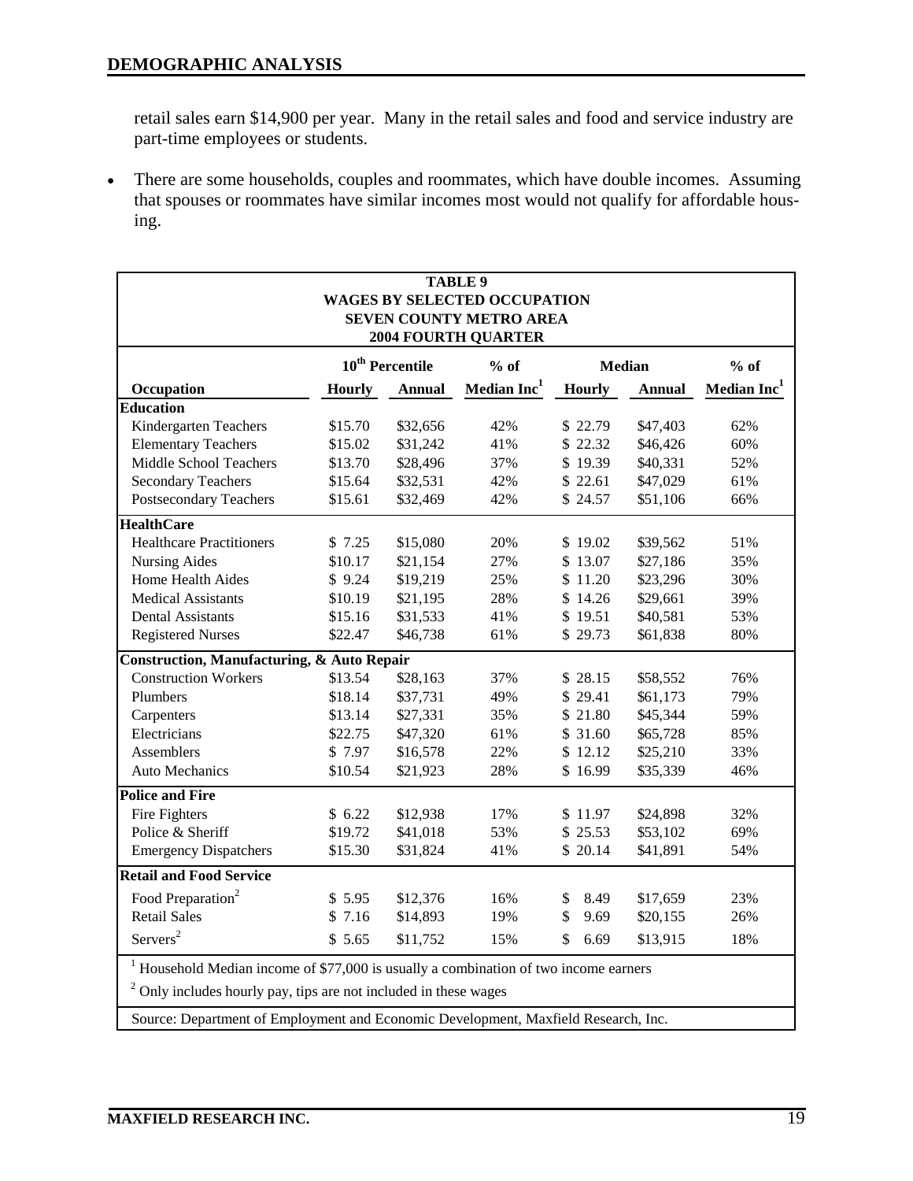retail sales earn $14,900 per year. Many in the retail sales and food and service industry are part-time employees or students.

- There are some households, couples and roommates, which have double incomes. Assuming that spouses or roommates have similar incomes most would not qualify for affordable housing.

**TABLE 9**
**WAGES BY SELECTED OCCUPATION**
**SEVEN COUNTY METRO AREA**
**2004 FOURTH QUARTER**

| Occupation | 10th Percentile | | % of | Median | | % of |
|---|---|---|---|---|---|---|
| | Hourly | Annual | Median Inc[1] | Hourly | Annual | Median Inc[1] |
| **Education** | | | | | | |
| Kindergarten Teachers | $15.70 | $32,656 | 42% | $ 22.79 | $47,403 | 62% |
| Elementary Teachers | $15.02 | $31,242 | 41% | $ 22.32 | $46,426 | 60% |
| Middle School Teachers | $13.70 | $28,496 | 37% | $ 19.39 | $40,331 | 52% |
| Secondary Teachers | $15.64 | $32,531 | 42% | $ 22.61 | $47,029 | 61% |
| Postsecondary Teachers | $15.61 | $32,469 | 42% | $ 24.57 | $51,106 | 66% |
| **HealthCare** | | | | | | |
| Healthcare Practitioners | $ 7.25 | $15,080 | 20% | $ 19.02 | $39,562 | 51% |
| Nursing Aides | $10.17 | $21,154 | 27% | $ 13.07 | $27,186 | 35% |
| Home Health Aides | $ 9.24 | $19,219 | 25% | $ 11.20 | $23,296 | 30% |
| Medical Assistants | $10.19 | $21,195 | 28% | $ 14.26 | $29,661 | 39% |
| Dental Assistants | $15.16 | $31,533 | 41% | $ 19.51 | $40,581 | 53% |
| Registered Nurses | $22.47 | $46,738 | 61% | $ 29.73 | $61,838 | 80% |
| **Construction, Manufacturing, & Auto Repair** | | | | | | |
| Construction Workers | $13.54 | $28,163 | 37% | $ 28.15 | $58,552 | 76% |
| Plumbers | $18.14 | $37,731 | 49% | $ 29.41 | $61,173 | 79% |
| Carpenters | $13.14 | $27,331 | 35% | $ 21.80 | $45,344 | 59% |
| Electricians | $22.75 | $47,320 | 61% | $ 31.60 | $65,728 | 85% |
| Assemblers | $ 7.97 | $16,578 | 22% | $ 12.12 | $25,210 | 33% |
| Auto Mechanics | $10.54 | $21,923 | 28% | $ 16.99 | $35,339 | 46% |
| **Police and Fire** | | | | | | |
| Fire Fighters | $ 6.22 | $12,938 | 17% | $ 11.97 | $24,898 | 32% |
| Police & Sheriff | $19.72 | $41,018 | 53% | $ 25.53 | $53,102 | 69% |
| Emergency Dispatchers | $15.30 | $31,824 | 41% | $ 20.14 | $41,891 | 54% |
| **Retail and Food Service** | | | | | | |
| Food Preparation[2] | $ 5.95 | $12,376 | 16% | $ 8.49 | $17,659 | 23% |
| Retail Sales | $ 7.16 | $14,893 | 19% | $ 9.69 | $20,155 | 26% |
| Servers[2] | $ 5.65 | $11,752 | 15% | $ 6.69 | $13,915 | 18% |

[1] Household Median income of $77,000 is usually a combination of two income earners

[2] Only includes hourly pay, tips are not included in these wages

Source: Department of Employment and Economic Development, Maxfield Research, Inc.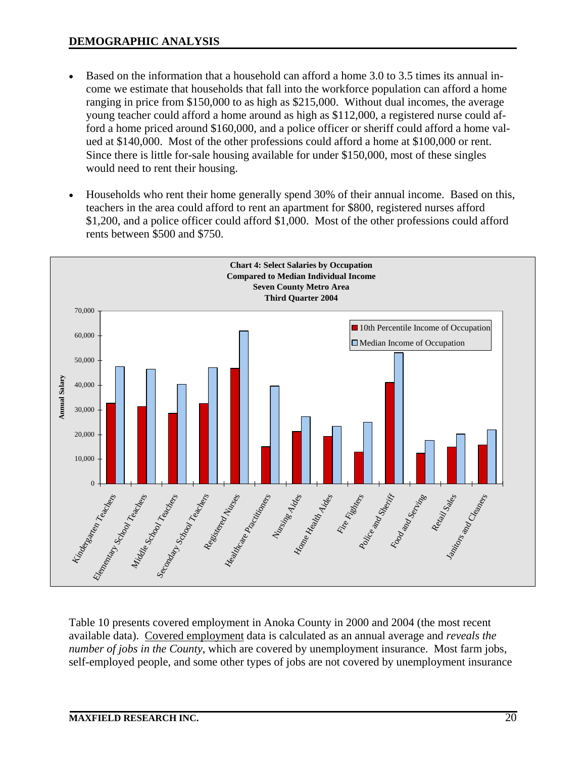- Based on the information that a household can afford a home 3.0 to 3.5 times its annual income we estimate that households that fall into the workforce population can afford a home ranging in price from $150,000 to as high as $215,000. Without dual incomes, the average young teacher could afford a home around as high as $112,000, a registered nurse could afford a home priced around $160,000, and a police officer or sheriff could afford a home valued at $140,000. Most of the other professions could afford a home at $100,000 or rent. Since there is little for-sale housing available for under $150,000, most of these singles would need to rent their housing.

- Households who rent their home generally spend 30% of their annual income. Based on this, teachers in the area could afford to rent an apartment for $800, registered nurses afford $1,200, and a police officer could afford $1,000. Most of the other professions could afford rents between $500 and $750.

**Chart 4: Select Salaries by Occupation Compared to Median Individual Income Seven County Metro Area Third Quarter 2004**

| Occupation | 10th Percentile Income of Occupation | Median Income of Occupation |
|---|---|---|
| Kindergarten Teachers | ~32,700 | ~47,500 |
| Elementary School Teachers | ~31,300 | ~46,500 |
| Middle School Teachers | ~28,600 | ~40,300 |
| Secondary School Teachers | ~32,500 | ~47,100 |
| Registered Nurses | ~46,800 | ~61,900 |
| Healthcare Practitioners | ~15,100 | ~39,600 |
| Nursing Aides | ~21,200 | ~27,200 |
| Home Health Aides | ~19,300 | ~23,400 |
| Fire Fighters | ~12,900 | ~25,000 |
| Police and Sheriff | ~41,000 | ~53,100 |
| Food and Serving | ~12,400 | ~17,600 |
| Retail Sales | ~14,900 | ~20,100 |
| Janitors and Cleaners | ~15,700 | ~21,900 |

Table 10 presents covered employment in Anoka County in 2000 and 2004 (the most recent available data). Covered employment data is calculated as an annual average and *reveals the number of jobs in the County*, which are covered by unemployment insurance. Most farm jobs, self-employed people, and some other types of jobs are not covered by unemployment insurance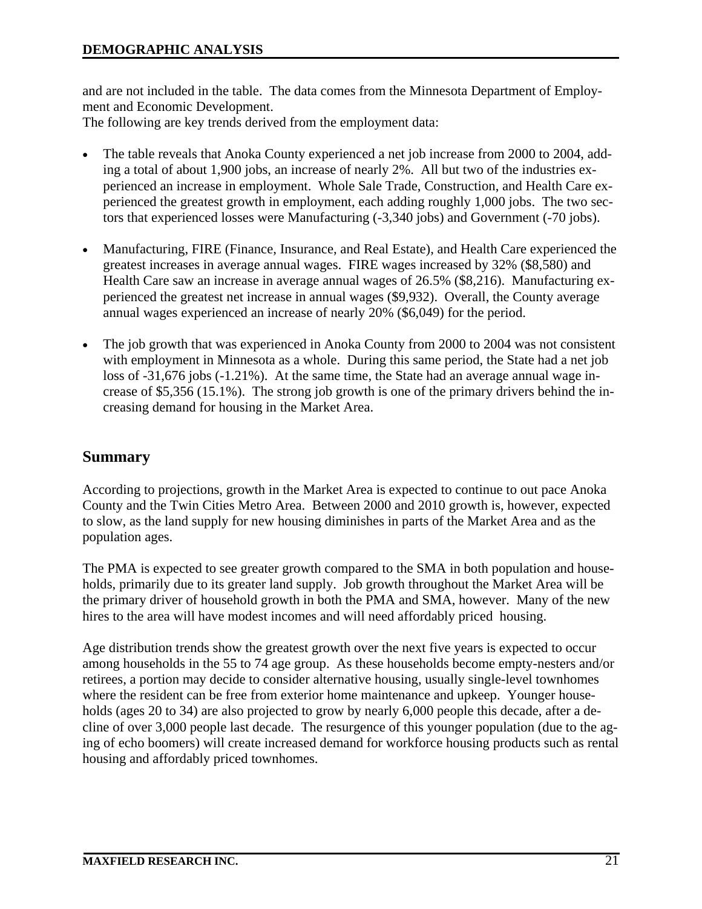and are not included in the table. The data comes from the Minnesota Department of Employment and Economic Development.

The following are key trends derived from the employment data:

- The table reveals that Anoka County experienced a net job increase from 2000 to 2004, adding a total of about 1,900 jobs, an increase of nearly 2%. All but two of the industries experienced an increase in employment. Whole Sale Trade, Construction, and Health Care experienced the greatest growth in employment, each adding roughly 1,000 jobs. The two sectors that experienced losses were Manufacturing (-3,340 jobs) and Government (-70 jobs).

- Manufacturing, FIRE (Finance, Insurance, and Real Estate), and Health Care experienced the greatest increases in average annual wages. FIRE wages increased by 32% ($8,580) and Health Care saw an increase in average annual wages of 26.5% ($8,216). Manufacturing experienced the greatest net increase in annual wages ($9,932). Overall, the County average annual wages experienced an increase of nearly 20% ($6,049) for the period.

- The job growth that was experienced in Anoka County from 2000 to 2004 was not consistent with employment in Minnesota as a whole. During this same period, the State had a net job loss of -31,676 jobs (-1.21%). At the same time, the State had an average annual wage increase of $5,356 (15.1%). The strong job growth is one of the primary drivers behind the increasing demand for housing in the Market Area.

## Summary

According to projections, growth in the Market Area is expected to continue to out pace Anoka County and the Twin Cities Metro Area. Between 2000 and 2010 growth is, however, expected to slow, as the land supply for new housing diminishes in parts of the Market Area and as the population ages.

The PMA is expected to see greater growth compared to the SMA in both population and households, primarily due to its greater land supply. Job growth throughout the Market Area will be the primary driver of household growth in both the PMA and SMA, however. Many of the new hires to the area will have modest incomes and will need affordably priced housing.

Age distribution trends show the greatest growth over the next five years is expected to occur among households in the 55 to 74 age group. As these households become empty-nesters and/or retirees, a portion may decide to consider alternative housing, usually single-level townhomes where the resident can be free from exterior home maintenance and upkeep. Younger households (ages 20 to 34) are also projected to grow by nearly 6,000 people this decade, after a decline of over 3,000 people last decade. The resurgence of this younger population (due to the aging of echo boomers) will create increased demand for workforce housing products such as rental housing and affordably priced townhomes.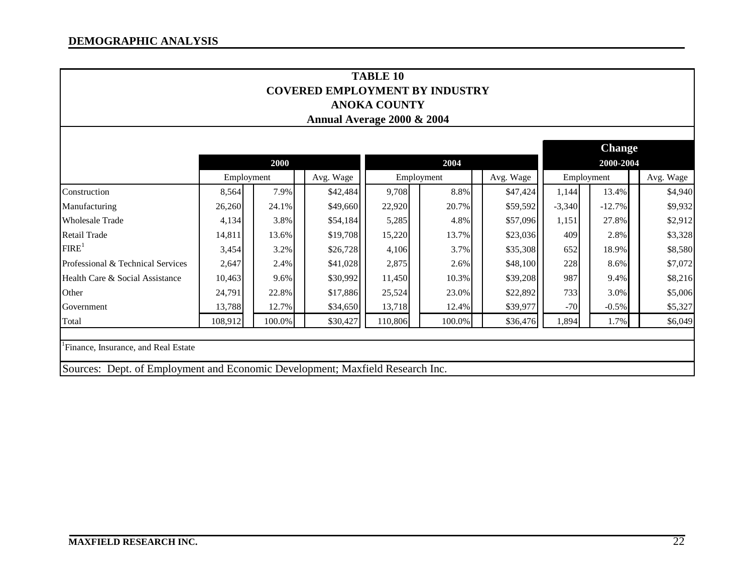**TABLE 10**
**COVERED EMPLOYMENT BY INDUSTRY**
**ANOKA COUNTY**
**Annual Average 2000 & 2004**

| | 2000 | | | 2004 | | | Change 2000-2004 | | |
|---|---|---|---|---|---|---|---|---|---|
| | Employment | | Avg. Wage | Employment | | Avg. Wage | Employment | | Avg. Wage |
| Construction | 8,564 | 7.9% | $42,484 | 9,708 | 8.8% | $47,424 | 1,144 | 13.4% | $4,940 |
| Manufacturing | 26,260 | 24.1% | $49,660 | 22,920 | 20.7% | $59,592 | -3,340 | -12.7% | $9,932 |
| Wholesale Trade | 4,134 | 3.8% | $54,184 | 5,285 | 4.8% | $57,096 | 1,151 | 27.8% | $2,912 |
| Retail Trade | 14,811 | 13.6% | $19,708 | 15,220 | 13.7% | $23,036 | 409 | 2.8% | $3,328 |
| FIRE[1] | 3,454 | 3.2% | $26,728 | 4,106 | 3.7% | $35,308 | 652 | 18.9% | $8,580 |
| Professional & Technical Services | 2,647 | 2.4% | $41,028 | 2,875 | 2.6% | $48,100 | 228 | 8.6% | $7,072 |
| Health Care & Social Assistance | 10,463 | 9.6% | $30,992 | 11,450 | 10.3% | $39,208 | 987 | 9.4% | $8,216 |
| Other | 24,791 | 22.8% | $17,886 | 25,524 | 23.0% | $22,892 | 733 | 3.0% | $5,006 |
| Government | 13,788 | 12.7% | $34,650 | 13,718 | 12.4% | $39,977 | -70 | -0.5% | $5,327 |
| Total | 108,912 | 100.0% | $30,427 | 110,806 | 100.0% | $36,476 | 1,894 | 1.7% | $6,049 |

[1] Finance, Insurance, and Real Estate

Sources: Dept. of Employment and Economic Development; Maxfield Research Inc.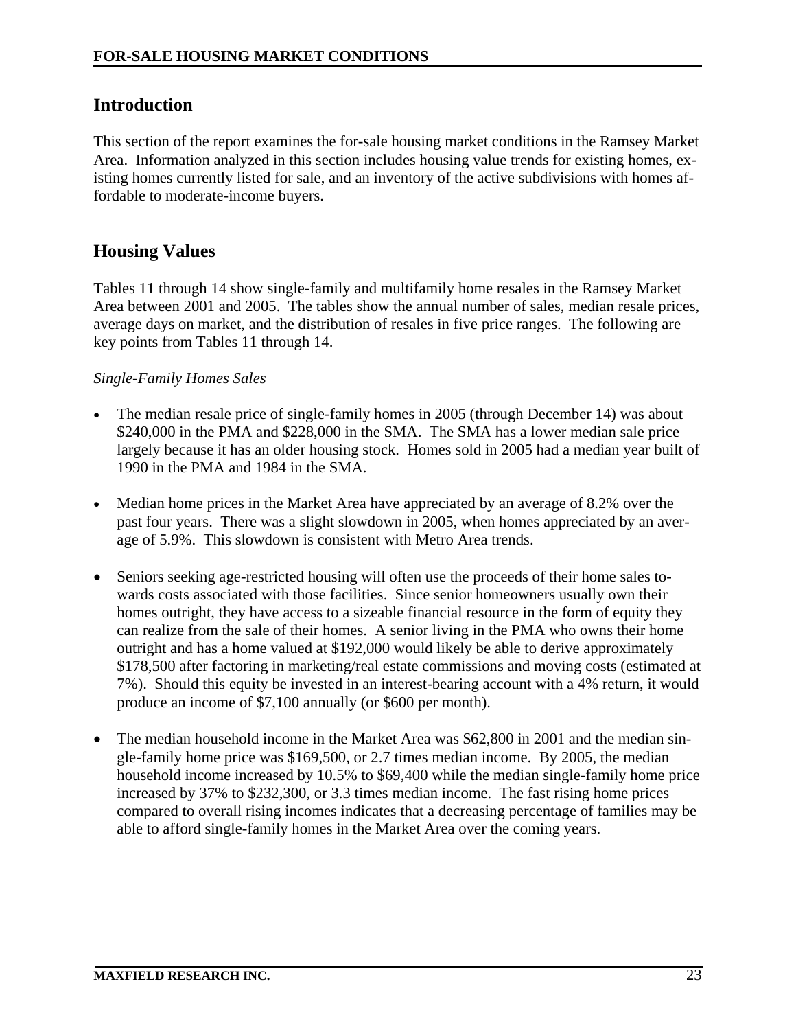## Introduction

This section of the report examines the for-sale housing market conditions in the Ramsey Market Area. Information analyzed in this section includes housing value trends for existing homes, existing homes currently listed for sale, and an inventory of the active subdivisions with homes affordable to moderate-income buyers.

## Housing Values

Tables 11 through 14 show single-family and multifamily home resales in the Ramsey Market Area between 2001 and 2005. The tables show the annual number of sales, median resale prices, average days on market, and the distribution of resales in five price ranges. The following are key points from Tables 11 through 14.

*Single-Family Homes Sales*

- The median resale price of single-family homes in 2005 (through December 14) was about $240,000 in the PMA and $228,000 in the SMA. The SMA has a lower median sale price largely because it has an older housing stock. Homes sold in 2005 had a median year built of 1990 in the PMA and 1984 in the SMA.
- Median home prices in the Market Area have appreciated by an average of 8.2% over the past four years. There was a slight slowdown in 2005, when homes appreciated by an average of 5.9%. This slowdown is consistent with Metro Area trends.
- Seniors seeking age-restricted housing will often use the proceeds of their home sales towards costs associated with those facilities. Since senior homeowners usually own their homes outright, they have access to a sizeable financial resource in the form of equity they can realize from the sale of their homes. A senior living in the PMA who owns their home outright and has a home valued at $192,000 would likely be able to derive approximately $178,500 after factoring in marketing/real estate commissions and moving costs (estimated at 7%). Should this equity be invested in an interest-bearing account with a 4% return, it would produce an income of $7,100 annually (or $600 per month).
- The median household income in the Market Area was $62,800 in 2001 and the median single-family home price was $169,500, or 2.7 times median income. By 2005, the median household income increased by 10.5% to $69,400 while the median single-family home price increased by 37% to $232,300, or 3.3 times median income. The fast rising home prices compared to overall rising incomes indicates that a decreasing percentage of families may be able to afford single-family homes in the Market Area over the coming years.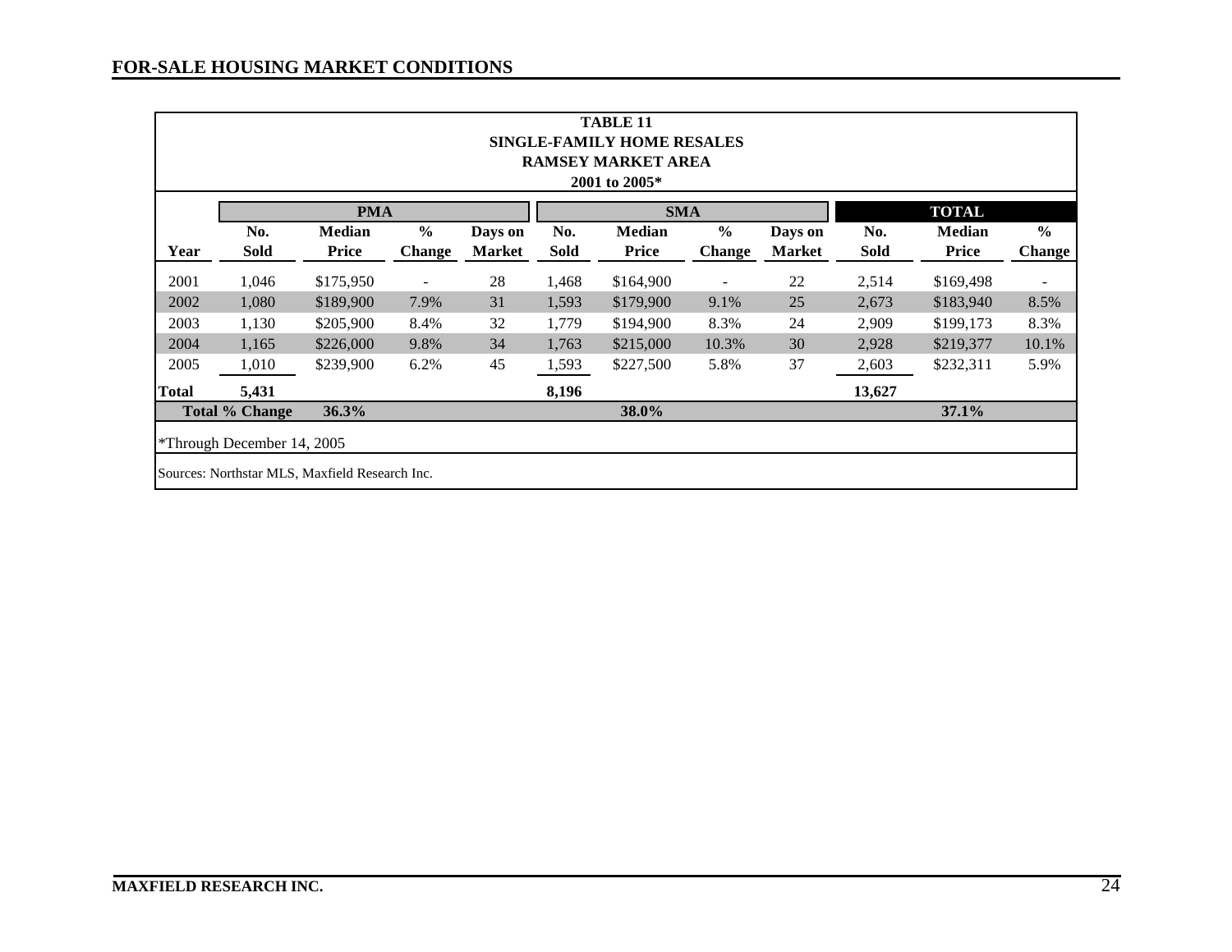## FOR-SALE HOUSING MARKET CONDITIONS

**TABLE 11**
**SINGLE-FAMILY HOME RESALES**
**RAMSEY MARKET AREA**
**2001 to 2005***

| | PMA | | | | SMA | | | | TOTAL | | |
|---|---|---|---|---|---|---|---|---|---|---|---|
| **Year** | **No. Sold** | **Median Price** | **% Change** | **Days on Market** | **No. Sold** | **Median Price** | **% Change** | **Days on Market** | **No. Sold** | **Median Price** | **% Change** |
| 2001 | 1,046 | $175,950 | - | 28 | 1,468 | $164,900 | - | 22 | 2,514 | $169,498 | - |
| 2002 | 1,080 | $189,900 | 7.9% | 31 | 1,593 | $179,900 | 9.1% | 25 | 2,673 | $183,940 | 8.5% |
| 2003 | 1,130 | $205,900 | 8.4% | 32 | 1,779 | $194,900 | 8.3% | 24 | 2,909 | $199,173 | 8.3% |
| 2004 | 1,165 | $226,000 | 9.8% | 34 | 1,763 | $215,000 | 10.3% | 30 | 2,928 | $219,377 | 10.1% |
| 2005 | 1,010 | $239,900 | 6.2% | 45 | 1,593 | $227,500 | 5.8% | 37 | 2,603 | $232,311 | 5.9% |
| **Total** | **5,431** | | | | **8,196** | | | | **13,627** | | |
| **Total % Change** | | **36.3%** | | | | **38.0%** | | | | **37.1%** | |

*Through December 14, 2005

Sources: Northstar MLS, Maxfield Research Inc.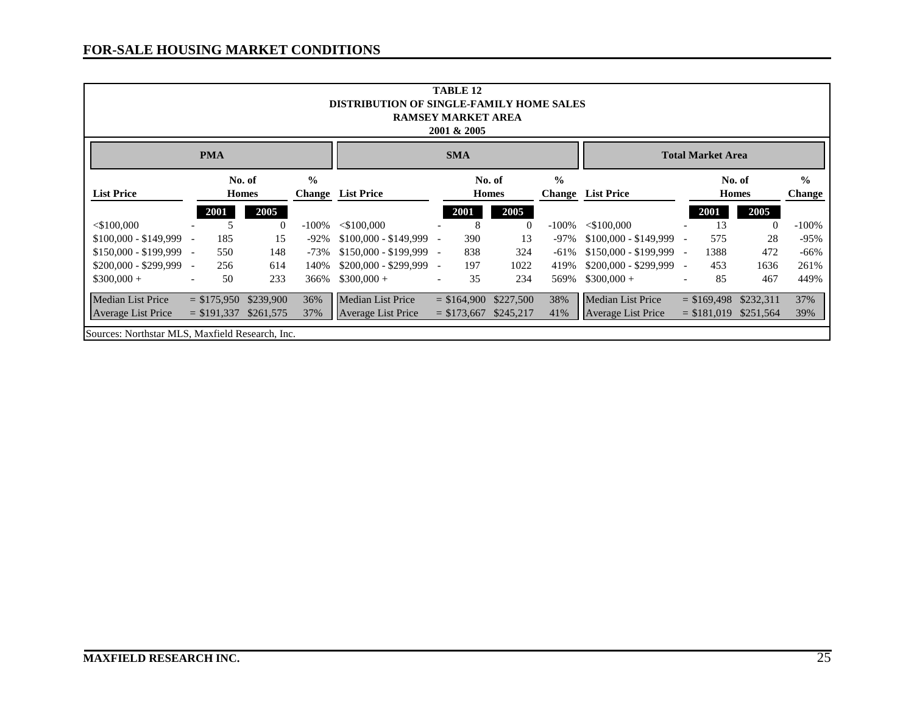## FOR-SALE HOUSING MARKET CONDITIONS

**TABLE 12**
**DISTRIBUTION OF SINGLE-FAMILY HOME SALES**
**RAMSEY MARKET AREA**
**2001 & 2005**

| PMA | | | | SMA | | | | Total Market Area | | | |
|---|---|---|---|---|---|---|---|---|---|---|---|
| List Price | No. of Homes 2001 | No. of Homes 2005 | % Change | List Price | No. of Homes 2001 | No. of Homes 2005 | % Change | List Price | No. of Homes 2001 | No. of Homes 2005 | % Change |
| <$100,000 | 5 | 0 | -100% | <$100,000 | 8 | 0 | -100% | <$100,000 | 13 | 0 | -100% |
| $100,000 - $149,999 | 185 | 15 | -92% | $100,000 - $149,999 | 390 | 13 | -97% | $100,000 - $149,999 | 575 | 28 | -95% |
| $150,000 - $199,999 | 550 | 148 | -73% | $150,000 - $199,999 | 838 | 324 | -61% | $150,000 - $199,999 | 1388 | 472 | -66% |
| $200,000 - $299,999 | 256 | 614 | 140% | $200,000 - $299,999 | 197 | 1022 | 419% | $200,000 - $299,999 | 453 | 1636 | 261% |
| $300,000 + | 50 | 233 | 366% | $300,000 + | 35 | 234 | 569% | $300,000 + | 85 | 467 | 449% |
| Median List Price | $175,950 | $239,900 | 36% | Median List Price | $164,900 | $227,500 | 38% | Median List Price | $169,498 | $232,311 | 37% |
| Average List Price | $191,337 | $261,575 | 37% | Average List Price | $173,667 | $245,217 | 41% | Average List Price | $181,019 | $251,564 | 39% |

Sources: Northstar MLS, Maxfield Research, Inc.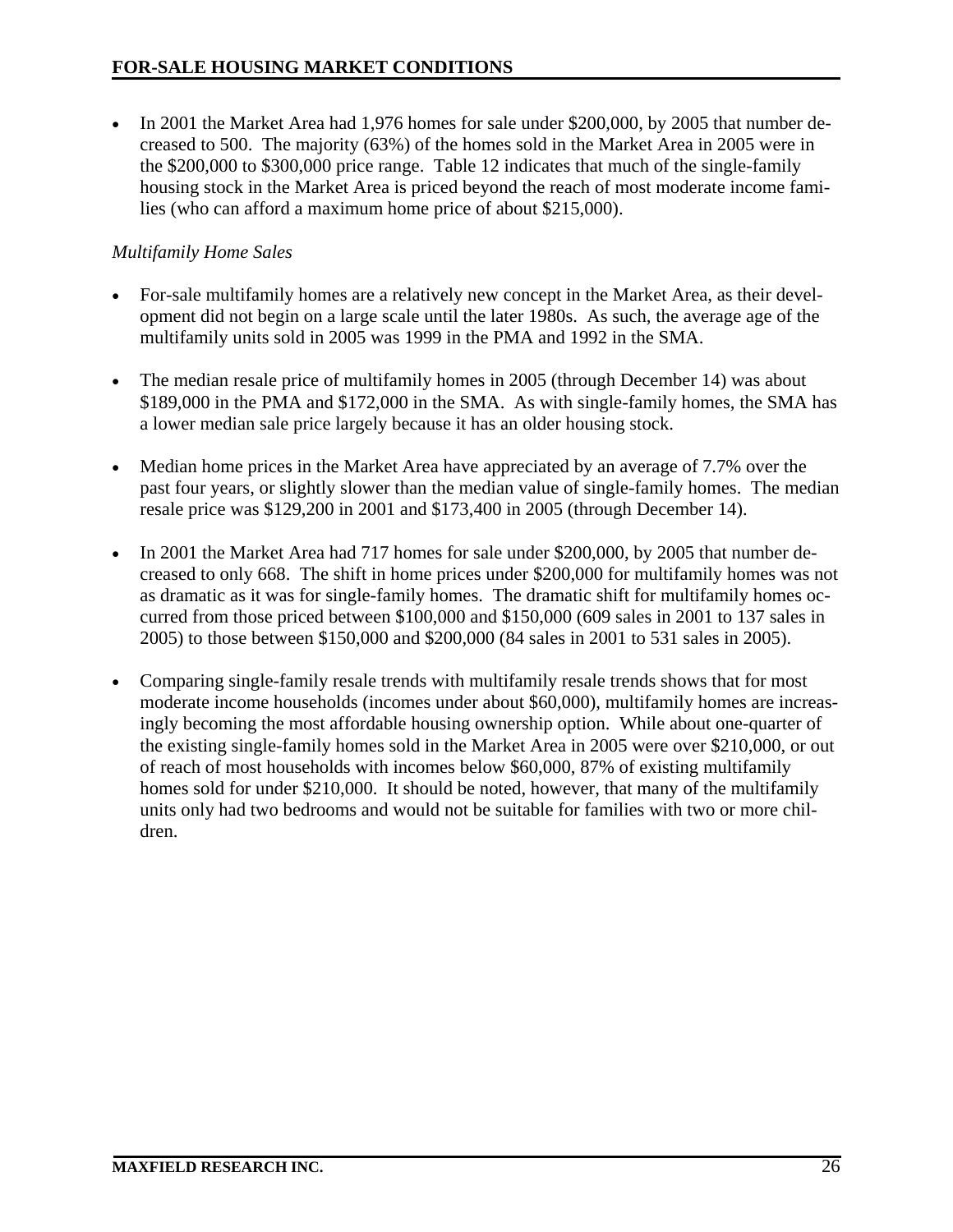- In 2001 the Market Area had 1,976 homes for sale under $200,000, by 2005 that number decreased to 500. The majority (63%) of the homes sold in the Market Area in 2005 were in the $200,000 to $300,000 price range. Table 12 indicates that much of the single-family housing stock in the Market Area is priced beyond the reach of most moderate income families (who can afford a maximum home price of about $215,000).

*Multifamily Home Sales*

- For-sale multifamily homes are a relatively new concept in the Market Area, as their development did not begin on a large scale until the later 1980s. As such, the average age of the multifamily units sold in 2005 was 1999 in the PMA and 1992 in the SMA.

- The median resale price of multifamily homes in 2005 (through December 14) was about $189,000 in the PMA and $172,000 in the SMA. As with single-family homes, the SMA has a lower median sale price largely because it has an older housing stock.

- Median home prices in the Market Area have appreciated by an average of 7.7% over the past four years, or slightly slower than the median value of single-family homes. The median resale price was $129,200 in 2001 and $173,400 in 2005 (through December 14).

- In 2001 the Market Area had 717 homes for sale under $200,000, by 2005 that number decreased to only 668. The shift in home prices under $200,000 for multifamily homes was not as dramatic as it was for single-family homes. The dramatic shift for multifamily homes occurred from those priced between $100,000 and $150,000 (609 sales in 2001 to 137 sales in 2005) to those between $150,000 and $200,000 (84 sales in 2001 to 531 sales in 2005).

- Comparing single-family resale trends with multifamily resale trends shows that for most moderate income households (incomes under about $60,000), multifamily homes are increasingly becoming the most affordable housing ownership option. While about one-quarter of the existing single-family homes sold in the Market Area in 2005 were over $210,000, or out of reach of most households with incomes below $60,000, 87% of existing multifamily homes sold for under $210,000. It should be noted, however, that many of the multifamily units only had two bedrooms and would not be suitable for families with two or more children.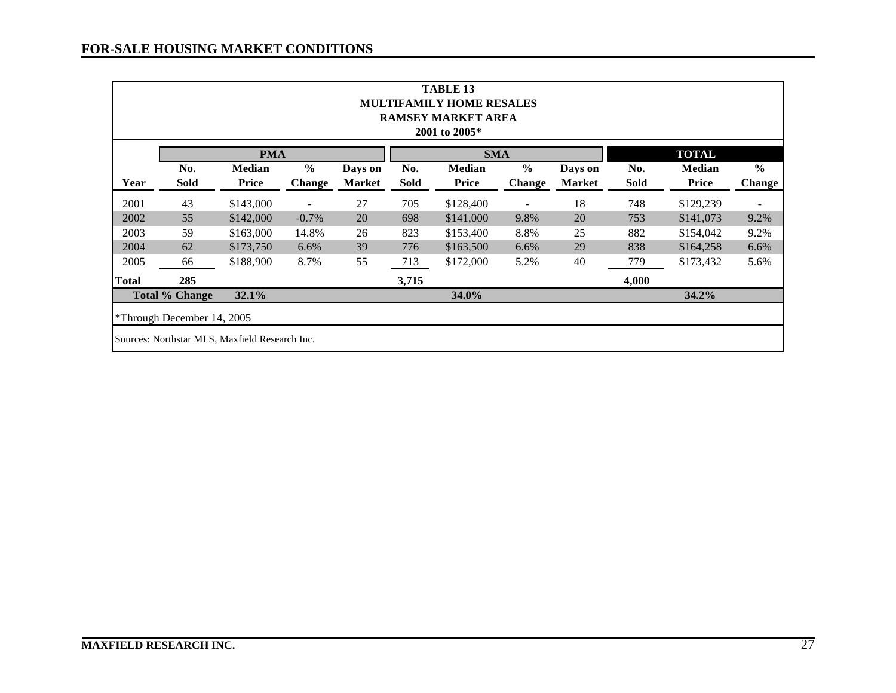## FOR-SALE HOUSING MARKET CONDITIONS

**TABLE 13**
**MULTIFAMILY HOME RESALES**
**RAMSEY MARKET AREA**
**2001 to 2005***

| | PMA | | | | SMA | | | | TOTAL | | |
|---|---|---|---|---|---|---|---|---|---|---|---|
| **Year** | **No. Sold** | **Median Price** | **% Change** | **Days on Market** | **No. Sold** | **Median Price** | **% Change** | **Days on Market** | **No. Sold** | **Median Price** | **% Change** |
| 2001 | 43 | $143,000 | - | 27 | 705 | $128,400 | - | 18 | 748 | $129,239 | - |
| 2002 | 55 | $142,000 | -0.7% | 20 | 698 | $141,000 | 9.8% | 20 | 753 | $141,073 | 9.2% |
| 2003 | 59 | $163,000 | 14.8% | 26 | 823 | $153,400 | 8.8% | 25 | 882 | $154,042 | 9.2% |
| 2004 | 62 | $173,750 | 6.6% | 39 | 776 | $163,500 | 6.6% | 29 | 838 | $164,258 | 6.6% |
| 2005 | 66 | $188,900 | 8.7% | 55 | 713 | $172,000 | 5.2% | 40 | 779 | $173,432 | 5.6% |
| **Total** | **285** | | | | **3,715** | | | | **4,000** | | |
| **Total % Change** | | **32.1%** | | | | **34.0%** | | | | **34.2%** | |

*Through December 14, 2005

Sources: Northstar MLS, Maxfield Research Inc.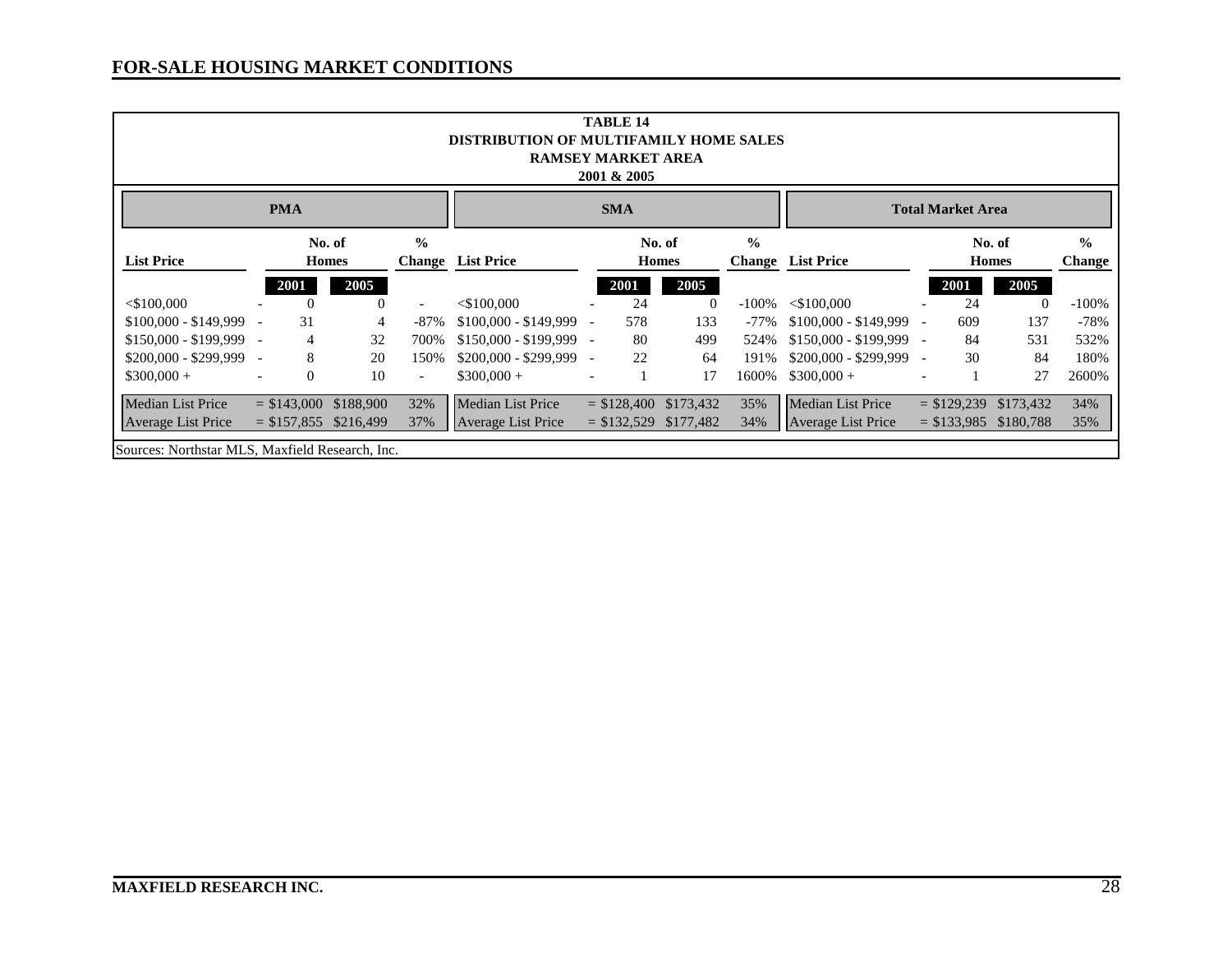## FOR-SALE HOUSING MARKET CONDITIONS

**TABLE 14**
**DISTRIBUTION OF MULTIFAMILY HOME SALES**
**RAMSEY MARKET AREA**
**2001 & 2005**

| PMA | | | | | SMA | | | | | Total Market Area | | | | |
|---|---|---|---|---|---|---|---|---|---|---|---|---|---|---|
| **List Price** | | **No. of Homes** | | **% Change** | **List Price** | | **No. of Homes** | | **% Change** | **List Price** | | **No. of Homes** | | **% Change** |
| | | **2001** | **2005** | | | | **2001** | **2005** | | | | **2001** | **2005** | |
| <$100,000 | - | 0 | 0 | - | <$100,000 | - | 24 | 0 | -100% | <$100,000 | - | 24 | 0 | -100% |
| $100,000 - $149,999 | - | 31 | 4 | -87% | $100,000 - $149,999 | - | 578 | 133 | -77% | $100,000 - $149,999 | - | 609 | 137 | -78% |
| $150,000 - $199,999 | - | 4 | 32 | 700% | $150,000 - $199,999 | - | 80 | 499 | 524% | $150,000 - $199,999 | - | 84 | 531 | 532% |
| $200,000 - $299,999 | - | 8 | 20 | 150% | $200,000 - $299,999 | - | 22 | 64 | 191% | $200,000 - $299,999 | - | 30 | 84 | 180% |
| $300,000 + | - | 0 | 10 | - | $300,000 + | - | 1 | 17 | 1600% | $300,000 + | - | 1 | 27 | 2600% |
| Median List Price | = | $143,000 | $188,900 | 32% | Median List Price | = | $128,400 | $173,432 | 35% | Median List Price | = | $129,239 | $173,432 | 34% |
| Average List Price | = | $157,855 | $216,499 | 37% | Average List Price | = | $132,529 | $177,482 | 34% | Average List Price | = | $133,985 | $180,788 | 35% |

Sources: Northstar MLS, Maxfield Research, Inc.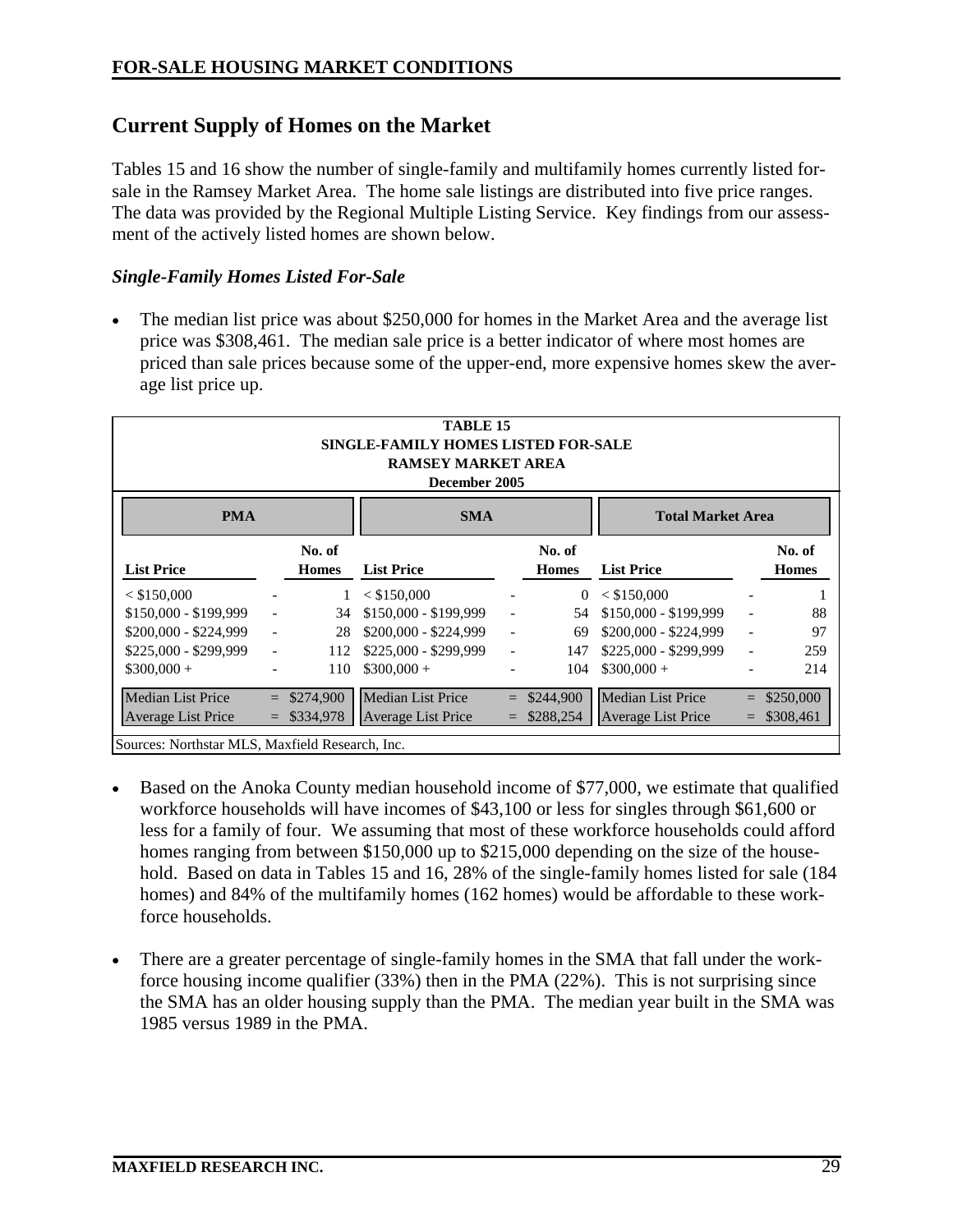## Current Supply of Homes on the Market

Tables 15 and 16 show the number of single-family and multifamily homes currently listed for-sale in the Ramsey Market Area. The home sale listings are distributed into five price ranges. The data was provided by the Regional Multiple Listing Service. Key findings from our assessment of the actively listed homes are shown below.

### *Single-Family Homes Listed For-Sale*

- The median list price was about $250,000 for homes in the Market Area and the average list price was $308,461. The median sale price is a better indicator of where most homes are priced than sale prices because some of the upper-end, more expensive homes skew the average list price up.

**TABLE 15**
**SINGLE-FAMILY HOMES LISTED FOR-SALE**
**RAMSEY MARKET AREA**
**December 2005**

| PMA | | | SMA | | | Total Market Area | | |
|---|---|---|---|---|---|---|---|---|
| **List Price** | | **No. of Homes** | **List Price** | | **No. of Homes** | **List Price** | | **No. of Homes** |
| < $150,000 | - | 1 | < $150,000 | - | 0 | < $150,000 | - | 1 |
| $150,000 - $199,999 | - | 34 | $150,000 - $199,999 | - | 54 | $150,000 - $199,999 | - | 88 |
| $200,000 - $224,999 | - | 28 | $200,000 - $224,999 | - | 69 | $200,000 - $224,999 | - | 97 |
| $225,000 - $299,999 | - | 112 | $225,000 - $299,999 | - | 147 | $225,000 - $299,999 | - | 259 |
| $300,000 + | - | 110 | $300,000 + | - | 104 | $300,000 + | - | 214 |
| Median List Price | = | $274,900 | Median List Price | = | $244,900 | Median List Price | = | $250,000 |
| Average List Price | = | $334,978 | Average List Price | = | $288,254 | Average List Price | = | $308,461 |

Sources: Northstar MLS, Maxfield Research, Inc.

- Based on the Anoka County median household income of $77,000, we estimate that qualified workforce households will have incomes of $43,100 or less for singles through $61,600 or less for a family of four. We assuming that most of these workforce households could afford homes ranging from between $150,000 up to $215,000 depending on the size of the household. Based on data in Tables 15 and 16, 28% of the single-family homes listed for sale (184 homes) and 84% of the multifamily homes (162 homes) would be affordable to these workforce households.

- There are a greater percentage of single-family homes in the SMA that fall under the workforce housing income qualifier (33%) then in the PMA (22%). This is not surprising since the SMA has an older housing supply than the PMA. The median year built in the SMA was 1985 versus 1989 in the PMA.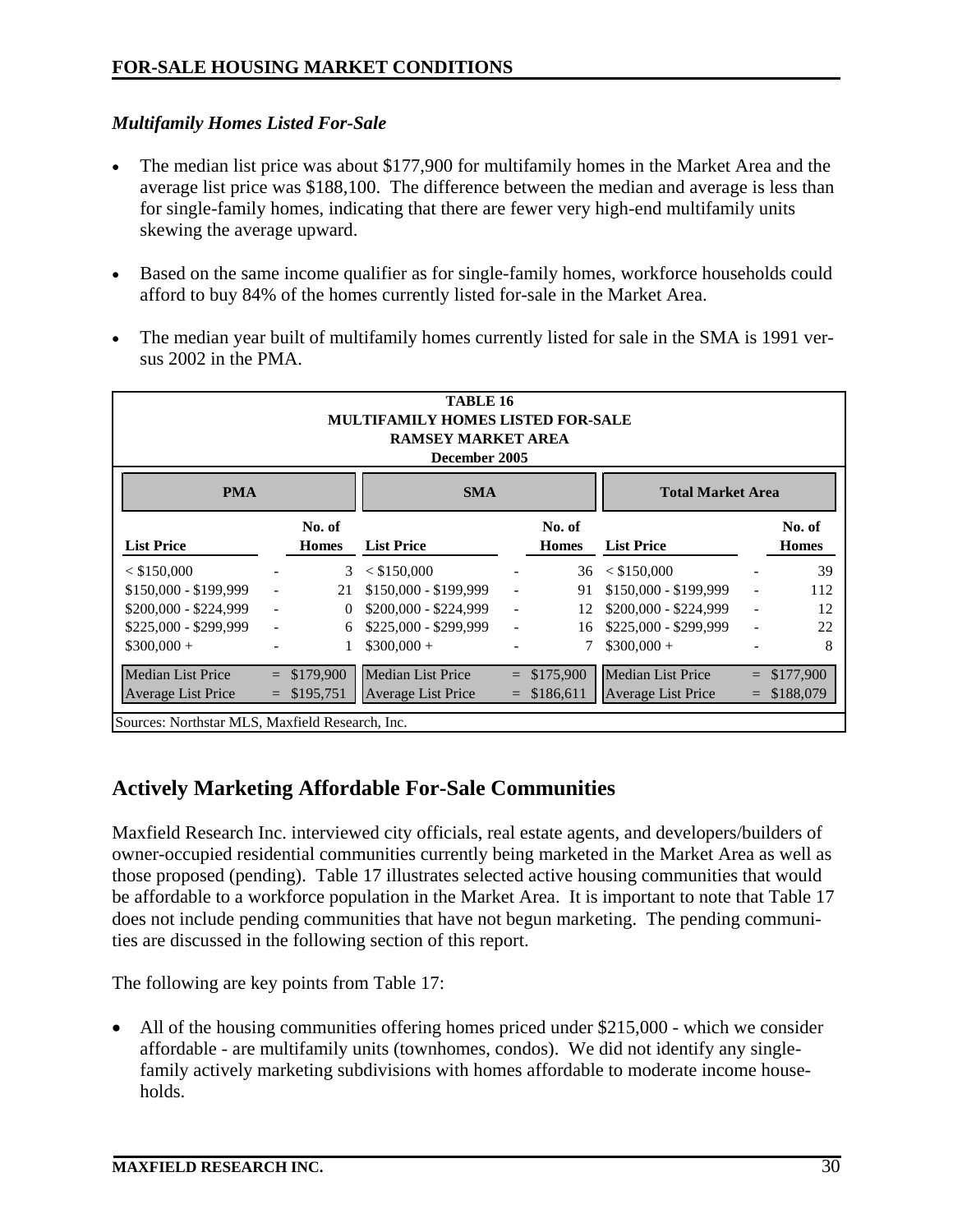### *Multifamily Homes Listed For-Sale*

- The median list price was about $177,900 for multifamily homes in the Market Area and the average list price was $188,100. The difference between the median and average is less than for single-family homes, indicating that there are fewer very high-end multifamily units skewing the average upward.
- Based on the same income qualifier as for single-family homes, workforce households could afford to buy 84% of the homes currently listed for-sale in the Market Area.
- The median year built of multifamily homes currently listed for sale in the SMA is 1991 versus 2002 in the PMA.

**TABLE 16**
**MULTIFAMILY HOMES LISTED FOR-SALE**
**RAMSEY MARKET AREA**
**December 2005**

| PMA | | SMA | | Total Market Area | |
|---|---|---|---|---|---|
| **List Price** | **No. of Homes** | **List Price** | **No. of Homes** | **List Price** | **No. of Homes** |
| < $150,000 | 3 | < $150,000 | 36 | < $150,000 | 39 |
| $150,000 - $199,999 | 21 | $150,000 - $199,999 | 91 | $150,000 - $199,999 | 112 |
| $200,000 - $224,999 | 0 | $200,000 - $224,999 | 12 | $200,000 - $224,999 | 12 |
| $225,000 - $299,999 | 6 | $225,000 - $299,999 | 16 | $225,000 - $299,999 | 22 |
| $300,000 + | 1 | $300,000 + | 7 | $300,000 + | 8 |
| Median List Price | = $179,900 | Median List Price | = $175,900 | Median List Price | = $177,900 |
| Average List Price | = $195,751 | Average List Price | = $186,611 | Average List Price | = $188,079 |

Sources: Northstar MLS, Maxfield Research, Inc.

## Actively Marketing Affordable For-Sale Communities

Maxfield Research Inc. interviewed city officials, real estate agents, and developers/builders of owner-occupied residential communities currently being marketed in the Market Area as well as those proposed (pending). Table 17 illustrates selected active housing communities that would be affordable to a workforce population in the Market Area. It is important to note that Table 17 does not include pending communities that have not begun marketing. The pending communities are discussed in the following section of this report.

The following are key points from Table 17:

- All of the housing communities offering homes priced under $215,000 - which we consider affordable - are multifamily units (townhomes, condos). We did not identify any single-family actively marketing subdivisions with homes affordable to moderate income households.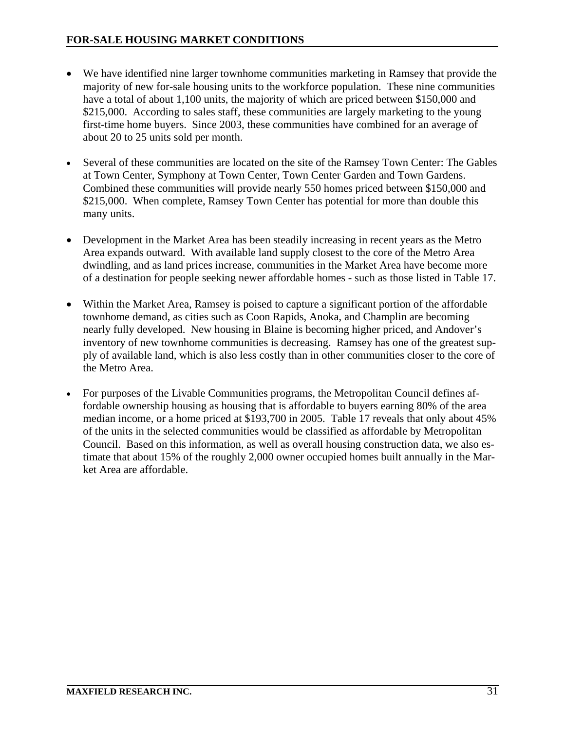## FOR-SALE HOUSING MARKET CONDITIONS

- We have identified nine larger townhome communities marketing in Ramsey that provide the majority of new for-sale housing units to the workforce population. These nine communities have a total of about 1,100 units, the majority of which are priced between $150,000 and $215,000. According to sales staff, these communities are largely marketing to the young first-time home buyers. Since 2003, these communities have combined for an average of about 20 to 25 units sold per month.

- Several of these communities are located on the site of the Ramsey Town Center: The Gables at Town Center, Symphony at Town Center, Town Center Garden and Town Gardens. Combined these communities will provide nearly 550 homes priced between $150,000 and $215,000. When complete, Ramsey Town Center has potential for more than double this many units.

- Development in the Market Area has been steadily increasing in recent years as the Metro Area expands outward. With available land supply closest to the core of the Metro Area dwindling, and as land prices increase, communities in the Market Area have become more of a destination for people seeking newer affordable homes - such as those listed in Table 17.

- Within the Market Area, Ramsey is poised to capture a significant portion of the affordable townhome demand, as cities such as Coon Rapids, Anoka, and Champlin are becoming nearly fully developed. New housing in Blaine is becoming higher priced, and Andover's inventory of new townhome communities is decreasing. Ramsey has one of the greatest supply of available land, which is also less costly than in other communities closer to the core of the Metro Area.

- For purposes of the Livable Communities programs, the Metropolitan Council defines affordable ownership housing as housing that is affordable to buyers earning 80% of the area median income, or a home priced at $193,700 in 2005. Table 17 reveals that only about 45% of the units in the selected communities would be classified as affordable by Metropolitan Council. Based on this information, as well as overall housing construction data, we also estimate that about 15% of the roughly 2,000 owner occupied homes built annually in the Market Area are affordable.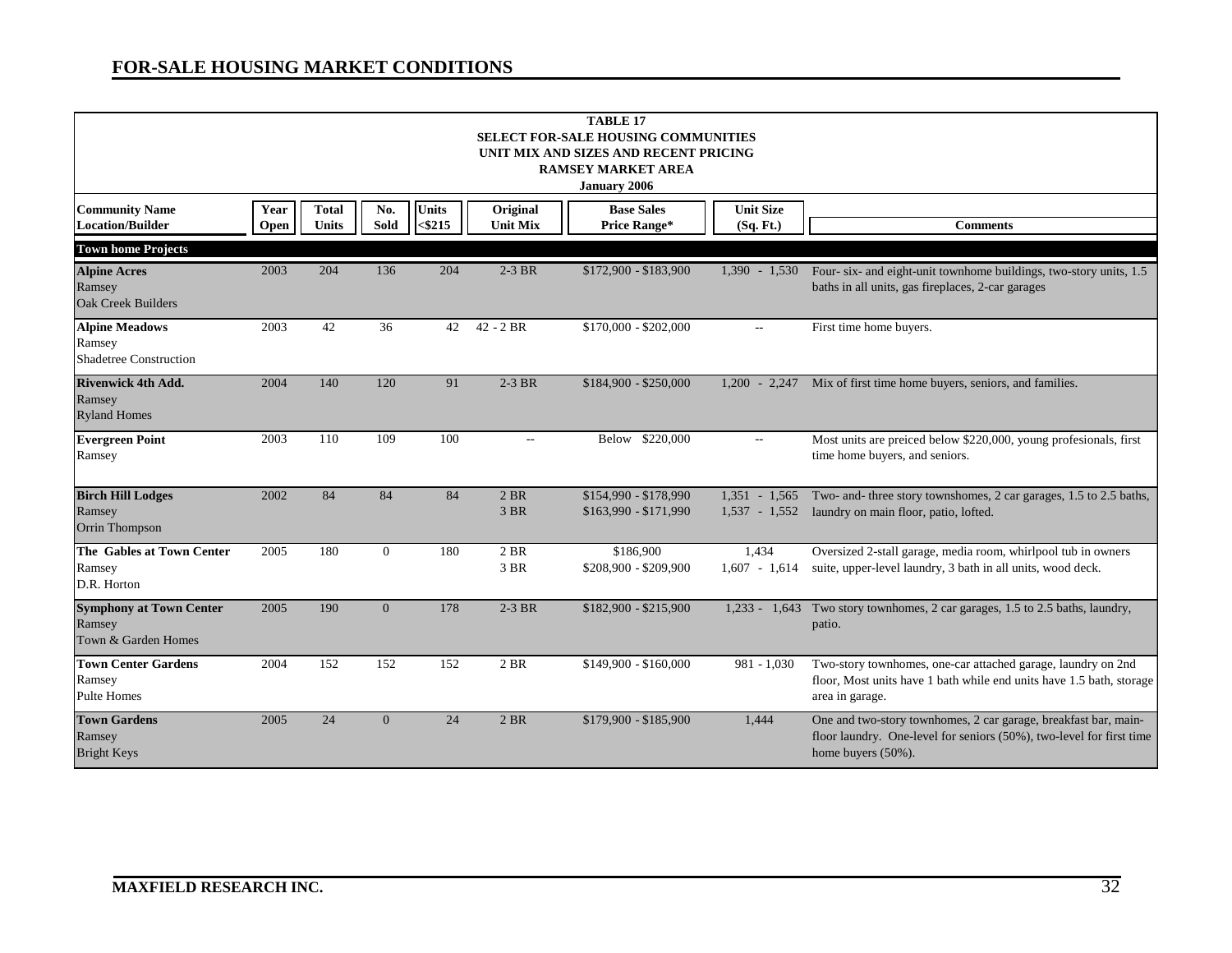## FOR-SALE HOUSING MARKET CONDITIONS

**TABLE 17**
**SELECT FOR-SALE HOUSING COMMUNITIES**
**UNIT MIX AND SIZES AND RECENT PRICING**
**RAMSEY MARKET AREA**
**January 2006**

| Community Name Location/Builder | Year Open | Total Units | No. Sold | Units <$215 | Original Unit Mix | Base Sales Price Range* | Unit Size (Sq. Ft.) | Comments |
|---|---|---|---|---|---|---|---|---|
| **Town home Projects** | | | | | | | | |
| **Alpine Acres** Ramsey Oak Creek Builders | 2003 | 204 | 136 | 204 | 2-3 BR | $172,900 - $183,900 | 1,390 - 1,530 | Four- six- and eight-unit townhome buildings, two-story units, 1.5 baths in all units, gas fireplaces, 2-car garages |
| **Alpine Meadows** Ramsey Shadetree Construction | 2003 | 42 | 36 | 42 | 42 - 2 BR | $170,000 - $202,000 | -- | First time home buyers. |
| **Rivenwick 4th Add.** Ramsey Ryland Homes | 2004 | 140 | 120 | 91 | 2-3 BR | $184,900 - $250,000 | 1,200 - 2,247 | Mix of first time home buyers, seniors, and families. |
| **Evergreen Point** Ramsey | 2003 | 110 | 109 | 100 | -- | Below $220,000 | -- | Most units are preiced below $220,000, young profesionals, first time home buyers, and seniors. |
| **Birch Hill Lodges** Ramsey Orrin Thompson | 2002 | 84 | 84 | 84 | 2 BR<br>3 BR | $154,990 - $178,990<br>$163,990 - $171,990 | 1,351 - 1,565<br>1,537 - 1,552 | Two- and- three story townshomes, 2 car garages, 1.5 to 2.5 baths, laundry on main floor, patio, lofted. |
| **The Gables at Town Center** Ramsey D.R. Horton | 2005 | 180 | 0 | 180 | 2 BR<br>3 BR | $186,900<br>$208,900 - $209,900 | 1,434<br>1,607 - 1,614 | Oversized 2-stall garage, media room, whirlpool tub in owners suite, upper-level laundry, 3 bath in all units, wood deck. |
| **Symphony at Town Center** Ramsey Town & Garden Homes | 2005 | 190 | 0 | 178 | 2-3 BR | $182,900 - $215,900 | 1,233 - 1,643 | Two story townhomes, 2 car garages, 1.5 to 2.5 baths, laundry, patio. |
| **Town Center Gardens** Ramsey Pulte Homes | 2004 | 152 | 152 | 152 | 2 BR | $149,900 - $160,000 | 981 - 1,030 | Two-story townhomes, one-car attached garage, laundry on 2nd floor, Most units have 1 bath while end units have 1.5 bath, storage area in garage. |
| **Town Gardens** Ramsey Bright Keys | 2005 | 24 | 0 | 24 | 2 BR | $179,900 - $185,900 | 1,444 | One and two-story townhomes, 2 car garage, breakfast bar, main-floor laundry. One-level for seniors (50%), two-level for first time home buyers (50%). |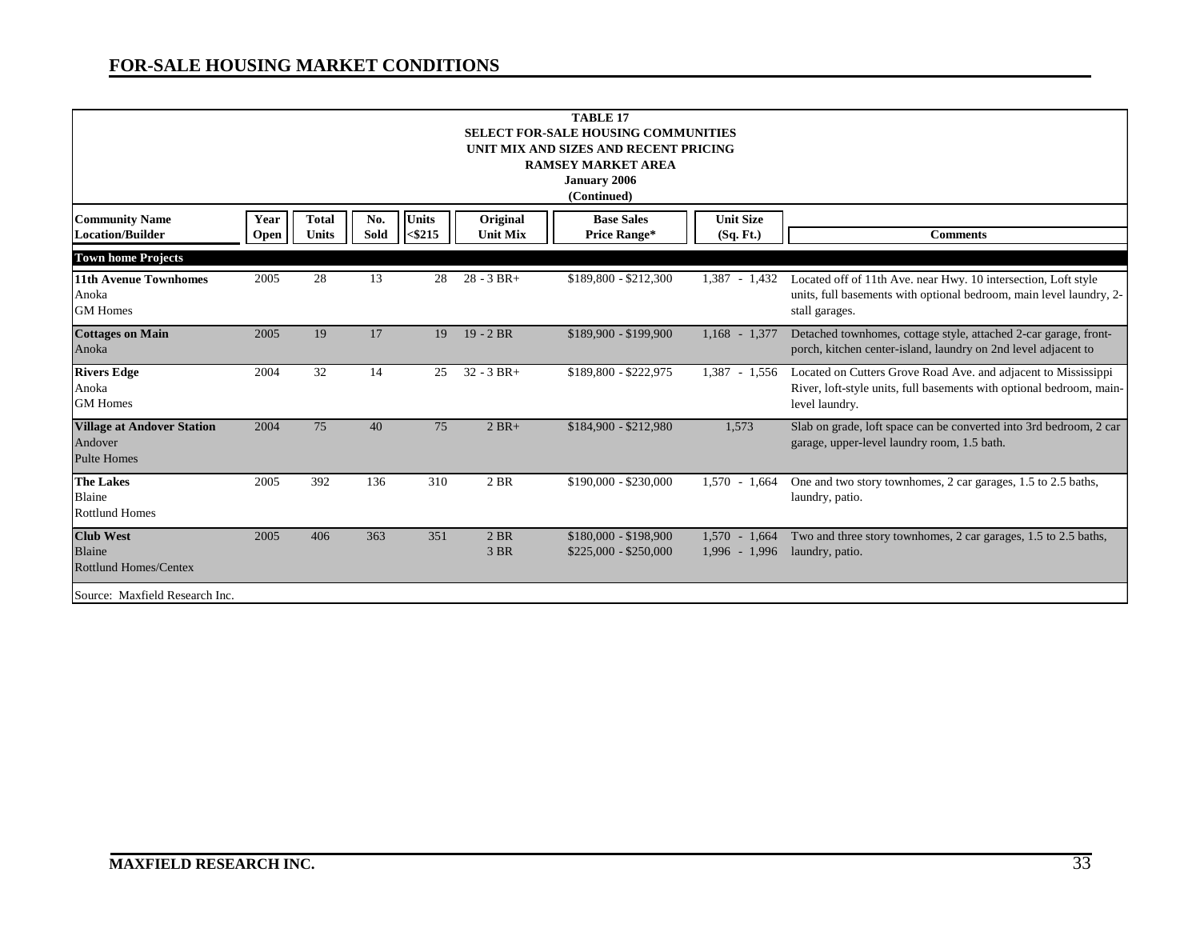## FOR-SALE HOUSING MARKET CONDITIONS

**TABLE 17**
**SELECT FOR-SALE HOUSING COMMUNITIES**
**UNIT MIX AND SIZES AND RECENT PRICING**
**RAMSEY MARKET AREA**
**January 2006**
**(Continued)**

| Community Name Location/Builder | Year Open | Total Units | No. Sold | Units <$215 | Original Unit Mix | Base Sales Price Range* | Unit Size (Sq. Ft.) | Comments |
|---|---|---|---|---|---|---|---|---|
| **Town home Projects** | | | | | | | | |
| **11th Avenue Townhomes** Anoka GM Homes | 2005 | 28 | 13 | 28 | 28 - 3 BR+ | $189,800 - $212,300 | 1,387 - 1,432 | Located off of 11th Ave. near Hwy. 10 intersection, Loft style units, full basements with optional bedroom, main level laundry, 2-stall garages. |
| **Cottages on Main** Anoka | 2005 | 19 | 17 | 19 | 19 - 2 BR | $189,900 - $199,900 | 1,168 - 1,377 | Detached townhomes, cottage style, attached 2-car garage, front-porch, kitchen center-island, laundry on 2nd level adjacent to |
| **Rivers Edge** Anoka GM Homes | 2004 | 32 | 14 | 25 | 32 - 3 BR+ | $189,800 - $222,975 | 1,387 - 1,556 | Located on Cutters Grove Road Ave. and adjacent to Mississippi River, loft-style units, full basements with optional bedroom, main-level laundry. |
| **Village at Andover Station** Andover Pulte Homes | 2004 | 75 | 40 | 75 | 2 BR+ | $184,900 - $212,980 | 1,573 | Slab on grade, loft space can be converted into 3rd bedroom, 2 car garage, upper-level laundry room, 1.5 bath. |
| **The Lakes** Blaine Rottlund Homes | 2005 | 392 | 136 | 310 | 2 BR | $190,000 - $230,000 | 1,570 - 1,664 | One and two story townhomes, 2 car garages, 1.5 to 2.5 baths, laundry, patio. |
| **Club West** Blaine Rottlund Homes/Centex | 2005 | 406 | 363 | 351 | 2 BR<br>3 BR | $180,000 - $198,900<br>$225,000 - $250,000 | 1,570 - 1,664<br>1,996 - 1,996 | Two and three story townhomes, 2 car garages, 1.5 to 2.5 baths, laundry, patio. |

Source: Maxfield Research Inc.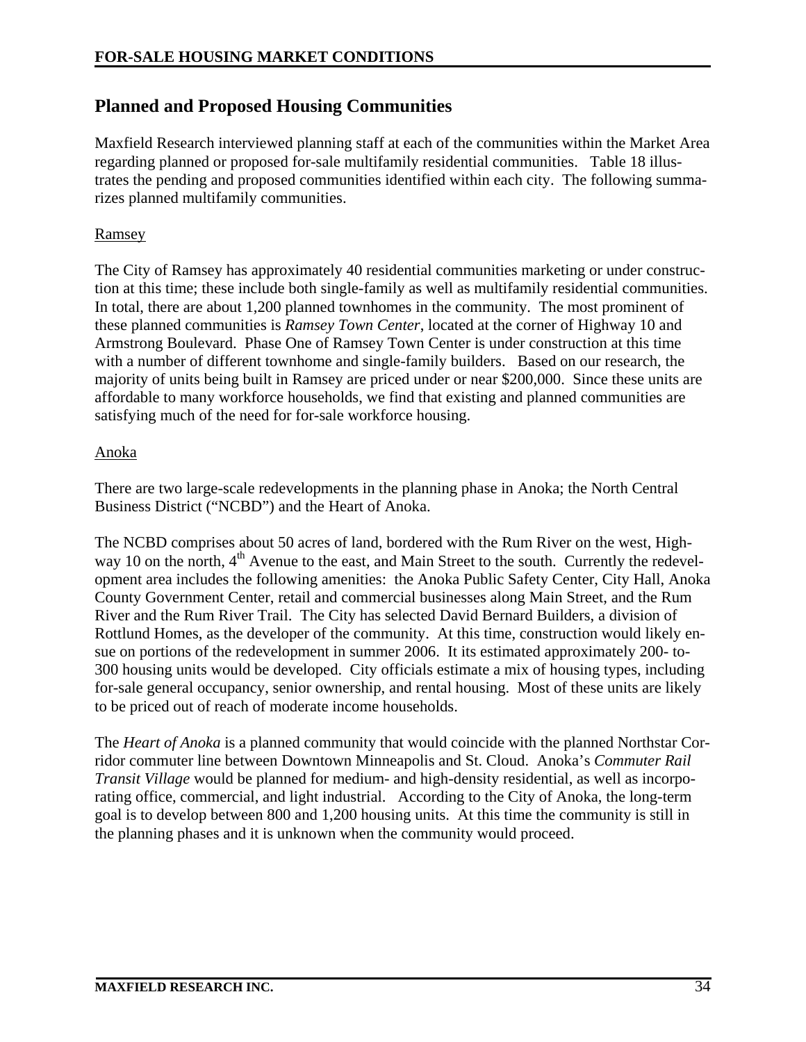## Planned and Proposed Housing Communities

Maxfield Research interviewed planning staff at each of the communities within the Market Area regarding planned or proposed for-sale multifamily residential communities. Table 18 illustrates the pending and proposed communities identified within each city. The following summarizes planned multifamily communities.

Ramsey

The City of Ramsey has approximately 40 residential communities marketing or under construction at this time; these include both single-family as well as multifamily residential communities. In total, there are about 1,200 planned townhomes in the community. The most prominent of these planned communities is *Ramsey Town Center*, located at the corner of Highway 10 and Armstrong Boulevard. Phase One of Ramsey Town Center is under construction at this time with a number of different townhome and single-family builders. Based on our research, the majority of units being built in Ramsey are priced under or near $200,000. Since these units are affordable to many workforce households, we find that existing and planned communities are satisfying much of the need for for-sale workforce housing.

Anoka

There are two large-scale redevelopments in the planning phase in Anoka; the North Central Business District ("NCBD") and the Heart of Anoka.

The NCBD comprises about 50 acres of land, bordered with the Rum River on the west, Highway 10 on the north, 4th Avenue to the east, and Main Street to the south. Currently the redevelopment area includes the following amenities: the Anoka Public Safety Center, City Hall, Anoka County Government Center, retail and commercial businesses along Main Street, and the Rum River and the Rum River Trail. The City has selected David Bernard Builders, a division of Rottlund Homes, as the developer of the community. At this time, construction would likely ensue on portions of the redevelopment in summer 2006. It its estimated approximately 200- to-300 housing units would be developed. City officials estimate a mix of housing types, including for-sale general occupancy, senior ownership, and rental housing. Most of these units are likely to be priced out of reach of moderate income households.

The *Heart of Anoka* is a planned community that would coincide with the planned Northstar Corridor commuter line between Downtown Minneapolis and St. Cloud. Anoka's *Commuter Rail Transit Village* would be planned for medium- and high-density residential, as well as incorporating office, commercial, and light industrial. According to the City of Anoka, the long-term goal is to develop between 800 and 1,200 housing units. At this time the community is still in the planning phases and it is unknown when the community would proceed.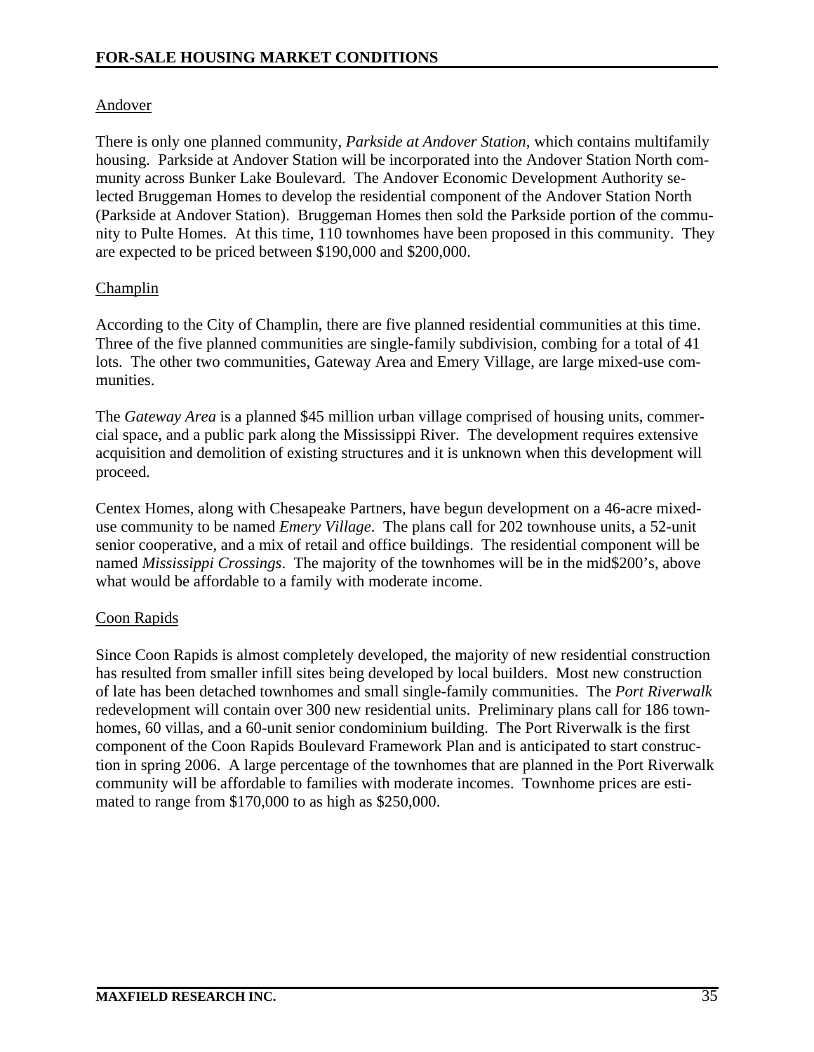## Andover

There is only one planned community, *Parkside at Andover Station,* which contains multifamily housing. Parkside at Andover Station will be incorporated into the Andover Station North community across Bunker Lake Boulevard. The Andover Economic Development Authority selected Bruggeman Homes to develop the residential component of the Andover Station North (Parkside at Andover Station). Bruggeman Homes then sold the Parkside portion of the community to Pulte Homes. At this time, 110 townhomes have been proposed in this community. They are expected to be priced between $190,000 and $200,000.

## Champlin

According to the City of Champlin, there are five planned residential communities at this time. Three of the five planned communities are single-family subdivision, combing for a total of 41 lots. The other two communities, Gateway Area and Emery Village, are large mixed-use communities.

The *Gateway Area* is a planned $45 million urban village comprised of housing units, commercial space, and a public park along the Mississippi River. The development requires extensive acquisition and demolition of existing structures and it is unknown when this development will proceed.

Centex Homes, along with Chesapeake Partners, have begun development on a 46-acre mixed-use community to be named *Emery Village*. The plans call for 202 townhouse units, a 52-unit senior cooperative, and a mix of retail and office buildings. The residential component will be named *Mississippi Crossings*. The majority of the townhomes will be in the mid$200's, above what would be affordable to a family with moderate income.

## Coon Rapids

Since Coon Rapids is almost completely developed, the majority of new residential construction has resulted from smaller infill sites being developed by local builders. Most new construction of late has been detached townhomes and small single-family communities. The *Port Riverwalk* redevelopment will contain over 300 new residential units. Preliminary plans call for 186 townhomes, 60 villas, and a 60-unit senior condominium building. The Port Riverwalk is the first component of the Coon Rapids Boulevard Framework Plan and is anticipated to start construction in spring 2006. A large percentage of the townhomes that are planned in the Port Riverwalk community will be affordable to families with moderate incomes. Townhome prices are estimated to range from $170,000 to as high as $250,000.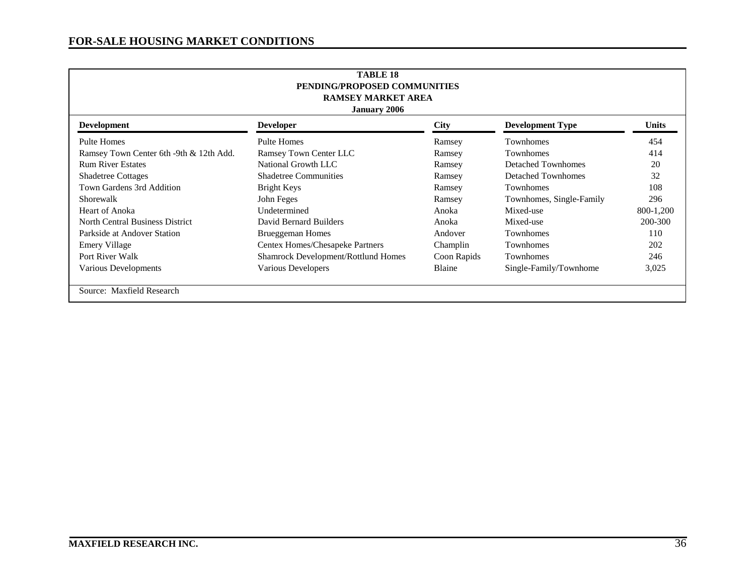## FOR-SALE HOUSING MARKET CONDITIONS

**TABLE 18**
**PENDING/PROPOSED COMMUNITIES**
**RAMSEY MARKET AREA**
**January 2006**

| Development | Developer | City | Development Type | Units |
|---|---|---|---|---|
| Pulte Homes | Pulte Homes | Ramsey | Townhomes | 454 |
| Ramsey Town Center 6th -9th & 12th Add. | Ramsey Town Center LLC | Ramsey | Townhomes | 414 |
| Rum River Estates | National Growth LLC | Ramsey | Detached Townhomes | 20 |
| Shadetree Cottages | Shadetree Communities | Ramsey | Detached Townhomes | 32 |
| Town Gardens 3rd Addition | Bright Keys | Ramsey | Townhomes | 108 |
| Shorewalk | John Feges | Ramsey | Townhomes, Single-Family | 296 |
| Heart of Anoka | Undetermined | Anoka | Mixed-use | 800-1,200 |
| North Central Business District | David Bernard Builders | Anoka | Mixed-use | 200-300 |
| Parkside at Andover Station | Brueggeman Homes | Andover | Townhomes | 110 |
| Emery Village | Centex Homes/Chesapeke Partners | Champlin | Townhomes | 202 |
| Port River Walk | Shamrock Development/Rottlund Homes | Coon Rapids | Townhomes | 246 |
| Various Developments | Various Developers | Blaine | Single-Family/Townhome | 3,025 |

Source: Maxfield Research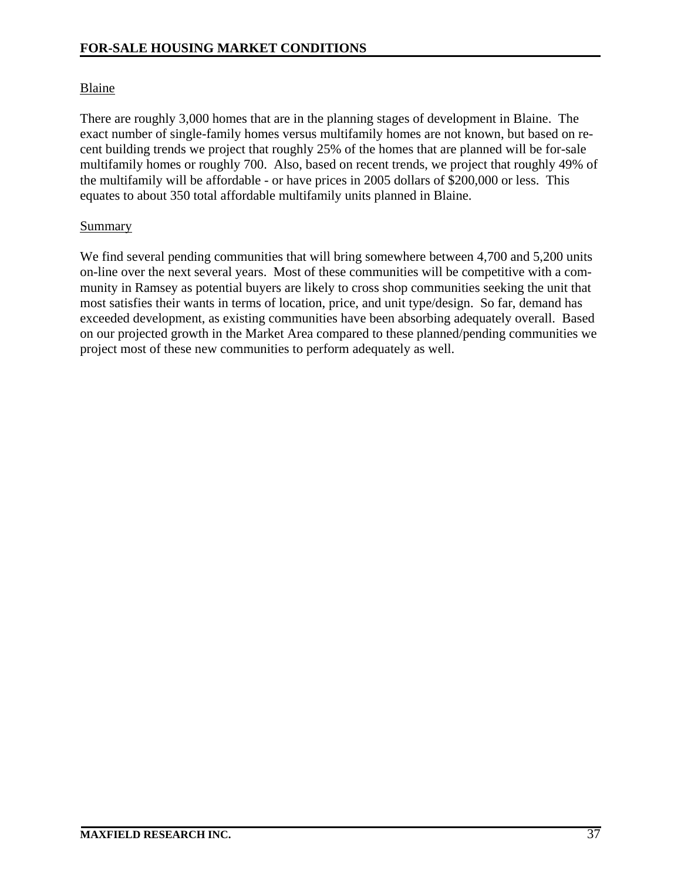## Blaine

There are roughly 3,000 homes that are in the planning stages of development in Blaine. The exact number of single-family homes versus multifamily homes are not known, but based on recent building trends we project that roughly 25% of the homes that are planned will be for-sale multifamily homes or roughly 700. Also, based on recent trends, we project that roughly 49% of the multifamily will be affordable - or have prices in 2005 dollars of $200,000 or less. This equates to about 350 total affordable multifamily units planned in Blaine.

## Summary

We find several pending communities that will bring somewhere between 4,700 and 5,200 units on-line over the next several years. Most of these communities will be competitive with a community in Ramsey as potential buyers are likely to cross shop communities seeking the unit that most satisfies their wants in terms of location, price, and unit type/design. So far, demand has exceeded development, as existing communities have been absorbing adequately overall. Based on our projected growth in the Market Area compared to these planned/pending communities we project most of these new communities to perform adequately as well.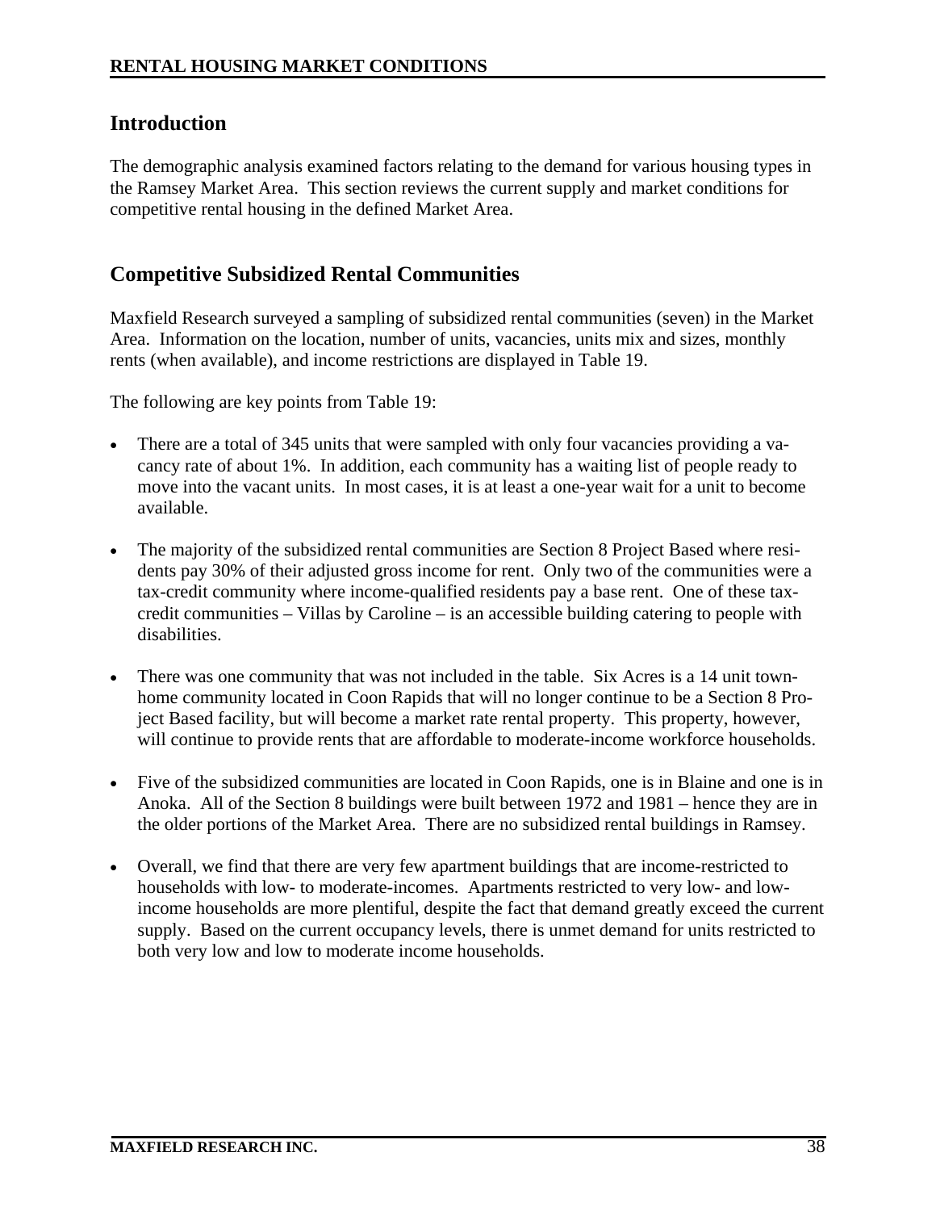## Introduction

The demographic analysis examined factors relating to the demand for various housing types in the Ramsey Market Area. This section reviews the current supply and market conditions for competitive rental housing in the defined Market Area.

## Competitive Subsidized Rental Communities

Maxfield Research surveyed a sampling of subsidized rental communities (seven) in the Market Area. Information on the location, number of units, vacancies, units mix and sizes, monthly rents (when available), and income restrictions are displayed in Table 19.

The following are key points from Table 19:

- There are a total of 345 units that were sampled with only four vacancies providing a vacancy rate of about 1%. In addition, each community has a waiting list of people ready to move into the vacant units. In most cases, it is at least a one-year wait for a unit to become available.
- The majority of the subsidized rental communities are Section 8 Project Based where residents pay 30% of their adjusted gross income for rent. Only two of the communities were a tax-credit community where income-qualified residents pay a base rent. One of these tax-credit communities – Villas by Caroline – is an accessible building catering to people with disabilities.
- There was one community that was not included in the table. Six Acres is a 14 unit townhome community located in Coon Rapids that will no longer continue to be a Section 8 Project Based facility, but will become a market rate rental property. This property, however, will continue to provide rents that are affordable to moderate-income workforce households.
- Five of the subsidized communities are located in Coon Rapids, one is in Blaine and one is in Anoka. All of the Section 8 buildings were built between 1972 and 1981 – hence they are in the older portions of the Market Area. There are no subsidized rental buildings in Ramsey.
- Overall, we find that there are very few apartment buildings that are income-restricted to households with low- to moderate-incomes. Apartments restricted to very low- and low-income households are more plentiful, despite the fact that demand greatly exceed the current supply. Based on the current occupancy levels, there is unmet demand for units restricted to both very low and low to moderate income households.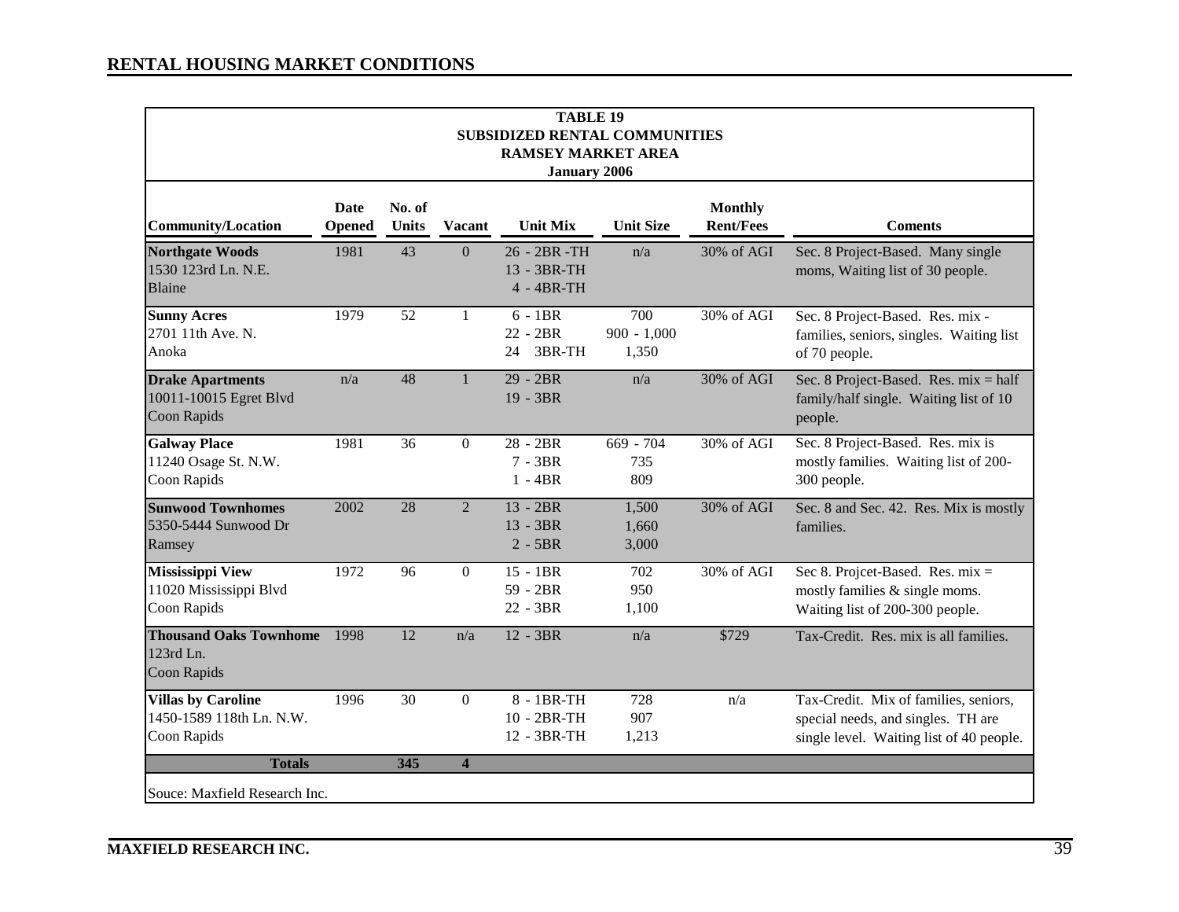## RENTAL HOUSING MARKET CONDITIONS

**TABLE 19**
**SUBSIDIZED RENTAL COMMUNITIES**
**RAMSEY MARKET AREA**
**January 2006**

| Community/Location | Date Opened | No. of Units | Vacant | Unit Mix | Unit Size | Monthly Rent/Fees | Coments |
|---|---|---|---|---|---|---|---|
| **Northgate Woods**<br>1530 123rd Ln. N.E.<br>Blaine | 1981 | 43 | 0 | 26 - 2BR -TH<br>13 - 3BR-TH<br>4 - 4BR-TH | n/a | 30% of AGI | Sec. 8 Project-Based. Many single moms, Waiting list of 30 people. |
| **Sunny Acres**<br>2701 11th Ave. N.<br>Anoka | 1979 | 52 | 1 | 6 - 1BR<br>22 - 2BR<br>24 3BR-TH | 700<br>900 - 1,000<br>1,350 | 30% of AGI | Sec. 8 Project-Based. Res. mix - families, seniors, singles. Waiting list of 70 people. |
| **Drake Apartments**<br>10011-10015 Egret Blvd<br>Coon Rapids | n/a | 48 | 1 | 29 - 2BR<br>19 - 3BR | n/a | 30% of AGI | Sec. 8 Project-Based. Res. mix = half family/half single. Waiting list of 10 people. |
| **Galway Place**<br>11240 Osage St. N.W.<br>Coon Rapids | 1981 | 36 | 0 | 28 - 2BR<br>7 - 3BR<br>1 - 4BR | 669 - 704<br>735<br>809 | 30% of AGI | Sec. 8 Project-Based. Res. mix is mostly families. Waiting list of 200-300 people. |
| **Sunwood Townhomes**<br>5350-5444 Sunwood Dr<br>Ramsey | 2002 | 28 | 2 | 13 - 2BR<br>13 - 3BR<br>2 - 5BR | 1,500<br>1,660<br>3,000 | 30% of AGI | Sec. 8 and Sec. 42. Res. Mix is mostly families. |
| **Mississippi View**<br>11020 Mississippi Blvd<br>Coon Rapids | 1972 | 96 | 0 | 15 - 1BR<br>59 - 2BR<br>22 - 3BR | 702<br>950<br>1,100 | 30% of AGI | Sec 8. Projcet-Based. Res. mix = mostly families & single moms. Waiting list of 200-300 people. |
| **Thousand Oaks Townhome**<br>123rd Ln.<br>Coon Rapids | 1998 | 12 | n/a | 12 - 3BR | n/a | $729 | Tax-Credit. Res. mix is all families. |
| **Villas by Caroline**<br>1450-1589 118th Ln. N.W.<br>Coon Rapids | 1996 | 30 | 0 | 8 - 1BR-TH<br>10 - 2BR-TH<br>12 - 3BR-TH | 728<br>907<br>1,213 | n/a | Tax-Credit. Mix of families, seniors, special needs, and singles. TH are single level. Waiting list of 40 people. |
| **Totals** | | **345** | **4** | | | | |

Souce: Maxfield Research Inc.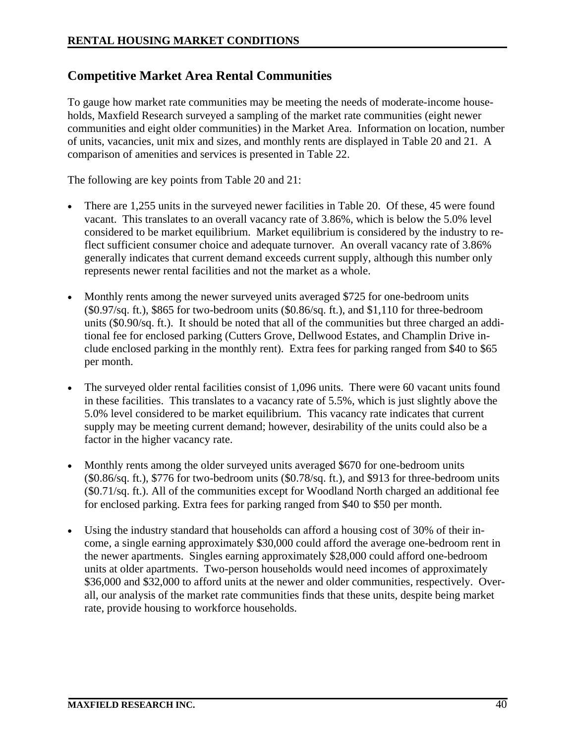## Competitive Market Area Rental Communities

To gauge how market rate communities may be meeting the needs of moderate-income households, Maxfield Research surveyed a sampling of the market rate communities (eight newer communities and eight older communities) in the Market Area. Information on location, number of units, vacancies, unit mix and sizes, and monthly rents are displayed in Table 20 and 21. A comparison of amenities and services is presented in Table 22.

The following are key points from Table 20 and 21:

- There are 1,255 units in the surveyed newer facilities in Table 20. Of these, 45 were found vacant. This translates to an overall vacancy rate of 3.86%, which is below the 5.0% level considered to be market equilibrium. Market equilibrium is considered by the industry to reflect sufficient consumer choice and adequate turnover. An overall vacancy rate of 3.86% generally indicates that current demand exceeds current supply, although this number only represents newer rental facilities and not the market as a whole.

- Monthly rents among the newer surveyed units averaged $725 for one-bedroom units ($0.97/sq. ft.), $865 for two-bedroom units ($0.86/sq. ft.), and $1,110 for three-bedroom units ($0.90/sq. ft.). It should be noted that all of the communities but three charged an additional fee for enclosed parking (Cutters Grove, Dellwood Estates, and Champlin Drive include enclosed parking in the monthly rent). Extra fees for parking ranged from $40 to $65 per month.

- The surveyed older rental facilities consist of 1,096 units. There were 60 vacant units found in these facilities. This translates to a vacancy rate of 5.5%, which is just slightly above the 5.0% level considered to be market equilibrium. This vacancy rate indicates that current supply may be meeting current demand; however, desirability of the units could also be a factor in the higher vacancy rate.

- Monthly rents among the older surveyed units averaged $670 for one-bedroom units ($0.86/sq. ft.), $776 for two-bedroom units ($0.78/sq. ft.), and $913 for three-bedroom units ($0.71/sq. ft.). All of the communities except for Woodland North charged an additional fee for enclosed parking. Extra fees for parking ranged from $40 to $50 per month.

- Using the industry standard that households can afford a housing cost of 30% of their income, a single earning approximately $30,000 could afford the average one-bedroom rent in the newer apartments. Singles earning approximately $28,000 could afford one-bedroom units at older apartments. Two-person households would need incomes of approximately $36,000 and $32,000 to afford units at the newer and older communities, respectively. Overall, our analysis of the market rate communities finds that these units, despite being market rate, provide housing to workforce households.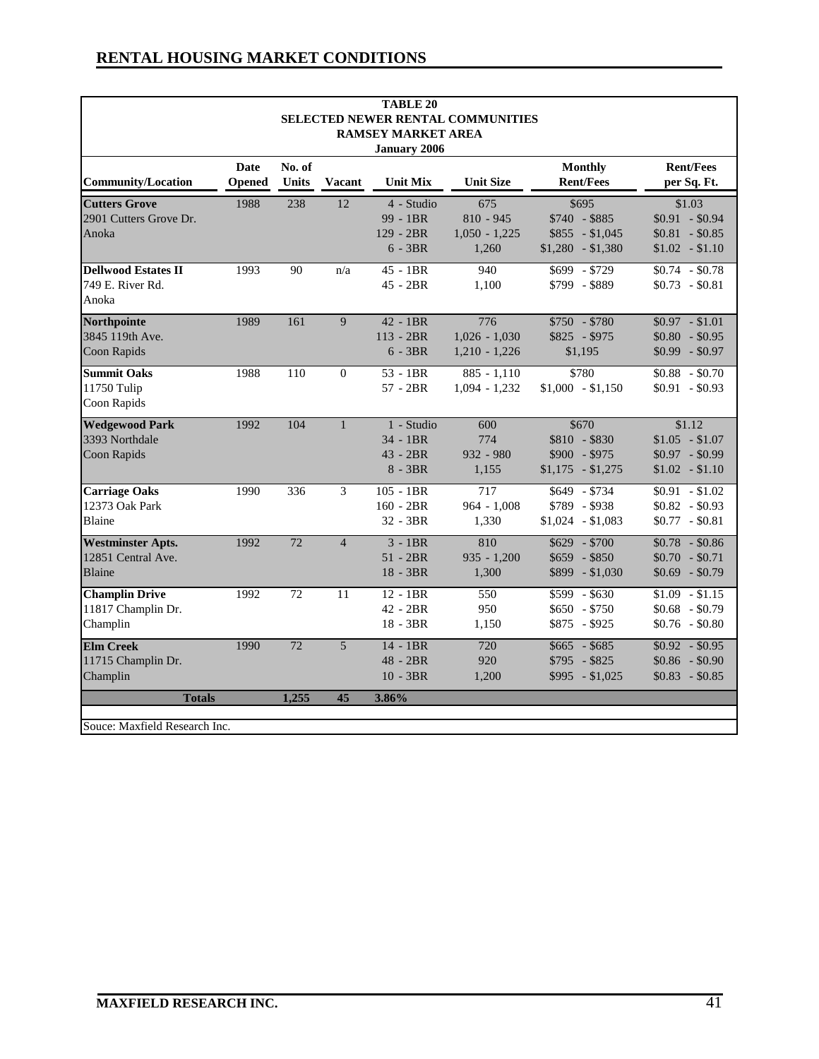## RENTAL HOUSING MARKET CONDITIONS

**TABLE 20**
**SELECTED NEWER RENTAL COMMUNITIES**
**RAMSEY MARKET AREA**
**January 2006**

| Community/Location | Date Opened | No. of Units | Vacant | Unit Mix | Unit Size | Monthly Rent/Fees | Rent/Fees per Sq. Ft. |
|---|---|---|---|---|---|---|---|
| **Cutters Grove** | 1988 | 238 | 12 | 4 - Studio | 675 | $695 | $1.03 |
| 2901 Cutters Grove Dr. | | | | 99 - 1BR | 810 - 945 | $740 - $885 | $0.91 - $0.94 |
| Anoka | | | | 129 - 2BR | 1,050 - 1,225 | $855 - $1,045 | $0.81 - $0.85 |
| | | | | 6 - 3BR | 1,260 | $1,280 - $1,380 | $1.02 - $1.10 |
| **Dellwood Estates II** | 1993 | 90 | n/a | 45 - 1BR | 940 | $699 - $729 | $0.74 - $0.78 |
| 749 E. River Rd. | | | | 45 - 2BR | 1,100 | $799 - $889 | $0.73 - $0.81 |
| Anoka | | | | | | | |
| **Northpointe** | 1989 | 161 | 9 | 42 - 1BR | 776 | $750 - $780 | $0.97 - $1.01 |
| 3845 119th Ave. | | | | 113 - 2BR | 1,026 - 1,030 | $825 - $975 | $0.80 - $0.95 |
| Coon Rapids | | | | 6 - 3BR | 1,210 - 1,226 | $1,195 | $0.99 - $0.97 |
| **Summit Oaks** | 1988 | 110 | 0 | 53 - 1BR | 885 - 1,110 | $780 | $0.88 - $0.70 |
| 11750 Tulip | | | | 57 - 2BR | 1,094 - 1,232 | $1,000 - $1,150 | $0.91 - $0.93 |
| Coon Rapids | | | | | | | |
| **Wedgewood Park** | 1992 | 104 | 1 | 1 - Studio | 600 | $670 | $1.12 |
| 3393 Northdale | | | | 34 - 1BR | 774 | $810 - $830 | $1.05 - $1.07 |
| Coon Rapids | | | | 43 - 2BR | 932 - 980 | $900 - $975 | $0.97 - $0.99 |
| | | | | 8 - 3BR | 1,155 | $1,175 - $1,275 | $1.02 - $1.10 |
| **Carriage Oaks** | 1990 | 336 | 3 | 105 - 1BR | 717 | $649 - $734 | $0.91 - $1.02 |
| 12373 Oak Park | | | | 160 - 2BR | 964 - 1,008 | $789 - $938 | $0.82 - $0.93 |
| Blaine | | | | 32 - 3BR | 1,330 | $1,024 - $1,083 | $0.77 - $0.81 |
| **Westminster Apts.** | 1992 | 72 | 4 | 3 - 1BR | 810 | $629 - $700 | $0.78 - $0.86 |
| 12851 Central Ave. | | | | 51 - 2BR | 935 - 1,200 | $659 - $850 | $0.70 - $0.71 |
| Blaine | | | | 18 - 3BR | 1,300 | $899 - $1,030 | $0.69 - $0.79 |
| **Champlin Drive** | 1992 | 72 | 11 | 12 - 1BR | 550 | $599 - $630 | $1.09 - $1.15 |
| 11817 Champlin Dr. | | | | 42 - 2BR | 950 | $650 - $750 | $0.68 - $0.79 |
| Champlin | | | | 18 - 3BR | 1,150 | $875 - $925 | $0.76 - $0.80 |
| **Elm Creek** | 1990 | 72 | 5 | 14 - 1BR | 720 | $665 - $685 | $0.92 - $0.95 |
| 11715 Champlin Dr. | | | | 48 - 2BR | 920 | $795 - $825 | $0.86 - $0.90 |
| Champlin | | | | 10 - 3BR | 1,200 | $995 - $1,025 | $0.83 - $0.85 |
| **Totals** | | **1,255** | **45** | **3.86%** | | | |

Souce: Maxfield Research Inc.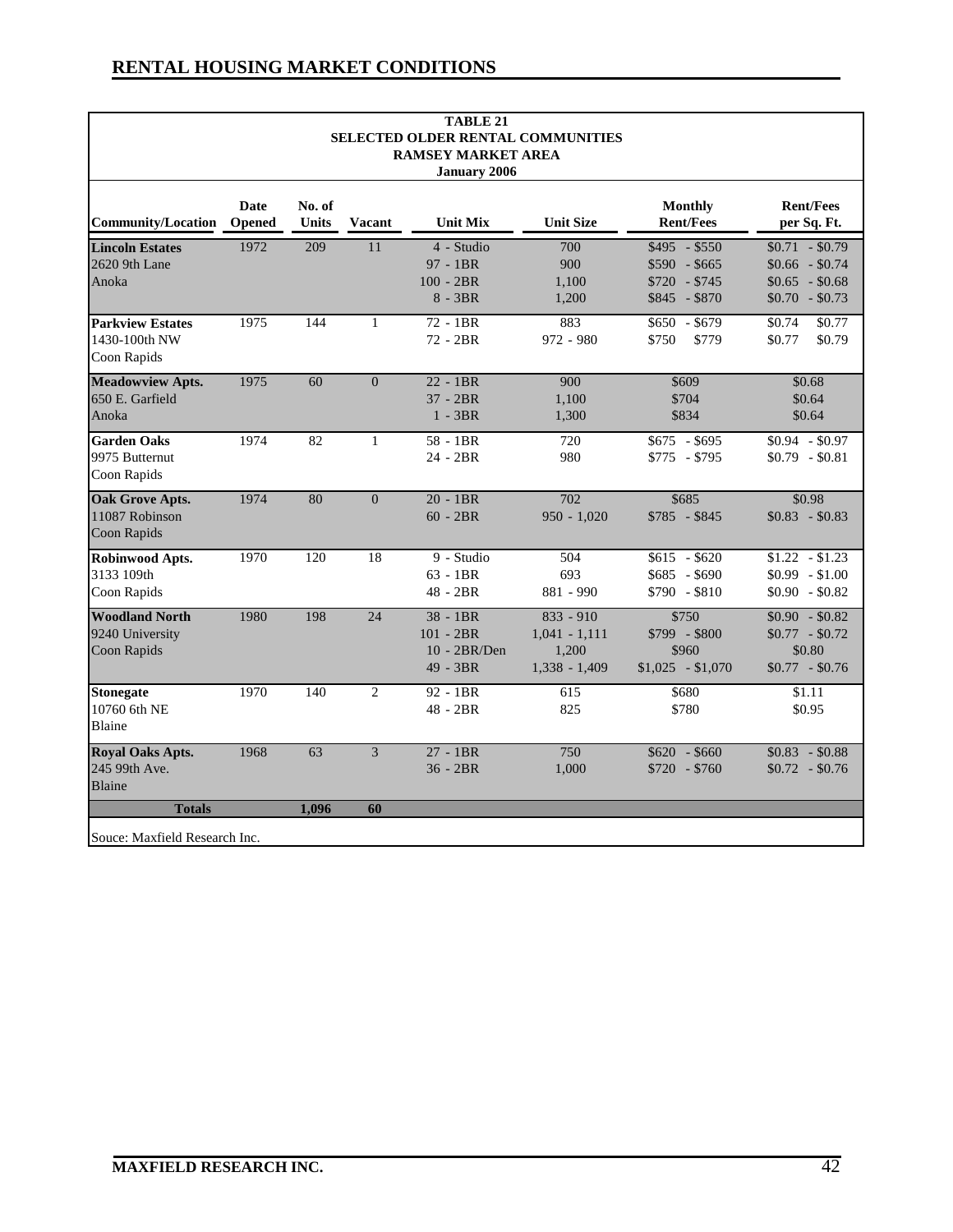## RENTAL HOUSING MARKET CONDITIONS

**TABLE 21**
**SELECTED OLDER RENTAL COMMUNITIES**
**RAMSEY MARKET AREA**
**January 2006**

| Community/Location | Date Opened | No. of Units | Vacant | Unit Mix | Unit Size | Monthly Rent/Fees | Rent/Fees per Sq. Ft. |
|---|---|---|---|---|---|---|---|
| **Lincoln Estates** | 1972 | 209 | 11 | 4 - Studio | 700 | $495 - $550 | $0.71 - $0.79 |
| 2620 9th Lane | | | | 97 - 1BR | 900 | $590 - $665 | $0.66 - $0.74 |
| Anoka | | | | 100 - 2BR | 1,100 | $720 - $745 | $0.65 - $0.68 |
| | | | | 8 - 3BR | 1,200 | $845 - $870 | $0.70 - $0.73 |
| **Parkview Estates** | 1975 | 144 | 1 | 72 - 1BR | 883 | $650 - $679 | $0.74 $0.77 |
| 1430-100th NW | | | | 72 - 2BR | 972 - 980 | $750 $779 | $0.77 $0.79 |
| Coon Rapids | | | | | | | |
| **Meadowview Apts.** | 1975 | 60 | 0 | 22 - 1BR | 900 | $609 | $0.68 |
| 650 E. Garfield | | | | 37 - 2BR | 1,100 | $704 | $0.64 |
| Anoka | | | | 1 - 3BR | 1,300 | $834 | $0.64 |
| **Garden Oaks** | 1974 | 82 | 1 | 58 - 1BR | 720 | $675 - $695 | $0.94 - $0.97 |
| 9975 Butternut | | | | 24 - 2BR | 980 | $775 - $795 | $0.79 - $0.81 |
| Coon Rapids | | | | | | | |
| **Oak Grove Apts.** | 1974 | 80 | 0 | 20 - 1BR | 702 | $685 | $0.98 |
| 11087 Robinson | | | | 60 - 2BR | 950 - 1,020 | $785 - $845 | $0.83 - $0.83 |
| Coon Rapids | | | | | | | |
| **Robinwood Apts.** | 1970 | 120 | 18 | 9 - Studio | 504 | $615 - $620 | $1.22 - $1.23 |
| 3133 109th | | | | 63 - 1BR | 693 | $685 - $690 | $0.99 - $1.00 |
| Coon Rapids | | | | 48 - 2BR | 881 - 990 | $790 - $810 | $0.90 - $0.82 |
| **Woodland North** | 1980 | 198 | 24 | 38 - 1BR | 833 - 910 | $750 | $0.90 - $0.82 |
| 9240 University | | | | 101 - 2BR | 1,041 - 1,111 | $799 - $800 | $0.77 - $0.72 |
| Coon Rapids | | | | 10 - 2BR/Den | 1,200 | $960 | $0.80 |
| | | | | 49 - 3BR | 1,338 - 1,409 | $1,025 - $1,070 | $0.77 - $0.76 |
| **Stonegate** | 1970 | 140 | 2 | 92 - 1BR | 615 | $680 | $1.11 |
| 10760 6th NE | | | | 48 - 2BR | 825 | $780 | $0.95 |
| Blaine | | | | | | | |
| **Royal Oaks Apts.** | 1968 | 63 | 3 | 27 - 1BR | 750 | $620 - $660 | $0.83 - $0.88 |
| 245 99th Ave. | | | | 36 - 2BR | 1,000 | $720 - $760 | $0.72 - $0.76 |
| Blaine | | | | | | | |
| **Totals** | | **1,096** | **60** | | | | |

Souce: Maxfield Research Inc.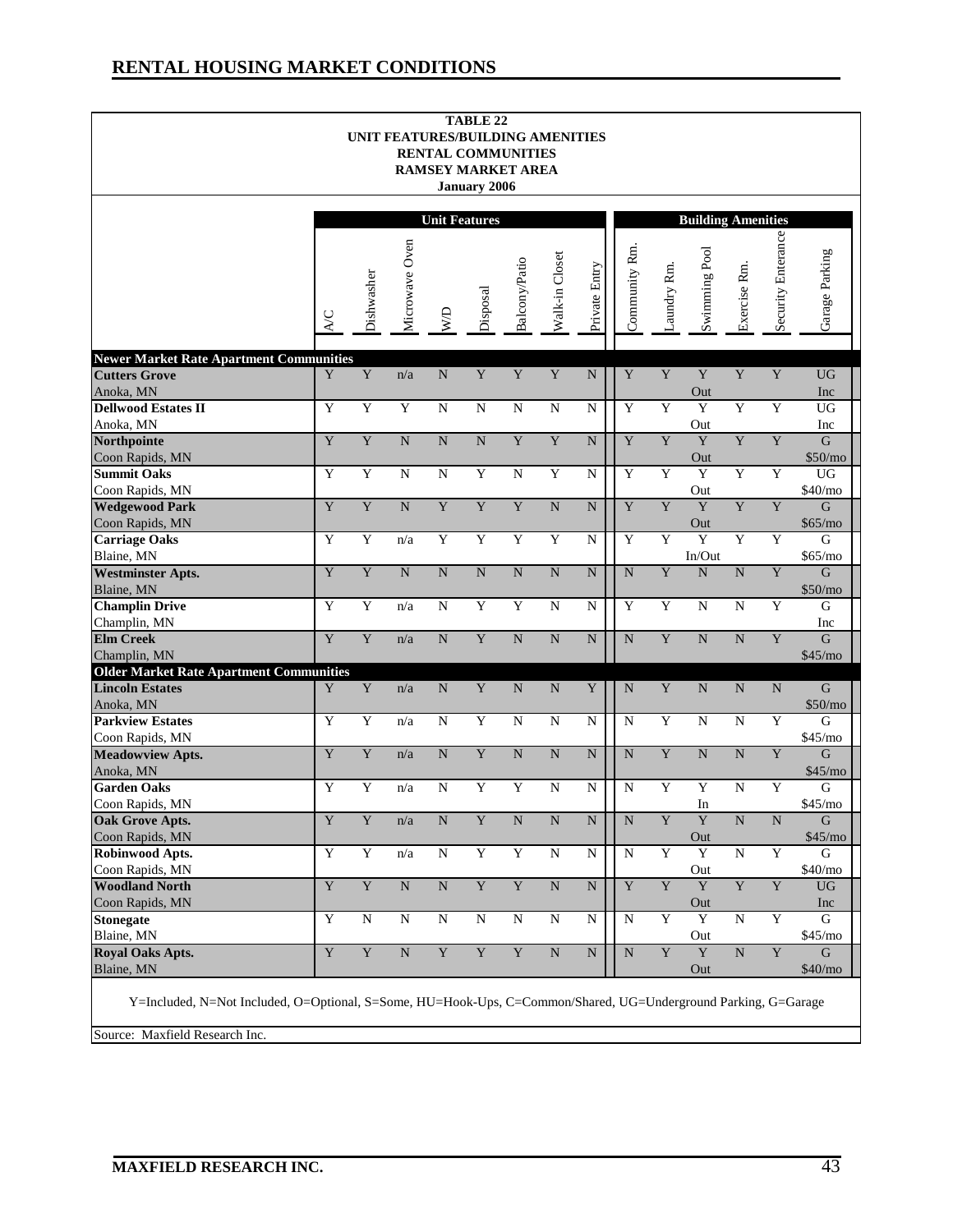## RENTAL HOUSING MARKET CONDITIONS

**TABLE 22**
**UNIT FEATURES/BUILDING AMENITIES**
**RENTAL COMMUNITIES**
**RAMSEY MARKET AREA**
**January 2006**

| | Unit Features | | | | | | | | Building Amenities | | | | | |
|---|---|---|---|---|---|---|---|---|---|---|---|---|---|---|
| | A/C | Dishwasher | Microwave Oven | W/D | Disposal | Balcony/Patio | Walk-in Closet | Private Entry | Community Rm. | Laundry Rm. | Swimming Pool | Exercise Rm. | Security Enterance | Garage Parking |
| **Newer Market Rate Apartment Communities** | | | | | | | | | | | | | | |
| **Cutters Grove** Anoka, MN | Y | Y | n/a | N | Y | Y | Y | N | Y | Y | Y Out | Y | Y | UG Inc |
| **Dellwood Estates II** Anoka, MN | Y | Y | Y | N | N | N | N | N | Y | Y | Y Out | Y | Y | UG Inc |
| **Northpointe** Coon Rapids, MN | Y | Y | N | N | N | Y | Y | N | Y | Y | Y Out | Y | Y | G $50/mo |
| **Summit Oaks** Coon Rapids, MN | Y | Y | N | N | Y | N | Y | N | Y | Y | Y Out | Y | Y | UG $40/mo |
| **Wedgewood Park** Coon Rapids, MN | Y | Y | N | Y | Y | Y | N | N | Y | Y | Y Out | Y | Y | G $65/mo |
| **Carriage Oaks** Blaine, MN | Y | Y | n/a | Y | Y | Y | Y | N | Y | Y | Y In/Out | Y | Y | G $65/mo |
| **Westminster Apts.** Blaine, MN | Y | Y | N | N | N | N | N | N | N | Y | N | N | Y | G $50/mo |
| **Champlin Drive** Champlin, MN | Y | Y | n/a | N | Y | Y | N | N | Y | Y | N | N | Y | G Inc |
| **Elm Creek** Champlin, MN | Y | Y | n/a | N | Y | N | N | N | N | Y | N | N | Y | G $45/mo |
| **Older Market Rate Apartment Communities** | | | | | | | | | | | | | | |
| **Lincoln Estates** Anoka, MN | Y | Y | n/a | N | Y | N | N | Y | N | Y | N | N | N | G $50/mo |
| **Parkview Estates** Coon Rapids, MN | Y | Y | n/a | N | Y | N | N | N | N | Y | N | N | Y | G $45/mo |
| **Meadowview Apts.** Anoka, MN | Y | Y | n/a | N | Y | N | N | N | N | Y | N | N | Y | G $45/mo |
| **Garden Oaks** Coon Rapids, MN | Y | Y | n/a | N | Y | Y | N | N | N | Y | Y In | N | Y | G $45/mo |
| **Oak Grove Apts.** Coon Rapids, MN | Y | Y | n/a | N | Y | N | N | N | N | Y | Y Out | N | N | G $45/mo |
| **Robinwood Apts.** Coon Rapids, MN | Y | Y | n/a | N | Y | Y | N | N | N | Y | Y Out | N | Y | G $40/mo |
| **Woodland North** Coon Rapids, MN | Y | Y | N | N | Y | Y | N | N | Y | Y | Y Out | Y | Y | UG Inc |
| **Stonegate** Blaine, MN | Y | N | N | N | N | N | N | N | N | Y | Y Out | N | Y | G $45/mo |
| **Royal Oaks Apts.** Blaine, MN | Y | Y | N | Y | Y | Y | N | N | N | Y | Y Out | N | Y | G $40/mo |

Y=Included, N=Not Included, O=Optional, S=Some, HU=Hook-Ups, C=Common/Shared, UG=Underground Parking, G=Garage

Source: Maxfield Research Inc.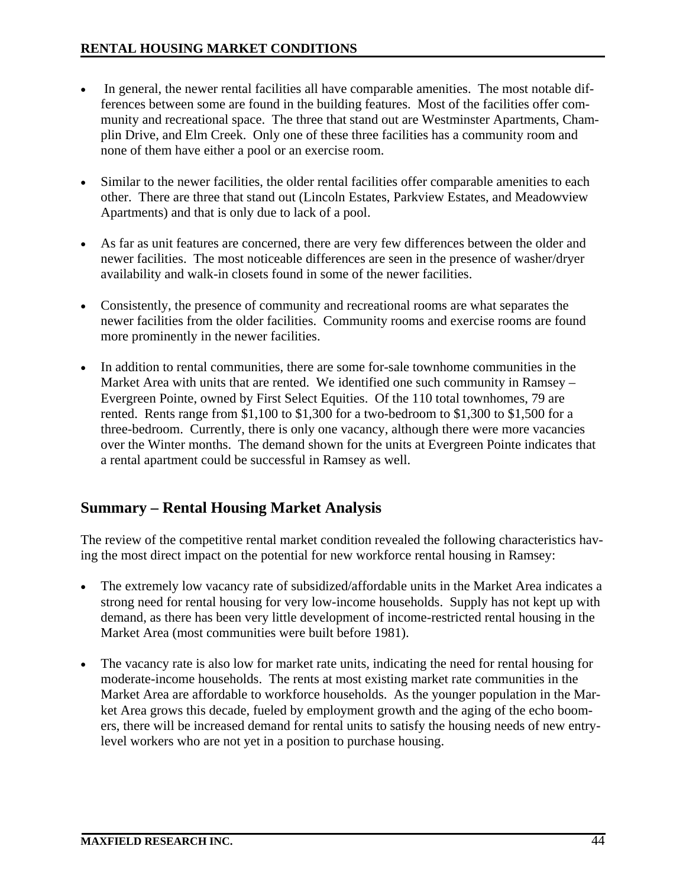- In general, the newer rental facilities all have comparable amenities. The most notable differences between some are found in the building features. Most of the facilities offer community and recreational space. The three that stand out are Westminster Apartments, Champlin Drive, and Elm Creek. Only one of these three facilities has a community room and none of them have either a pool or an exercise room.

- Similar to the newer facilities, the older rental facilities offer comparable amenities to each other. There are three that stand out (Lincoln Estates, Parkview Estates, and Meadowview Apartments) and that is only due to lack of a pool.

- As far as unit features are concerned, there are very few differences between the older and newer facilities. The most noticeable differences are seen in the presence of washer/dryer availability and walk-in closets found in some of the newer facilities.

- Consistently, the presence of community and recreational rooms are what separates the newer facilities from the older facilities. Community rooms and exercise rooms are found more prominently in the newer facilities.

- In addition to rental communities, there are some for-sale townhome communities in the Market Area with units that are rented. We identified one such community in Ramsey – Evergreen Pointe, owned by First Select Equities. Of the 110 total townhomes, 79 are rented. Rents range from $1,100 to $1,300 for a two-bedroom to $1,300 to $1,500 for a three-bedroom. Currently, there is only one vacancy, although there were more vacancies over the Winter months. The demand shown for the units at Evergreen Pointe indicates that a rental apartment could be successful in Ramsey as well.

## Summary – Rental Housing Market Analysis

The review of the competitive rental market condition revealed the following characteristics having the most direct impact on the potential for new workforce rental housing in Ramsey:

- The extremely low vacancy rate of subsidized/affordable units in the Market Area indicates a strong need for rental housing for very low-income households. Supply has not kept up with demand, as there has been very little development of income-restricted rental housing in the Market Area (most communities were built before 1981).

- The vacancy rate is also low for market rate units, indicating the need for rental housing for moderate-income households. The rents at most existing market rate communities in the Market Area are affordable to workforce households. As the younger population in the Market Area grows this decade, fueled by employment growth and the aging of the echo boomers, there will be increased demand for rental units to satisfy the housing needs of new entry-level workers who are not yet in a position to purchase housing.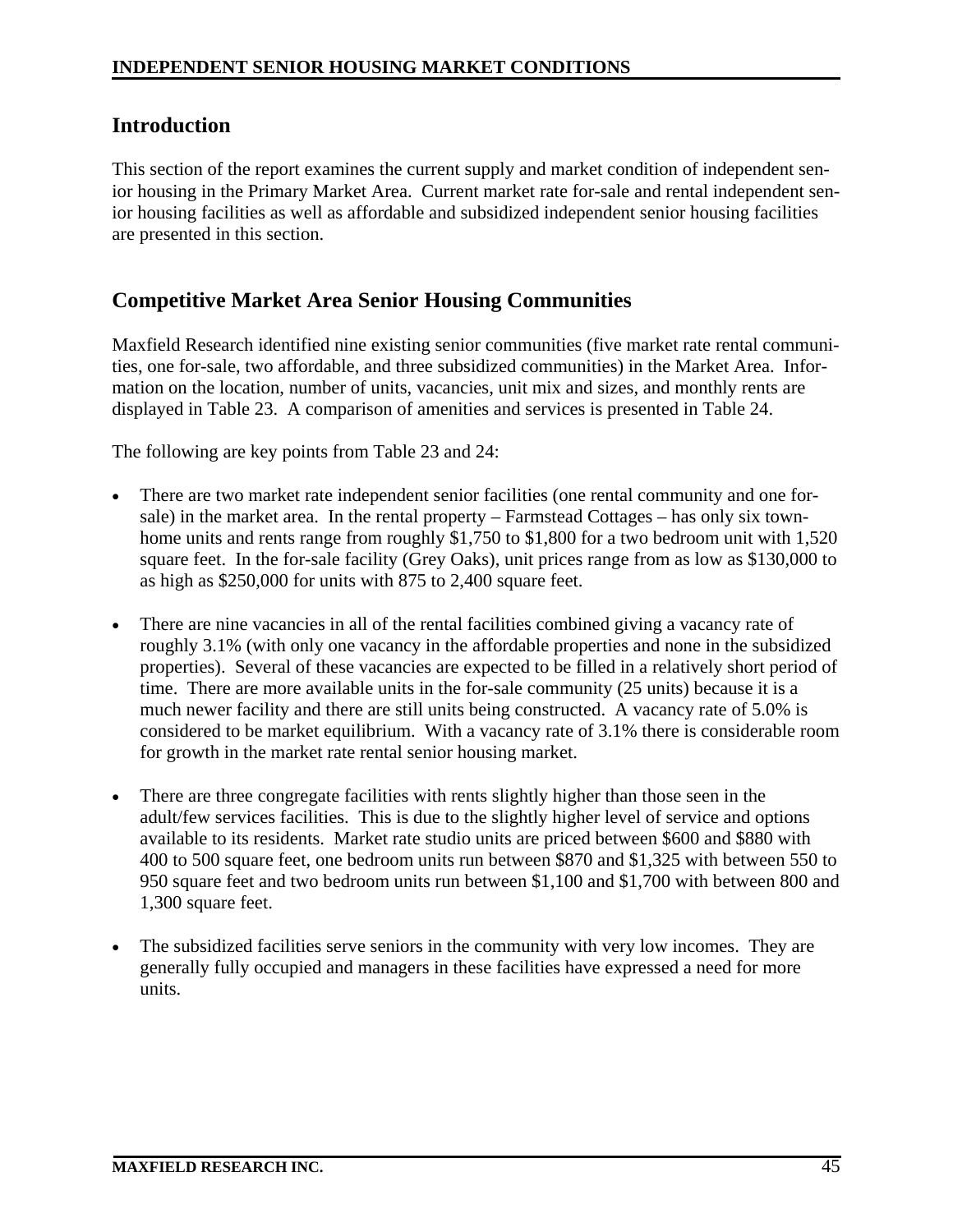## Introduction

This section of the report examines the current supply and market condition of independent senior housing in the Primary Market Area. Current market rate for-sale and rental independent senior housing facilities as well as affordable and subsidized independent senior housing facilities are presented in this section.

## Competitive Market Area Senior Housing Communities

Maxfield Research identified nine existing senior communities (five market rate rental communities, one for-sale, two affordable, and three subsidized communities) in the Market Area. Information on the location, number of units, vacancies, unit mix and sizes, and monthly rents are displayed in Table 23. A comparison of amenities and services is presented in Table 24.

The following are key points from Table 23 and 24:

- There are two market rate independent senior facilities (one rental community and one for-sale) in the market area. In the rental property – Farmstead Cottages – has only six townhome units and rents range from roughly $1,750 to $1,800 for a two bedroom unit with 1,520 square feet. In the for-sale facility (Grey Oaks), unit prices range from as low as $130,000 to as high as $250,000 for units with 875 to 2,400 square feet.

- There are nine vacancies in all of the rental facilities combined giving a vacancy rate of roughly 3.1% (with only one vacancy in the affordable properties and none in the subsidized properties). Several of these vacancies are expected to be filled in a relatively short period of time. There are more available units in the for-sale community (25 units) because it is a much newer facility and there are still units being constructed. A vacancy rate of 5.0% is considered to be market equilibrium. With a vacancy rate of 3.1% there is considerable room for growth in the market rate rental senior housing market.

- There are three congregate facilities with rents slightly higher than those seen in the adult/few services facilities. This is due to the slightly higher level of service and options available to its residents. Market rate studio units are priced between $600 and $880 with 400 to 500 square feet, one bedroom units run between $870 and $1,325 with between 550 to 950 square feet and two bedroom units run between $1,100 and $1,700 with between 800 and 1,300 square feet.

- The subsidized facilities serve seniors in the community with very low incomes. They are generally fully occupied and managers in these facilities have expressed a need for more units.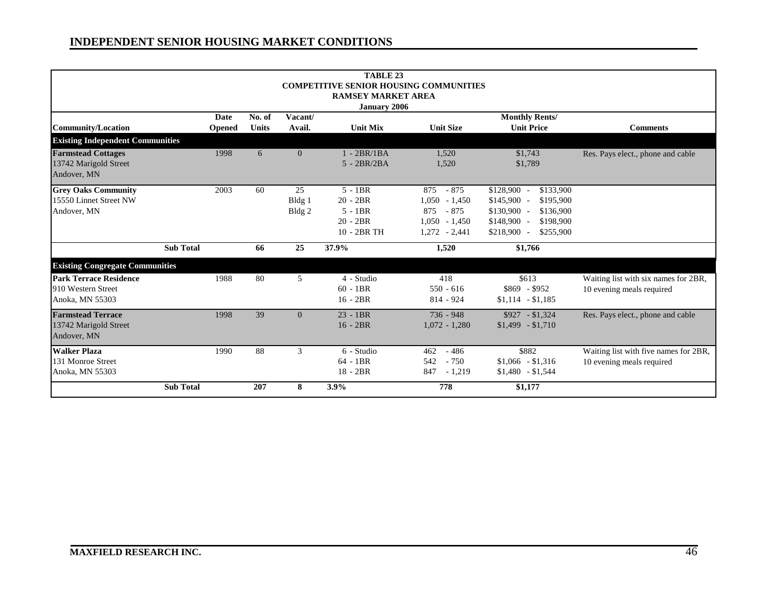## INDEPENDENT SENIOR HOUSING MARKET CONDITIONS

**TABLE 23**
**COMPETITIVE SENIOR HOUSING COMMUNITIES**
**RAMSEY MARKET AREA**
**January 2006**

| Community/Location | Date Opened | No. of Units | Vacant/ Avail. | Unit Mix | Unit Size | Monthly Rents/ Unit Price | Comments |
|---|---|---|---|---|---|---|---|
| **Existing Independent Communities** | | | | | | | |
| **Farmstead Cottages** | 1998 | 6 | 0 | 1 - 2BR/1BA | 1,520 | $1,743 | Res. Pays elect., phone and cable |
| 13742 Marigold Street | | | | 5 - 2BR/2BA | 1,520 | $1,789 | |
| Andover, MN | | | | | | | |
| **Grey Oaks Community** | 2003 | 60 | 25 | 5 - 1BR | 875 - 875 | $128,900 - $133,900 | |
| 15550 Linnet Street NW | | | Bldg 1 | 20 - 2BR | 1,050 - 1,450 | $145,900 - $195,900 | |
| Andover, MN | | | Bldg 2 | 5 - 1BR | 875 - 875 | $130,900 - $136,900 | |
| | | | | 20 - 2BR | 1,050 - 1,450 | $148,900 - $198,900 | |
| | | | | 10 - 2BR TH | 1,272 - 2,441 | $218,900 - $255,900 | |
| **Sub Total** | | **66** | **25** | **37.9%** | **1,520** | **$1,766** | |
| **Existing Congregate Communities** | | | | | | | |
| **Park Terrace Residence** | 1988 | 80 | 5 | 4 - Studio | 418 | $613 | Waiting list with six names for 2BR, |
| 910 Western Street | | | | 60 - 1BR | 550 - 616 | $869 - $952 | 10 evening meals required |
| Anoka, MN 55303 | | | | 16 - 2BR | 814 - 924 | $1,114 - $1,185 | |
| **Farmstead Terrace** | 1998 | 39 | 0 | 23 - 1BR | 736 - 948 | $927 - $1,324 | Res. Pays elect., phone and cable |
| 13742 Marigold Street | | | | 16 - 2BR | 1,072 - 1,280 | $1,499 - $1,710 | |
| Andover, MN | | | | | | | |
| **Walker Plaza** | 1990 | 88 | 3 | 6 - Studio | 462 - 486 | $882 | Waiting list with five names for 2BR, |
| 131 Monroe Street | | | | 64 - 1BR | 542 - 750 | $1,066 - $1,316 | 10 evening meals required |
| Anoka, MN 55303 | | | | 18 - 2BR | 847 - 1,219 | $1,480 - $1,544 | |
| **Sub Total** | | **207** | **8** | **3.9%** | **778** | **$1,177** | |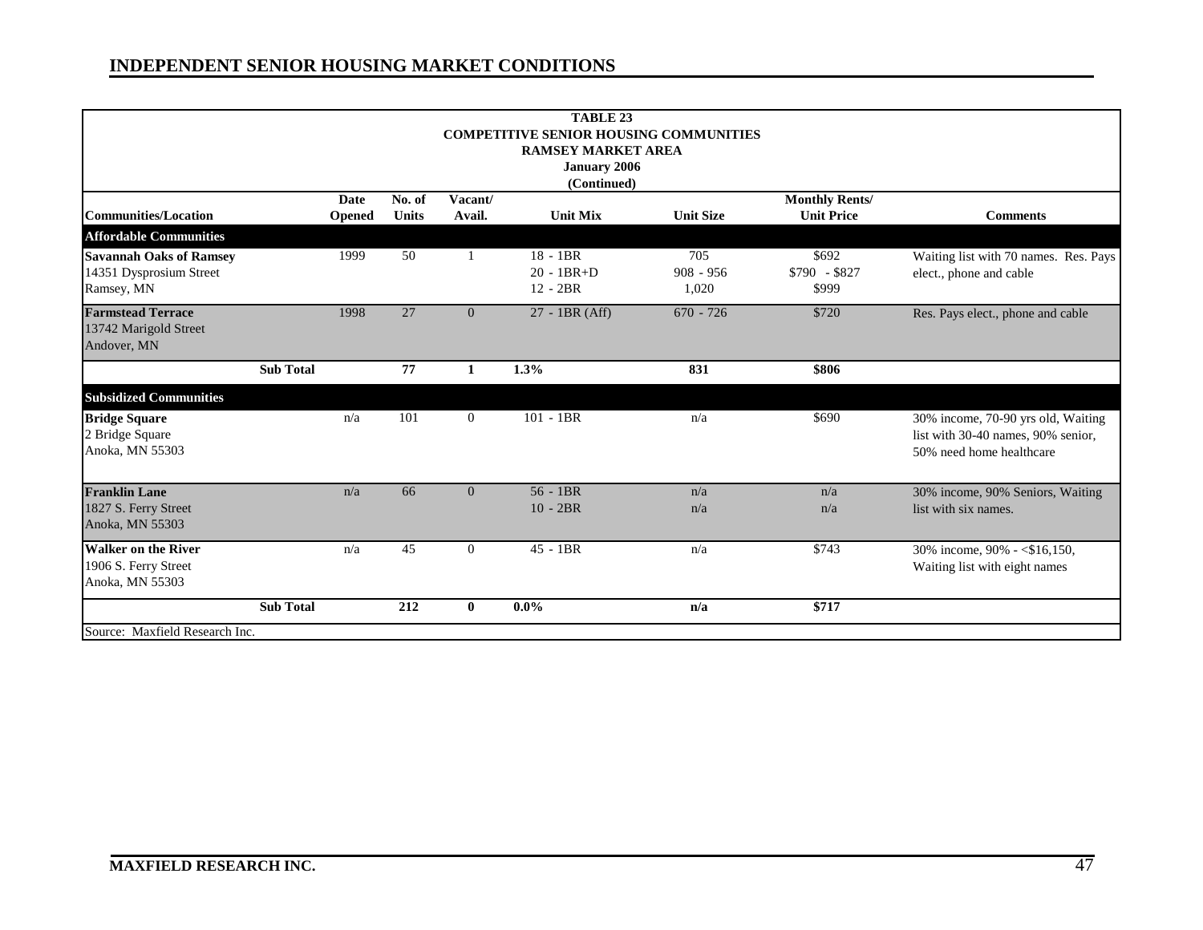## INDEPENDENT SENIOR HOUSING MARKET CONDITIONS

**TABLE 23**
**COMPETITIVE SENIOR HOUSING COMMUNITIES**
**RAMSEY MARKET AREA**
**January 2006**
**(Continued)**

| Communities/Location | Date Opened | No. of Units | Vacant/ Avail. | Unit Mix | Unit Size | Monthly Rents/ Unit Price | Comments |
|---|---|---|---|---|---|---|---|
| **Affordable Communities** | | | | | | | |
| **Savannah Oaks of Ramsey**<br>14351 Dysprosium Street<br>Ramsey, MN | 1999 | 50 | 1 | 18 - 1BR<br>20 - 1BR+D<br>12 - 2BR | 705<br>908 - 956<br>1,020 | \$692<br>\$790 - \$827<br>\$999 | Waiting list with 70 names. Res. Pays elect., phone and cable |
| **Farmstead Terrace**<br>13742 Marigold Street<br>Andover, MN | 1998 | 27 | 0 | 27 - 1BR (Aff) | 670 - 726 | \$720 | Res. Pays elect., phone and cable |
| **Sub Total** | | **77** | **1** | **1.3%** | **831** | **\$806** | |
| **Subsidized Communities** | | | | | | | |
| **Bridge Square**<br>2 Bridge Square<br>Anoka, MN 55303 | n/a | 101 | 0 | 101 - 1BR | n/a | \$690 | 30% income, 70-90 yrs old, Waiting list with 30-40 names, 90% senior, 50% need home healthcare |
| **Franklin Lane**<br>1827 S. Ferry Street<br>Anoka, MN 55303 | n/a | 66 | 0 | 56 - 1BR<br>10 - 2BR | n/a<br>n/a | n/a<br>n/a | 30% income, 90% Seniors, Waiting list with six names. |
| **Walker on the River**<br>1906 S. Ferry Street<br>Anoka, MN 55303 | n/a | 45 | 0 | 45 - 1BR | n/a | \$743 | 30% income, 90% - <\$16,150, Waiting list with eight names |
| **Sub Total** | | **212** | **0** | **0.0%** | **n/a** | **\$717** | |

Source: Maxfield Research Inc.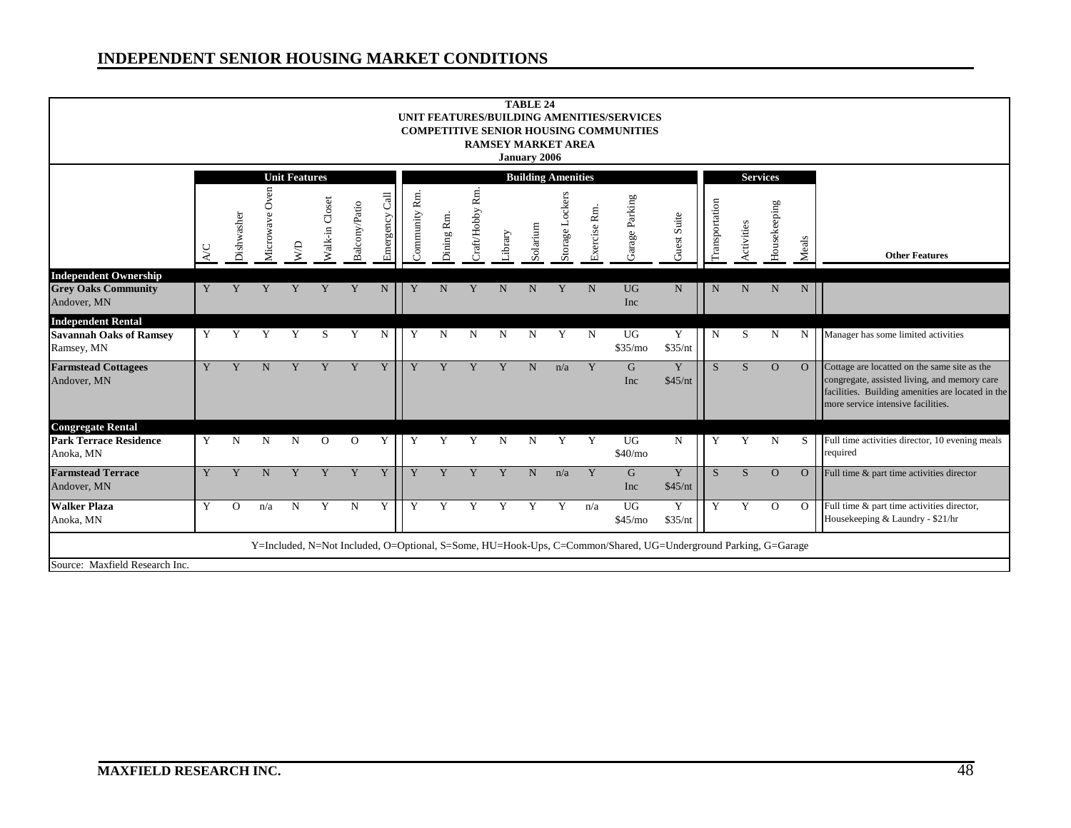## INDEPENDENT SENIOR HOUSING MARKET CONDITIONS

**TABLE 24**
**UNIT FEATURES/BUILDING AMENITIES/SERVICES**
**COMPETITIVE SENIOR HOUSING COMMUNITIES**
**RAMSEY MARKET AREA**
**January 2006**

| | Unit Features | | | | | | | Building Amenities | | | | | | | | | | Services | | | | |
|---|---|---|---|---|---|---|---|---|---|---|---|---|---|---|---|---|---|---|---|---|---|---|
| | A/C | Dishwasher | Microwave Oven | W/D | Walk-in Closet | Balcony/Patio | Emergency Call | Community Rm. | Dining Rm. | Craft/Hobby Rm. | Library | Solarium | Storage Lockers | Exercise Rm. | Garage Parking | Guest Suite | | Transportation | Activities | Housekeeping | Meals | Other Features |
| **Independent Ownership** | | | | | | | | | | | | | | | | | | | | | | |
| **Grey Oaks Community** Andover, MN | Y | Y | Y | Y | Y | Y | N | Y | N | Y | N | N | Y | N | UG Inc | N | | N | N | N | N | |
| **Independent Rental** | | | | | | | | | | | | | | | | | | | | | | |
| **Savannah Oaks of Ramsey** Ramsey, MN | Y | Y | Y | Y | S | Y | N | Y | N | N | N | N | Y | N | UG $35/mo | Y $35/nt | | N | S | N | N | Manager has some limited activities |
| **Farmstead Cottagees** Andover, MN | Y | Y | N | Y | Y | Y | Y | Y | Y | Y | Y | N | n/a | Y | G Inc | Y $45/nt | | S | S | O | O | Cottage are locatted on the same site as the congregate, assisted living, and memory care facilities. Building amenities are located in the more service intensive facilities. |
| **Congregate Rental** | | | | | | | | | | | | | | | | | | | | | | |
| **Park Terrace Residence** Anoka, MN | Y | N | N | N | O | O | Y | Y | Y | Y | N | N | Y | Y | UG $40/mo | N | | Y | Y | N | S | Full time activities director, 10 evening meals required |
| **Farmstead Terrace** Andover, MN | Y | Y | N | Y | Y | Y | Y | Y | Y | Y | Y | N | n/a | Y | G Inc | Y $45/nt | | S | S | O | O | Full time & part time activities director |
| **Walker Plaza** Anoka, MN | Y | O | n/a | N | Y | N | Y | Y | Y | Y | Y | Y | Y | n/a | UG $45/mo | Y $35/nt | | Y | Y | O | O | Full time & part time activities director, Housekeeping & Laundry - $21/hr |

Y=Included, N=Not Included, O=Optional, S=Some, HU=Hook-Ups, C=Common/Shared, UG=Underground Parking, G=Garage

Source: Maxfield Research Inc.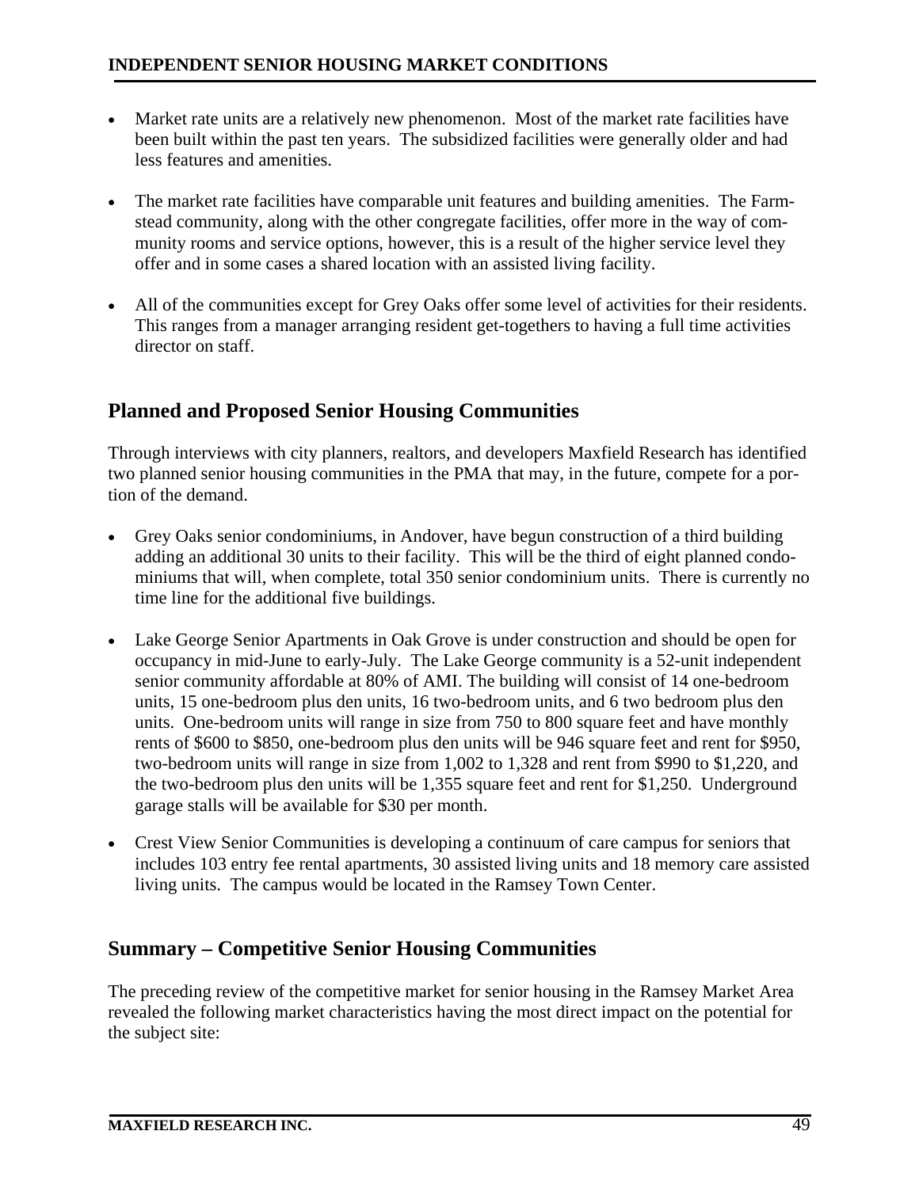- Market rate units are a relatively new phenomenon. Most of the market rate facilities have been built within the past ten years. The subsidized facilities were generally older and had less features and amenities.

- The market rate facilities have comparable unit features and building amenities. The Farmstead community, along with the other congregate facilities, offer more in the way of community rooms and service options, however, this is a result of the higher service level they offer and in some cases a shared location with an assisted living facility.

- All of the communities except for Grey Oaks offer some level of activities for their residents. This ranges from a manager arranging resident get-togethers to having a full time activities director on staff.

## Planned and Proposed Senior Housing Communities

Through interviews with city planners, realtors, and developers Maxfield Research has identified two planned senior housing communities in the PMA that may, in the future, compete for a portion of the demand.

- Grey Oaks senior condominiums, in Andover, have begun construction of a third building adding an additional 30 units to their facility. This will be the third of eight planned condominiums that will, when complete, total 350 senior condominium units. There is currently no time line for the additional five buildings.

- Lake George Senior Apartments in Oak Grove is under construction and should be open for occupancy in mid-June to early-July. The Lake George community is a 52-unit independent senior community affordable at 80% of AMI. The building will consist of 14 one-bedroom units, 15 one-bedroom plus den units, 16 two-bedroom units, and 6 two bedroom plus den units. One-bedroom units will range in size from 750 to 800 square feet and have monthly rents of $600 to $850, one-bedroom plus den units will be 946 square feet and rent for $950, two-bedroom units will range in size from 1,002 to 1,328 and rent from $990 to $1,220, and the two-bedroom plus den units will be 1,355 square feet and rent for $1,250. Underground garage stalls will be available for $30 per month.

- Crest View Senior Communities is developing a continuum of care campus for seniors that includes 103 entry fee rental apartments, 30 assisted living units and 18 memory care assisted living units. The campus would be located in the Ramsey Town Center.

## Summary – Competitive Senior Housing Communities

The preceding review of the competitive market for senior housing in the Ramsey Market Area revealed the following market characteristics having the most direct impact on the potential for the subject site: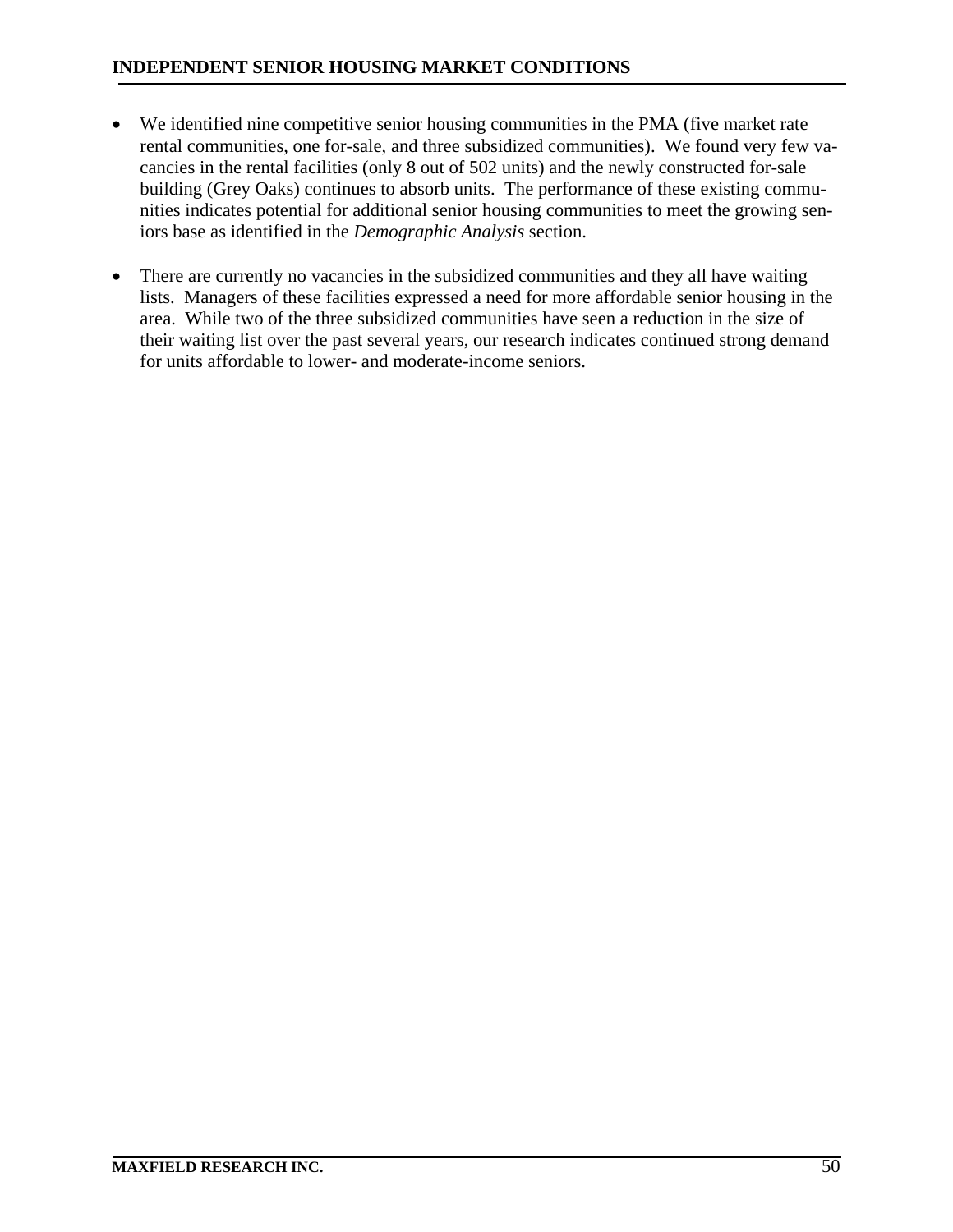- We identified nine competitive senior housing communities in the PMA (five market rate rental communities, one for-sale, and three subsidized communities). We found very few vacancies in the rental facilities (only 8 out of 502 units) and the newly constructed for-sale building (Grey Oaks) continues to absorb units. The performance of these existing communities indicates potential for additional senior housing communities to meet the growing seniors base as identified in the *Demographic Analysis* section.

- There are currently no vacancies in the subsidized communities and they all have waiting lists. Managers of these facilities expressed a need for more affordable senior housing in the area. While two of the three subsidized communities have seen a reduction in the size of their waiting list over the past several years, our research indicates continued strong demand for units affordable to lower- and moderate-income seniors.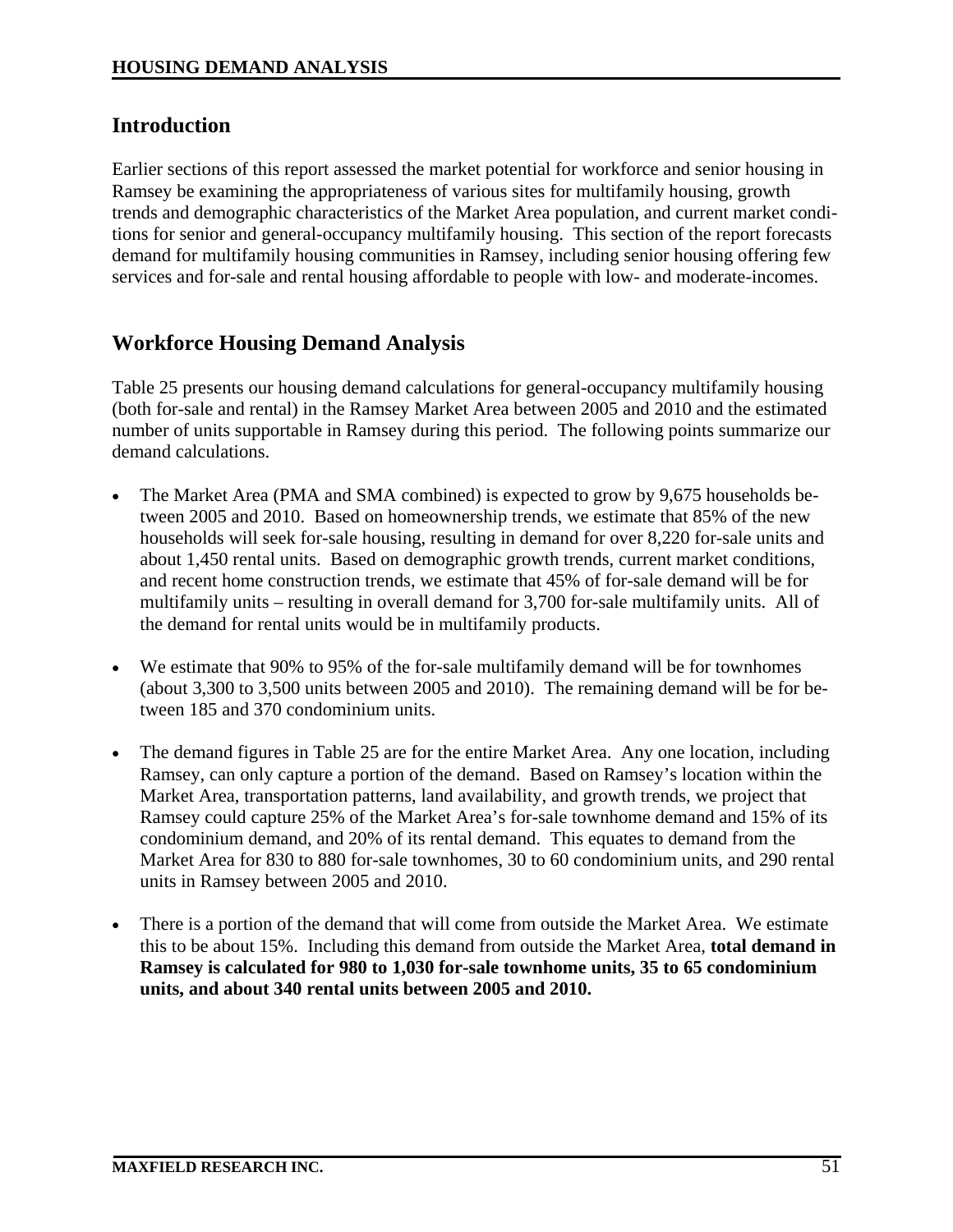## Introduction

Earlier sections of this report assessed the market potential for workforce and senior housing in Ramsey be examining the appropriateness of various sites for multifamily housing, growth trends and demographic characteristics of the Market Area population, and current market conditions for senior and general-occupancy multifamily housing. This section of the report forecasts demand for multifamily housing communities in Ramsey, including senior housing offering few services and for-sale and rental housing affordable to people with low- and moderate-incomes.

## Workforce Housing Demand Analysis

Table 25 presents our housing demand calculations for general-occupancy multifamily housing (both for-sale and rental) in the Ramsey Market Area between 2005 and 2010 and the estimated number of units supportable in Ramsey during this period. The following points summarize our demand calculations.

- The Market Area (PMA and SMA combined) is expected to grow by 9,675 households between 2005 and 2010. Based on homeownership trends, we estimate that 85% of the new households will seek for-sale housing, resulting in demand for over 8,220 for-sale units and about 1,450 rental units. Based on demographic growth trends, current market conditions, and recent home construction trends, we estimate that 45% of for-sale demand will be for multifamily units – resulting in overall demand for 3,700 for-sale multifamily units. All of the demand for rental units would be in multifamily products.

- We estimate that 90% to 95% of the for-sale multifamily demand will be for townhomes (about 3,300 to 3,500 units between 2005 and 2010). The remaining demand will be for between 185 and 370 condominium units.

- The demand figures in Table 25 are for the entire Market Area. Any one location, including Ramsey, can only capture a portion of the demand. Based on Ramsey's location within the Market Area, transportation patterns, land availability, and growth trends, we project that Ramsey could capture 25% of the Market Area's for-sale townhome demand and 15% of its condominium demand, and 20% of its rental demand. This equates to demand from the Market Area for 830 to 880 for-sale townhomes, 30 to 60 condominium units, and 290 rental units in Ramsey between 2005 and 2010.

- There is a portion of the demand that will come from outside the Market Area. We estimate this to be about 15%. Including this demand from outside the Market Area, **total demand in Ramsey is calculated for 980 to 1,030 for-sale townhome units, 35 to 65 condominium units, and about 340 rental units between 2005 and 2010.**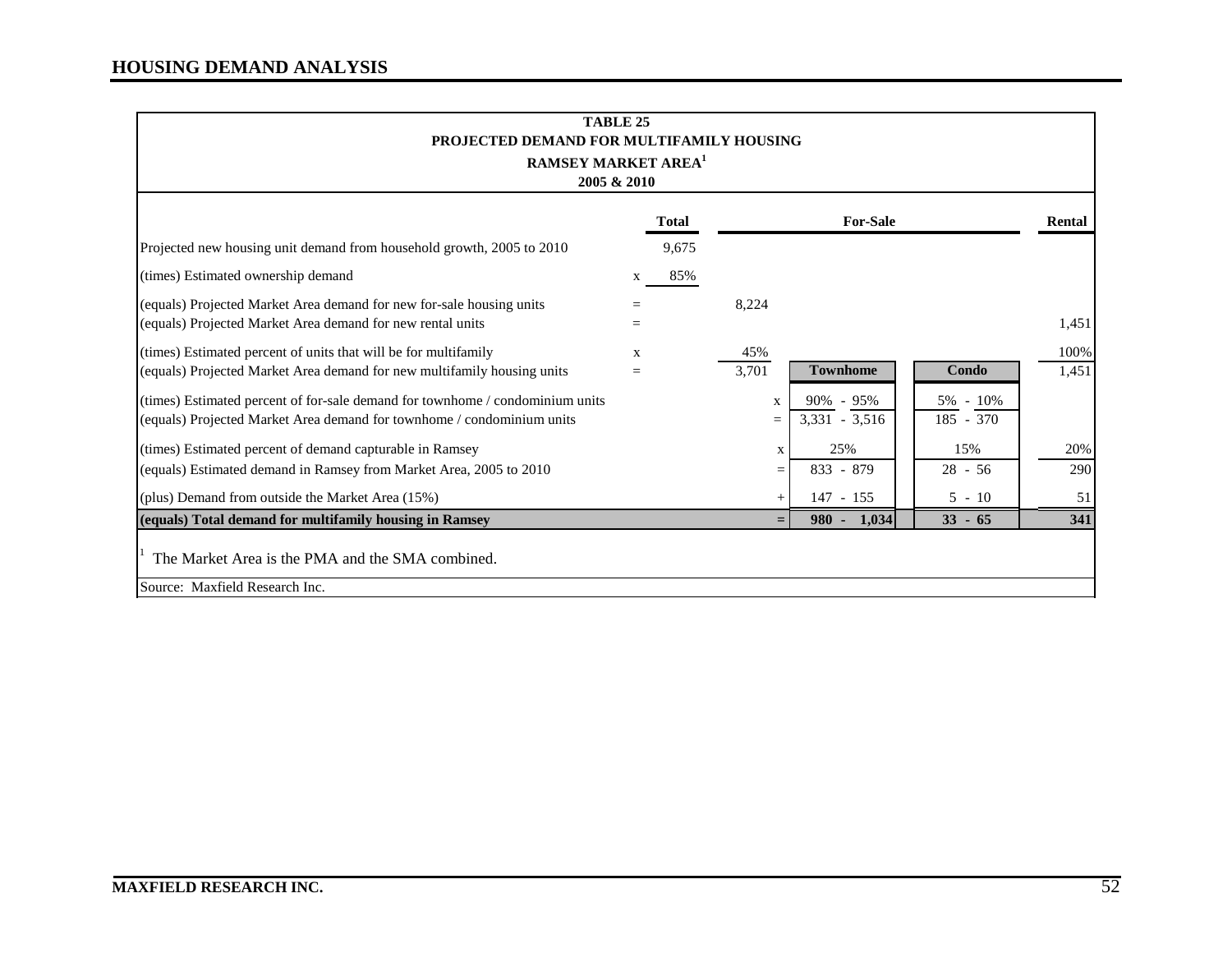## HOUSING DEMAND ANALYSIS

**TABLE 25**
**PROJECTED DEMAND FOR MULTIFAMILY HOUSING**
**RAMSEY MARKET AREA[1]**
**2005 & 2010**

| | | Total | For-Sale | | Townhome | Condo | Rental |
|---|---|---|---|---|---|---|---|
| Projected new housing unit demand from household growth, 2005 to 2010 | | 9,675 | | | | | |
| (times) Estimated ownership demand | x | 85% | | | | | |
| (equals) Projected Market Area demand for new for-sale housing units | = | | 8,224 | | | | |
| (equals) Projected Market Area demand for new rental units | = | | | | | | 1,451 |
| (times) Estimated percent of units that will be for multifamily | x | | 45% | | | | 100% |
| (equals) Projected Market Area demand for new multifamily housing units | = | | 3,701 | | | | 1,451 |
| (times) Estimated percent of for-sale demand for townhome / condominium units | | | | x | 90% - 95% | 5% - 10% | |
| (equals) Projected Market Area demand for townhome / condominium units | | | | = | 3,331 - 3,516 | 185 - 370 | |
| (times) Estimated percent of demand capturable in Ramsey | | | | x | 25% | 15% | 20% |
| (equals) Estimated demand in Ramsey from Market Area, 2005 to 2010 | | | | = | 833 - 879 | 28 - 56 | 290 |
| (plus) Demand from outside the Market Area (15%) | | | | + | 147 - 155 | 5 - 10 | 51 |
| **(equals) Total demand for multifamily housing in Ramsey** | | | | **=** | **980 - 1,034** | **33 - 65** | **341** |

[1] The Market Area is the PMA and the SMA combined.

Source: Maxfield Research Inc.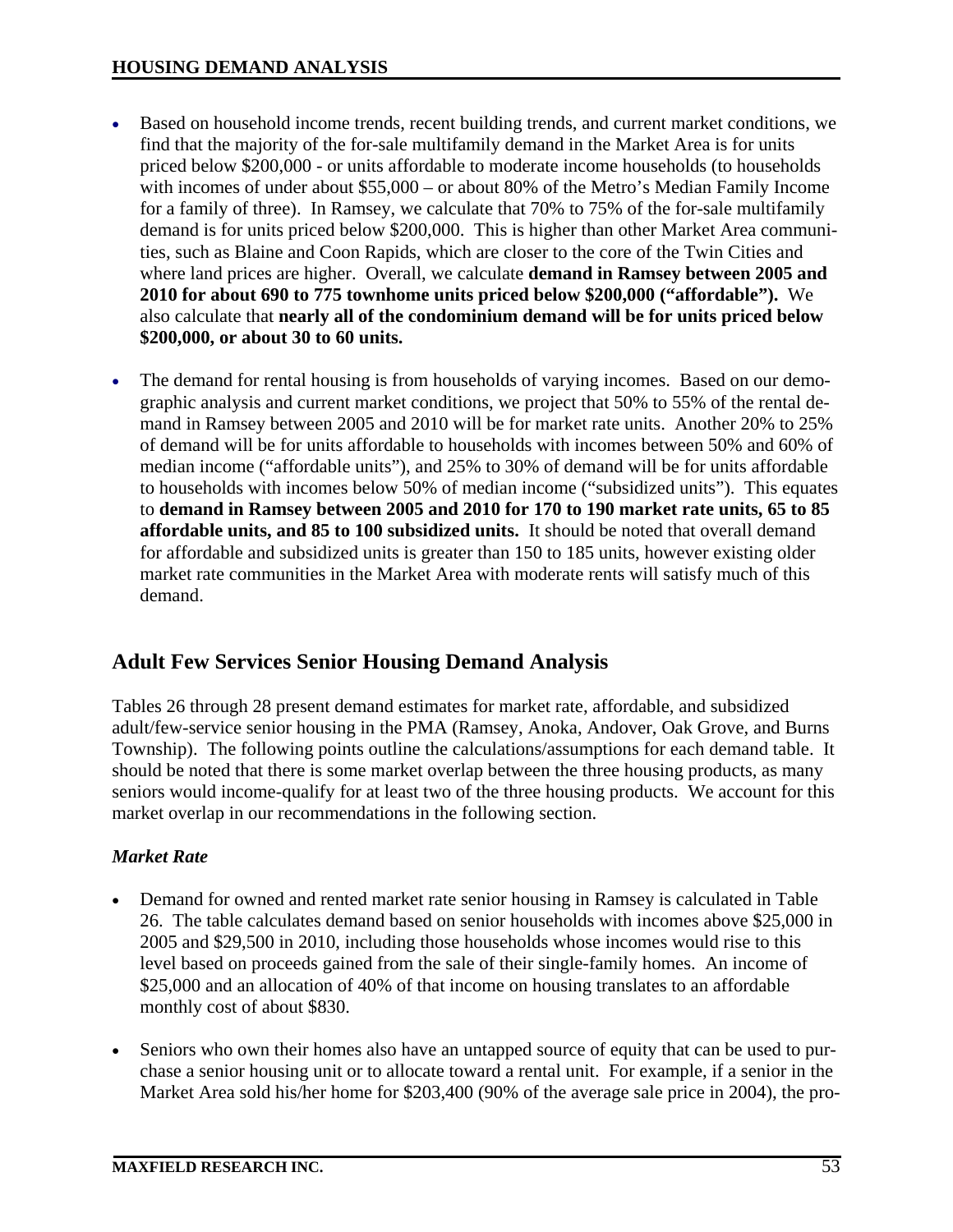- Based on household income trends, recent building trends, and current market conditions, we find that the majority of the for-sale multifamily demand in the Market Area is for units priced below $200,000 - or units affordable to moderate income households (to households with incomes of under about $55,000 – or about 80% of the Metro's Median Family Income for a family of three). In Ramsey, we calculate that 70% to 75% of the for-sale multifamily demand is for units priced below $200,000. This is higher than other Market Area communities, such as Blaine and Coon Rapids, which are closer to the core of the Twin Cities and where land prices are higher. Overall, we calculate **demand in Ramsey between 2005 and 2010 for about 690 to 775 townhome units priced below $200,000 ("affordable").** We also calculate that **nearly all of the condominium demand will be for units priced below $200,000, or about 30 to 60 units.**

- The demand for rental housing is from households of varying incomes. Based on our demographic analysis and current market conditions, we project that 50% to 55% of the rental demand in Ramsey between 2005 and 2010 will be for market rate units. Another 20% to 25% of demand will be for units affordable to households with incomes between 50% and 60% of median income ("affordable units"), and 25% to 30% of demand will be for units affordable to households with incomes below 50% of median income ("subsidized units"). This equates to **demand in Ramsey between 2005 and 2010 for 170 to 190 market rate units, 65 to 85 affordable units, and 85 to 100 subsidized units.** It should be noted that overall demand for affordable and subsidized units is greater than 150 to 185 units, however existing older market rate communities in the Market Area with moderate rents will satisfy much of this demand.

## Adult Few Services Senior Housing Demand Analysis

Tables 26 through 28 present demand estimates for market rate, affordable, and subsidized adult/few-service senior housing in the PMA (Ramsey, Anoka, Andover, Oak Grove, and Burns Township). The following points outline the calculations/assumptions for each demand table. It should be noted that there is some market overlap between the three housing products, as many seniors would income-qualify for at least two of the three housing products. We account for this market overlap in our recommendations in the following section.

### *Market Rate*

- Demand for owned and rented market rate senior housing in Ramsey is calculated in Table 26. The table calculates demand based on senior households with incomes above $25,000 in 2005 and $29,500 in 2010, including those households whose incomes would rise to this level based on proceeds gained from the sale of their single-family homes. An income of $25,000 and an allocation of 40% of that income on housing translates to an affordable monthly cost of about $830.

- Seniors who own their homes also have an untapped source of equity that can be used to purchase a senior housing unit or to allocate toward a rental unit. For example, if a senior in the Market Area sold his/her home for $203,400 (90% of the average sale price in 2004), the pro-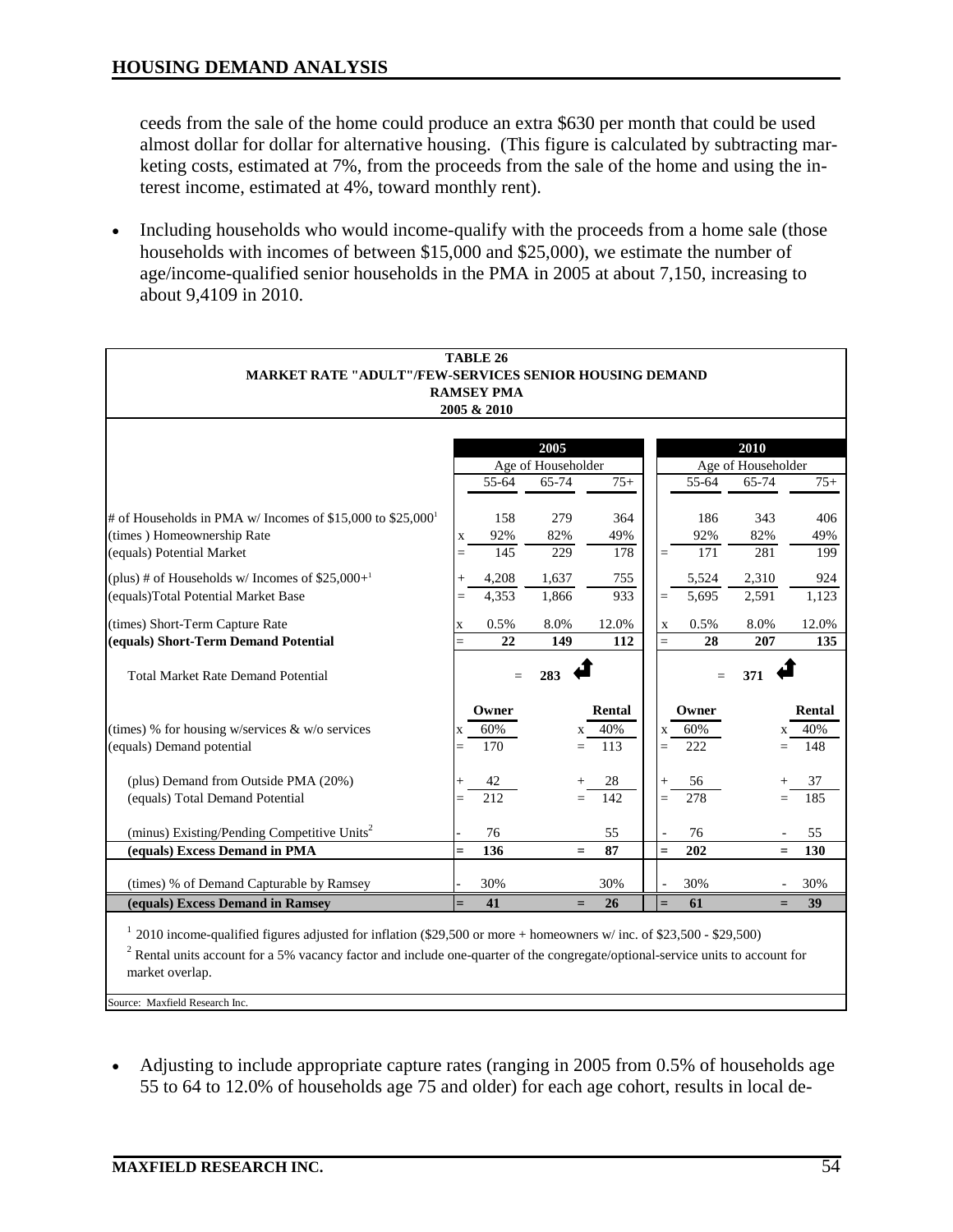ceeds from the sale of the home could produce an extra $630 per month that could be used almost dollar for dollar for alternative housing. (This figure is calculated by subtracting marketing costs, estimated at 7%, from the proceeds from the sale of the home and using the interest income, estimated at 4%, toward monthly rent).

- Including households who would income-qualify with the proceeds from a home sale (those households with incomes of between $15,000 and $25,000), we estimate the number of age/income-qualified senior households in the PMA in 2005 at about 7,150, increasing to about 9,4109 in 2010.

**TABLE 26**
**MARKET RATE "ADULT"/FEW-SERVICES SENIOR HOUSING DEMAND**
**RAMSEY PMA**
**2005 & 2010**

| | | 2005 | | | | 2010 | | |
|---|---|---|---|---|---|---|---|---|
| | | Age of Householder | | | | Age of Householder | | |
| | | 55-64 | 65-74 | 75+ | | 55-64 | 65-74 | 75+ |
| # of Households in PMA w/ Incomes of $15,000 to $25,000[1] | | 158 | 279 | 364 | | 186 | 343 | 406 |
| (times ) Homeownership Rate | x | 92% | 82% | 49% | | 92% | 82% | 49% |
| (equals) Potential Market | = | 145 | 229 | 178 | = | 171 | 281 | 199 |
| (plus) # of Households w/ Incomes of $25,000+[1] | + | 4,208 | 1,637 | 755 | | 5,524 | 2,310 | 924 |
| (equals)Total Potential Market Base | = | 4,353 | 1,866 | 933 | = | 5,695 | 2,591 | 1,123 |
| (times) Short-Term Capture Rate | x | 0.5% | 8.0% | 12.0% | x | 0.5% | 8.0% | 12.0% |
| **(equals) Short-Term Demand Potential** | = | **22** | **149** | **112** | = | **28** | **207** | **135** |
| Total Market Rate Demand Potential | | = | **283** | | | = | **371** | |
| | | **Owner** | | **Rental** | | **Owner** | | **Rental** |
| (times) % for housing w/services & w/o services | x | 60% | x | 40% | x | 60% | x | 40% |
| (equals) Demand potential | = | 170 | = | 113 | = | 222 | = | 148 |
| (plus) Demand from Outside PMA (20%) | + | 42 | + | 28 | + | 56 | + | 37 |
| (equals) Total Demand Potential | = | 212 | = | 142 | = | 278 | = | 185 |
| (minus) Existing/Pending Competitive Units[2] | - | 76 | | 55 | - | 76 | - | 55 |
| **(equals) Excess Demand in PMA** | **=** | **136** | **=** | **87** | **=** | **202** | **=** | **130** |
| (times) % of Demand Capturable by Ramsey | - | 30% | | 30% | - | 30% | - | 30% |
| **(equals) Excess Demand in Ramsey** | **=** | **41** | **=** | **26** | **=** | **61** | **=** | **39** |

[1] 2010 income-qualified figures adjusted for inflation ($29,500 or more + homeowners w/ inc. of $23,500 - $29,500)

[2] Rental units account for a 5% vacancy factor and include one-quarter of the congregate/optional-service units to account for market overlap.

Source: Maxfield Research Inc.

- Adjusting to include appropriate capture rates (ranging in 2005 from 0.5% of households age 55 to 64 to 12.0% of households age 75 and older) for each age cohort, results in local de-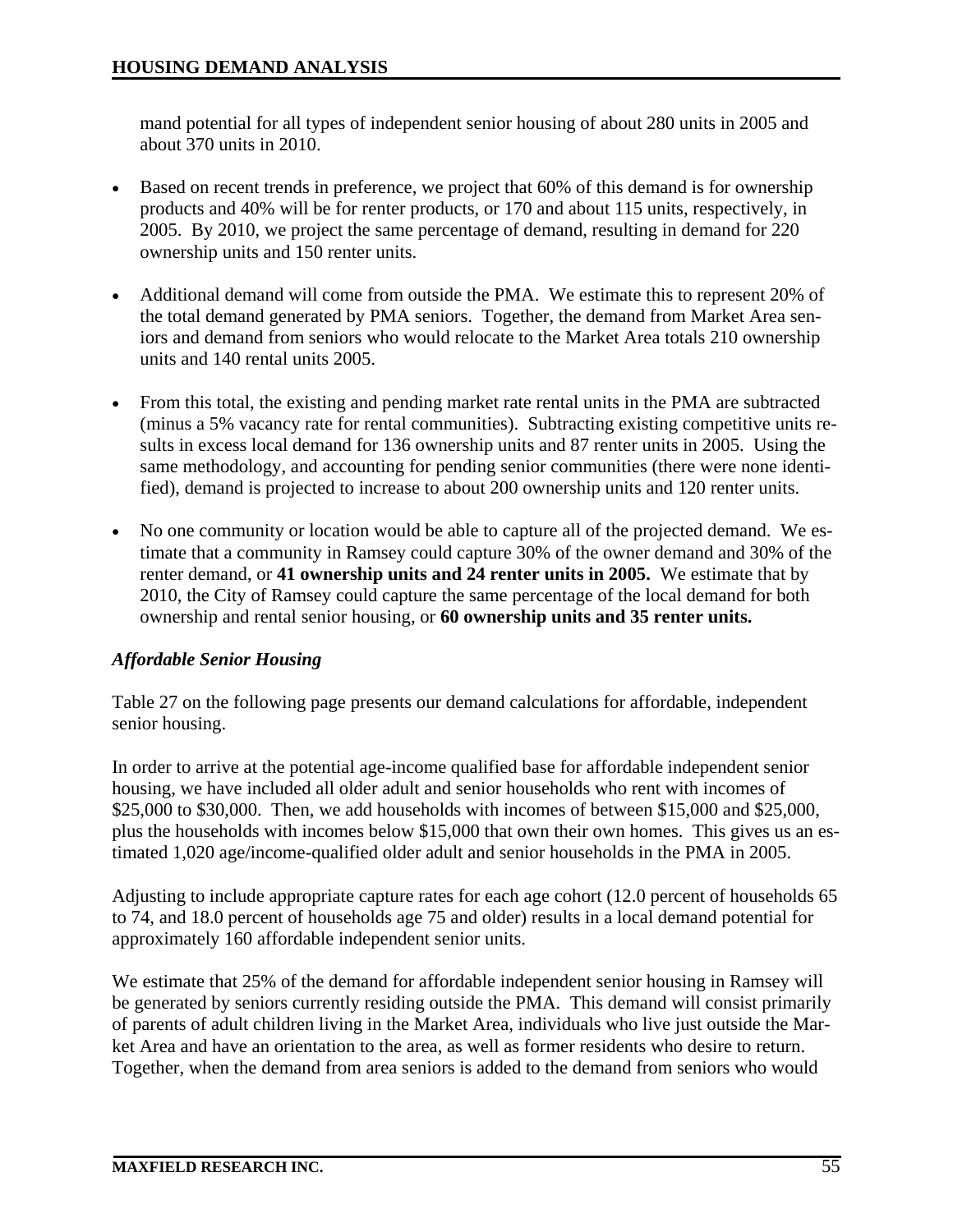mand potential for all types of independent senior housing of about 280 units in 2005 and about 370 units in 2010.

- Based on recent trends in preference, we project that 60% of this demand is for ownership products and 40% will be for renter products, or 170 and about 115 units, respectively, in 2005. By 2010, we project the same percentage of demand, resulting in demand for 220 ownership units and 150 renter units.

- Additional demand will come from outside the PMA. We estimate this to represent 20% of the total demand generated by PMA seniors. Together, the demand from Market Area seniors and demand from seniors who would relocate to the Market Area totals 210 ownership units and 140 rental units 2005.

- From this total, the existing and pending market rate rental units in the PMA are subtracted (minus a 5% vacancy rate for rental communities). Subtracting existing competitive units results in excess local demand for 136 ownership units and 87 renter units in 2005. Using the same methodology, and accounting for pending senior communities (there were none identified), demand is projected to increase to about 200 ownership units and 120 renter units.

- No one community or location would be able to capture all of the projected demand. We estimate that a community in Ramsey could capture 30% of the owner demand and 30% of the renter demand, or **41 ownership units and 24 renter units in 2005.** We estimate that by 2010, the City of Ramsey could capture the same percentage of the local demand for both ownership and rental senior housing, or **60 ownership units and 35 renter units.**

### *Affordable Senior Housing*

Table 27 on the following page presents our demand calculations for affordable, independent senior housing.

In order to arrive at the potential age-income qualified base for affordable independent senior housing, we have included all older adult and senior households who rent with incomes of $25,000 to $30,000. Then, we add households with incomes of between $15,000 and $25,000, plus the households with incomes below $15,000 that own their own homes. This gives us an estimated 1,020 age/income-qualified older adult and senior households in the PMA in 2005.

Adjusting to include appropriate capture rates for each age cohort (12.0 percent of households 65 to 74, and 18.0 percent of households age 75 and older) results in a local demand potential for approximately 160 affordable independent senior units.

We estimate that 25% of the demand for affordable independent senior housing in Ramsey will be generated by seniors currently residing outside the PMA. This demand will consist primarily of parents of adult children living in the Market Area, individuals who live just outside the Market Area and have an orientation to the area, as well as former residents who desire to return. Together, when the demand from area seniors is added to the demand from seniors who would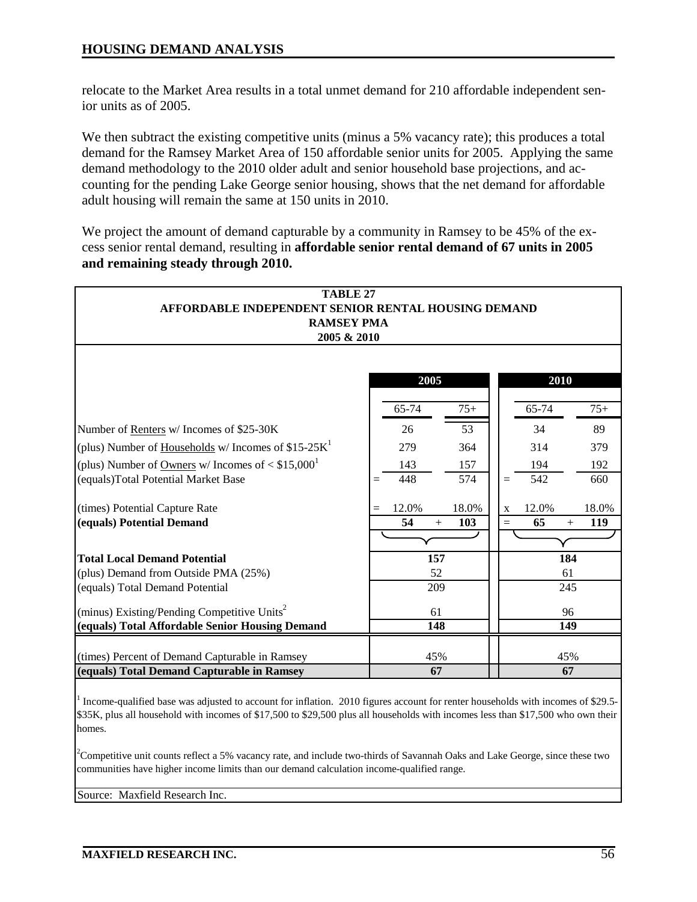relocate to the Market Area results in a total unmet demand for 210 affordable independent senior units as of 2005.

We then subtract the existing competitive units (minus a 5% vacancy rate); this produces a total demand for the Ramsey Market Area of 150 affordable senior units for 2005. Applying the same demand methodology to the 2010 older adult and senior household base projections, and accounting for the pending Lake George senior housing, shows that the net demand for affordable adult housing will remain the same at 150 units in 2010.

We project the amount of demand capturable by a community in Ramsey to be 45% of the excess senior rental demand, resulting in **affordable senior rental demand of 67 units in 2005 and remaining steady through 2010.**

**TABLE 27**
**AFFORDABLE INDEPENDENT SENIOR RENTAL HOUSING DEMAND**
**RAMSEY PMA**
**2005 & 2010**

| | 2005 | | 2010 | |
|---|---|---|---|---|
| | 65-74 | 75+ | 65-74 | 75+ |
| Number of Renters w/ Incomes of $25-30K | 26 | 53 | 34 | 89 |
| (plus) Number of Households w/ Incomes of $15-25K[1] | 279 | 364 | 314 | 379 |
| (plus) Number of Owners w/ Incomes of < $15,000[1] | 143 | 157 | 194 | 192 |
| (equals) Total Potential Market Base | = 448 | 574 | = 542 | 660 |
| (times) Potential Capture Rate | = 12.0% | 18.0% | x 12.0% | 18.0% |
| **(equals) Potential Demand** | **54** | + **103** | = **65** | + **119** |
| **Total Local Demand Potential** | **157** | | **184** | |
| (plus) Demand from Outside PMA (25%) | 52 | | 61 | |
| (equals) Total Demand Potential | 209 | | 245 | |
| (minus) Existing/Pending Competitive Units[2] | 61 | | 96 | |
| **(equals) Total Affordable Senior Housing Demand** | **148** | | **149** | |
| (times) Percent of Demand Capturable in Ramsey | 45% | | 45% | |
| **(equals) Total Demand Capturable in Ramsey** | **67** | | **67** | |

[1] Income-qualified base was adjusted to account for inflation. 2010 figures account for renter households with incomes of $29.5-$35K, plus all household with incomes of $17,500 to $29,500 plus all households with incomes less than $17,500 who own their homes.

[2] Competitive unit counts reflect a 5% vacancy rate, and include two-thirds of Savannah Oaks and Lake George, since these two communities have higher income limits than our demand calculation income-qualified range.

Source: Maxfield Research Inc.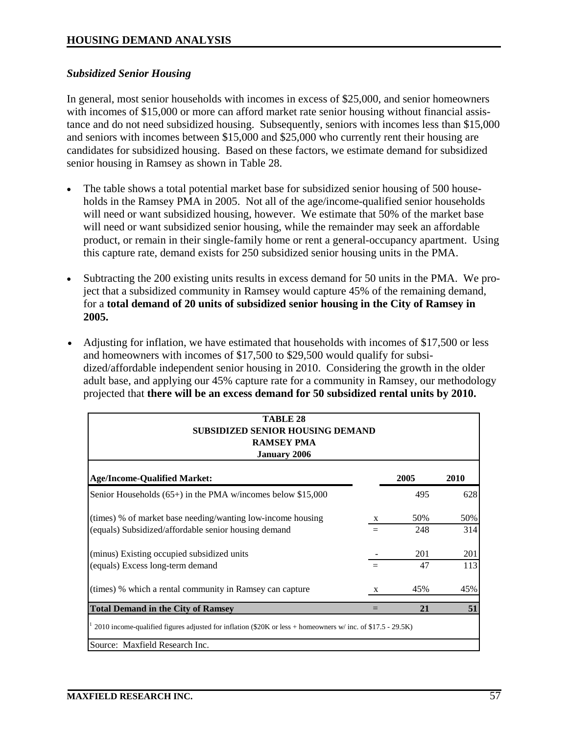## HOUSING DEMAND ANALYSIS

### *Subsidized Senior Housing*

In general, most senior households with incomes in excess of $25,000, and senior homeowners with incomes of $15,000 or more can afford market rate senior housing without financial assistance and do not need subsidized housing. Subsequently, seniors with incomes less than $15,000 and seniors with incomes between $15,000 and $25,000 who currently rent their housing are candidates for subsidized housing. Based on these factors, we estimate demand for subsidized senior housing in Ramsey as shown in Table 28.

- The table shows a total potential market base for subsidized senior housing of 500 households in the Ramsey PMA in 2005. Not all of the age/income-qualified senior households will need or want subsidized housing, however. We estimate that 50% of the market base will need or want subsidized senior housing, while the remainder may seek an affordable product, or remain in their single-family home or rent a general-occupancy apartment. Using this capture rate, demand exists for 250 subsidized senior housing units in the PMA.

- Subtracting the 200 existing units results in excess demand for 50 units in the PMA. We project that a subsidized community in Ramsey would capture 45% of the remaining demand, for a **total demand of 20 units of subsidized senior housing in the City of Ramsey in 2005.**

- Adjusting for inflation, we have estimated that households with incomes of $17,500 or less and homeowners with incomes of $17,500 to $29,500 would qualify for subsidized/affordable independent senior housing in 2010. Considering the growth in the older adult base, and applying our 45% capture rate for a community in Ramsey, our methodology projected that **there will be an excess demand for 50 subsidized rental units by 2010.**

**TABLE 28**
**SUBSIDIZED SENIOR HOUSING DEMAND**
**RAMSEY PMA**
**January 2006**

| **Age/Income-Qualified Market:** | | **2005** | **2010** |
|---|---|---|---|
| Senior Households (65+) in the PMA w/incomes below $15,000 | | 495 | 628 |
| (times) % of market base needing/wanting low-income housing | x | 50% | 50% |
| (equals) Subsidized/affordable senior housing demand | = | 248 | 314 |
| (minus) Existing occupied subsidized units | - | 201 | 201 |
| (equals) Excess long-term demand | = | 47 | 113 |
| (times) % which a rental community in Ramsey can capture | x | 45% | 45% |
| **Total Demand in the City of Ramsey** | = | **21** | **51** |

[1] 2010 income-qualified figures adjusted for inflation ($20K or less + homeowners w/ inc. of $17.5 - 29.5K)

Source: Maxfield Research Inc.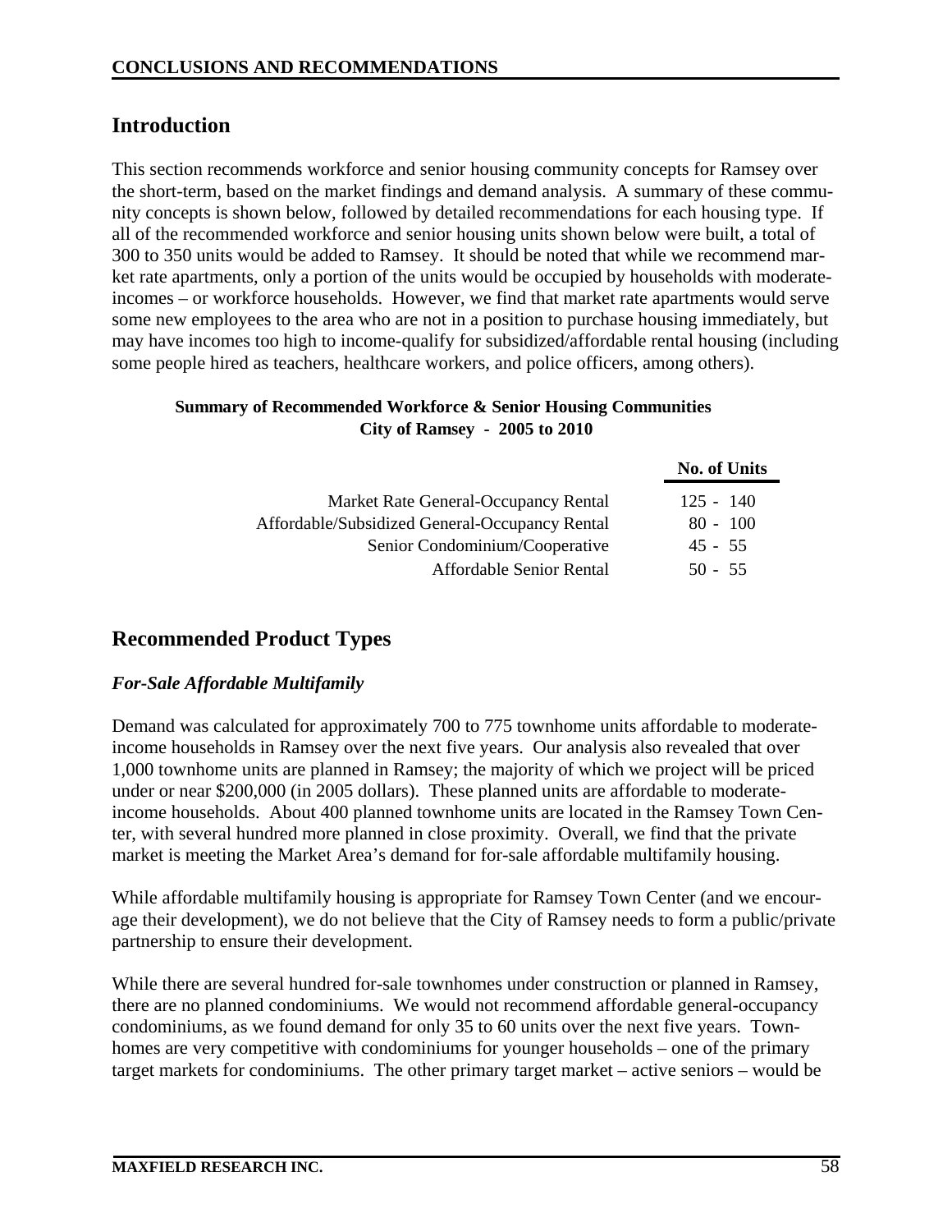## CONCLUSIONS AND RECOMMENDATIONS

### Introduction

This section recommends workforce and senior housing community concepts for Ramsey over the short-term, based on the market findings and demand analysis. A summary of these community concepts is shown below, followed by detailed recommendations for each housing type. If all of the recommended workforce and senior housing units shown below were built, a total of 300 to 350 units would be added to Ramsey. It should be noted that while we recommend market rate apartments, only a portion of the units would be occupied by households with moderate-incomes – or workforce households. However, we find that market rate apartments would serve some new employees to the area who are not in a position to purchase housing immediately, but may have incomes too high to income-qualify for subsidized/affordable rental housing (including some people hired as teachers, healthcare workers, and police officers, among others).

**Summary of Recommended Workforce & Senior Housing Communities**
**City of Ramsey - 2005 to 2010**

| | No. of Units |
|---|---|
| Market Rate General-Occupancy Rental | 125 - 140 |
| Affordable/Subsidized General-Occupancy Rental | 80 - 100 |
| Senior Condominium/Cooperative | 45 - 55 |
| Affordable Senior Rental | 50 - 55 |

### Recommended Product Types

#### *For-Sale Affordable Multifamily*

Demand was calculated for approximately 700 to 775 townhome units affordable to moderate-income households in Ramsey over the next five years. Our analysis also revealed that over 1,000 townhome units are planned in Ramsey; the majority of which we project will be priced under or near $200,000 (in 2005 dollars). These planned units are affordable to moderate-income households. About 400 planned townhome units are located in the Ramsey Town Center, with several hundred more planned in close proximity. Overall, we find that the private market is meeting the Market Area's demand for for-sale affordable multifamily housing.

While affordable multifamily housing is appropriate for Ramsey Town Center (and we encourage their development), we do not believe that the City of Ramsey needs to form a public/private partnership to ensure their development.

While there are several hundred for-sale townhomes under construction or planned in Ramsey, there are no planned condominiums. We would not recommend affordable general-occupancy condominiums, as we found demand for only 35 to 60 units over the next five years. Townhomes are very competitive with condominiums for younger households – one of the primary target markets for condominiums. The other primary target market – active seniors – would be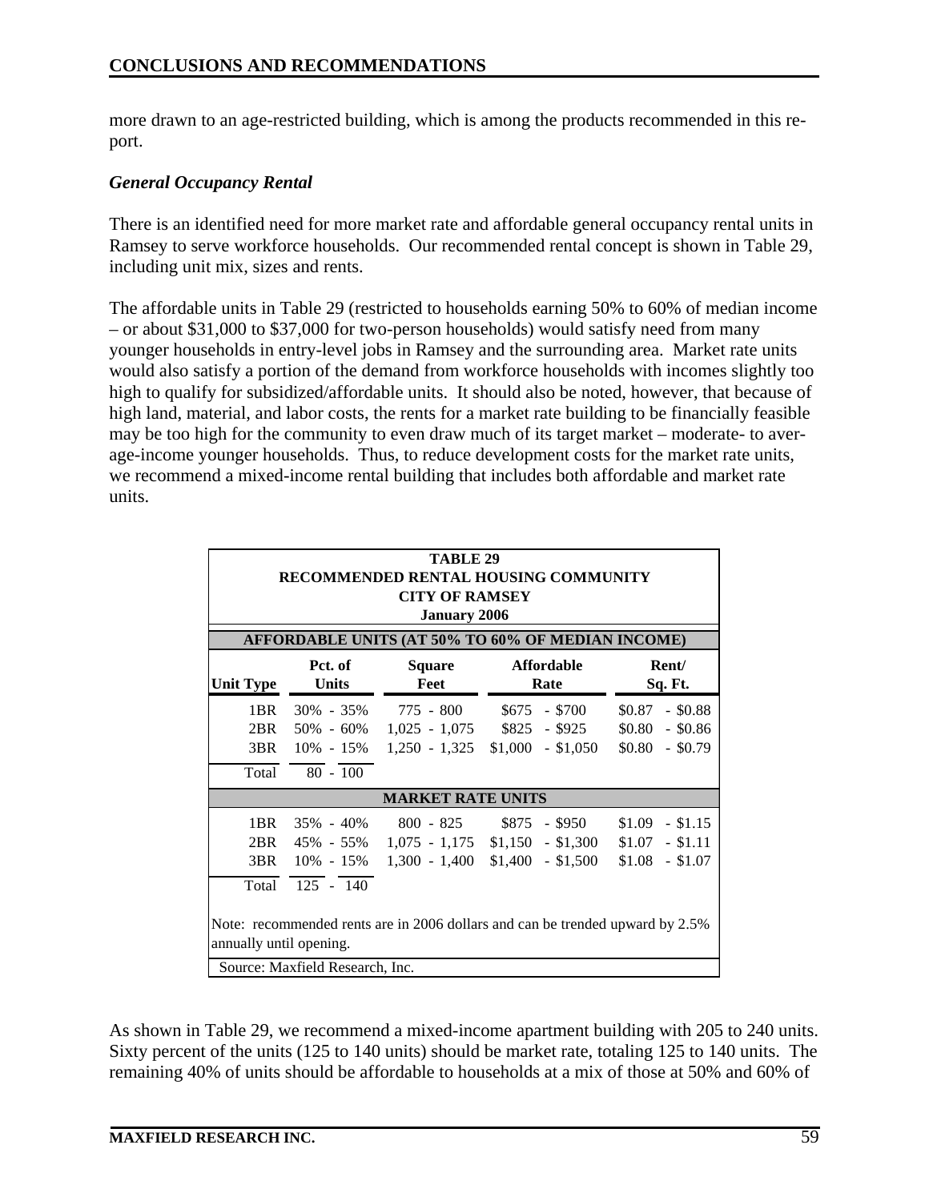more drawn to an age-restricted building, which is among the products recommended in this report.

### *General Occupancy Rental*

There is an identified need for more market rate and affordable general occupancy rental units in Ramsey to serve workforce households. Our recommended rental concept is shown in Table 29, including unit mix, sizes and rents.

The affordable units in Table 29 (restricted to households earning 50% to 60% of median income – or about $31,000 to $37,000 for two-person households) would satisfy need from many younger households in entry-level jobs in Ramsey and the surrounding area. Market rate units would also satisfy a portion of the demand from workforce households with incomes slightly too high to qualify for subsidized/affordable units. It should also be noted, however, that because of high land, material, and labor costs, the rents for a market rate building to be financially feasible may be too high for the community to even draw much of its target market – moderate- to average-income younger households. Thus, to reduce development costs for the market rate units, we recommend a mixed-income rental building that includes both affordable and market rate units.

**TABLE 29**
**RECOMMENDED RENTAL HOUSING COMMUNITY**
**CITY OF RAMSEY**
**January 2006**

| Unit Type | Pct. of Units | Square Feet | Affordable Rate | Rent/ Sq. Ft. |
|---|---|---|---|---|
| **AFFORDABLE UNITS (AT 50% TO 60% OF MEDIAN INCOME)** | | | | |
| 1BR | 30% - 35% | 775 - 800 | $675 - $700 | $0.87 - $0.88 |
| 2BR | 50% - 60% | 1,025 - 1,075 | $825 - $925 | $0.80 - $0.86 |
| 3BR | 10% - 15% | 1,250 - 1,325 | $1,000 - $1,050 | $0.80 - $0.79 |
| Total | 80 - 100 | | | |
| **MARKET RATE UNITS** | | | | |
| 1BR | 35% - 40% | 800 - 825 | $875 - $950 | $1.09 - $1.15 |
| 2BR | 45% - 55% | 1,075 - 1,175 | $1,150 - $1,300 | $1.07 - $1.11 |
| 3BR | 10% - 15% | 1,300 - 1,400 | $1,400 - $1,500 | $1.08 - $1.07 |
| Total | 125 - 140 | | | |

Note: recommended rents are in 2006 dollars and can be trended upward by 2.5% annually until opening.

Source: Maxfield Research, Inc.

As shown in Table 29, we recommend a mixed-income apartment building with 205 to 240 units. Sixty percent of the units (125 to 140 units) should be market rate, totaling 125 to 140 units. The remaining 40% of units should be affordable to households at a mix of those at 50% and 60% of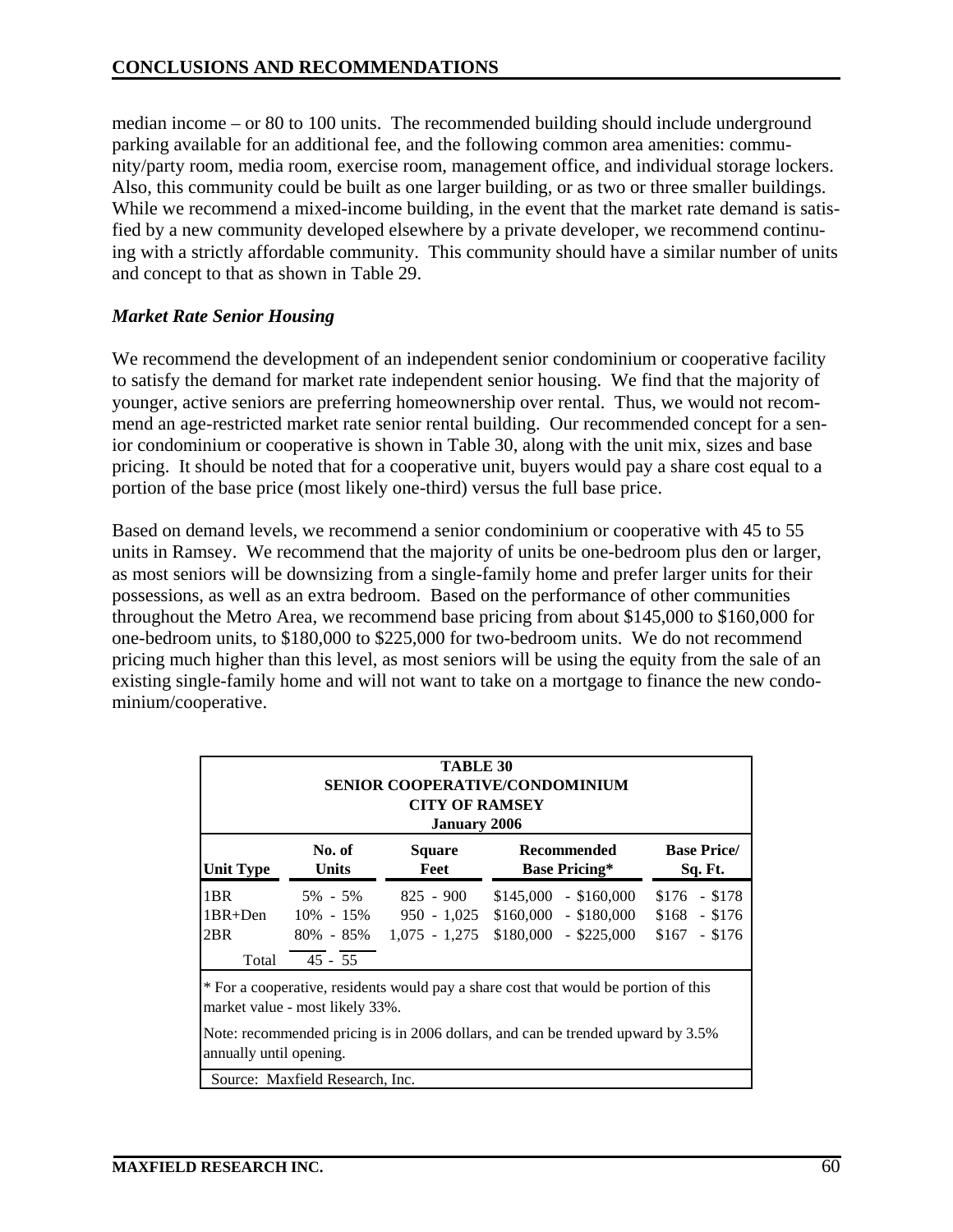median income – or 80 to 100 units. The recommended building should include underground parking available for an additional fee, and the following common area amenities: community/party room, media room, exercise room, management office, and individual storage lockers. Also, this community could be built as one larger building, or as two or three smaller buildings. While we recommend a mixed-income building, in the event that the market rate demand is satisfied by a new community developed elsewhere by a private developer, we recommend continuing with a strictly affordable community. This community should have a similar number of units and concept to that as shown in Table 29.

### *Market Rate Senior Housing*

We recommend the development of an independent senior condominium or cooperative facility to satisfy the demand for market rate independent senior housing. We find that the majority of younger, active seniors are preferring homeownership over rental. Thus, we would not recommend an age-restricted market rate senior rental building. Our recommended concept for a senior condominium or cooperative is shown in Table 30, along with the unit mix, sizes and base pricing. It should be noted that for a cooperative unit, buyers would pay a share cost equal to a portion of the base price (most likely one-third) versus the full base price.

Based on demand levels, we recommend a senior condominium or cooperative with 45 to 55 units in Ramsey. We recommend that the majority of units be one-bedroom plus den or larger, as most seniors will be downsizing from a single-family home and prefer larger units for their possessions, as well as an extra bedroom. Based on the performance of other communities throughout the Metro Area, we recommend base pricing from about $145,000 to $160,000 for one-bedroom units, to $180,000 to $225,000 for two-bedroom units. We do not recommend pricing much higher than this level, as most seniors will be using the equity from the sale of an existing single-family home and will not want to take on a mortgage to finance the new condominium/cooperative.

**TABLE 30**
**SENIOR COOPERATIVE/CONDOMINIUM**
**CITY OF RAMSEY**
**January 2006**

| Unit Type | No. of Units | Square Feet | Recommended Base Pricing* | Base Price/ Sq. Ft. |
|---|---|---|---|---|
| 1BR | 5% - 5% | 825 - 900 | $145,000 - $160,000 | $176 - $178 |
| 1BR+Den | 10% - 15% | 950 - 1,025 | $160,000 - $180,000 | $168 - $176 |
| 2BR | 80% - 85% | 1,075 - 1,275 | $180,000 - $225,000 | $167 - $176 |
| Total | 45 - 55 | | | |

\* For a cooperative, residents would pay a share cost that would be portion of this market value - most likely 33%.

Note: recommended pricing is in 2006 dollars, and can be trended upward by 3.5% annually until opening.

Source: Maxfield Research, Inc.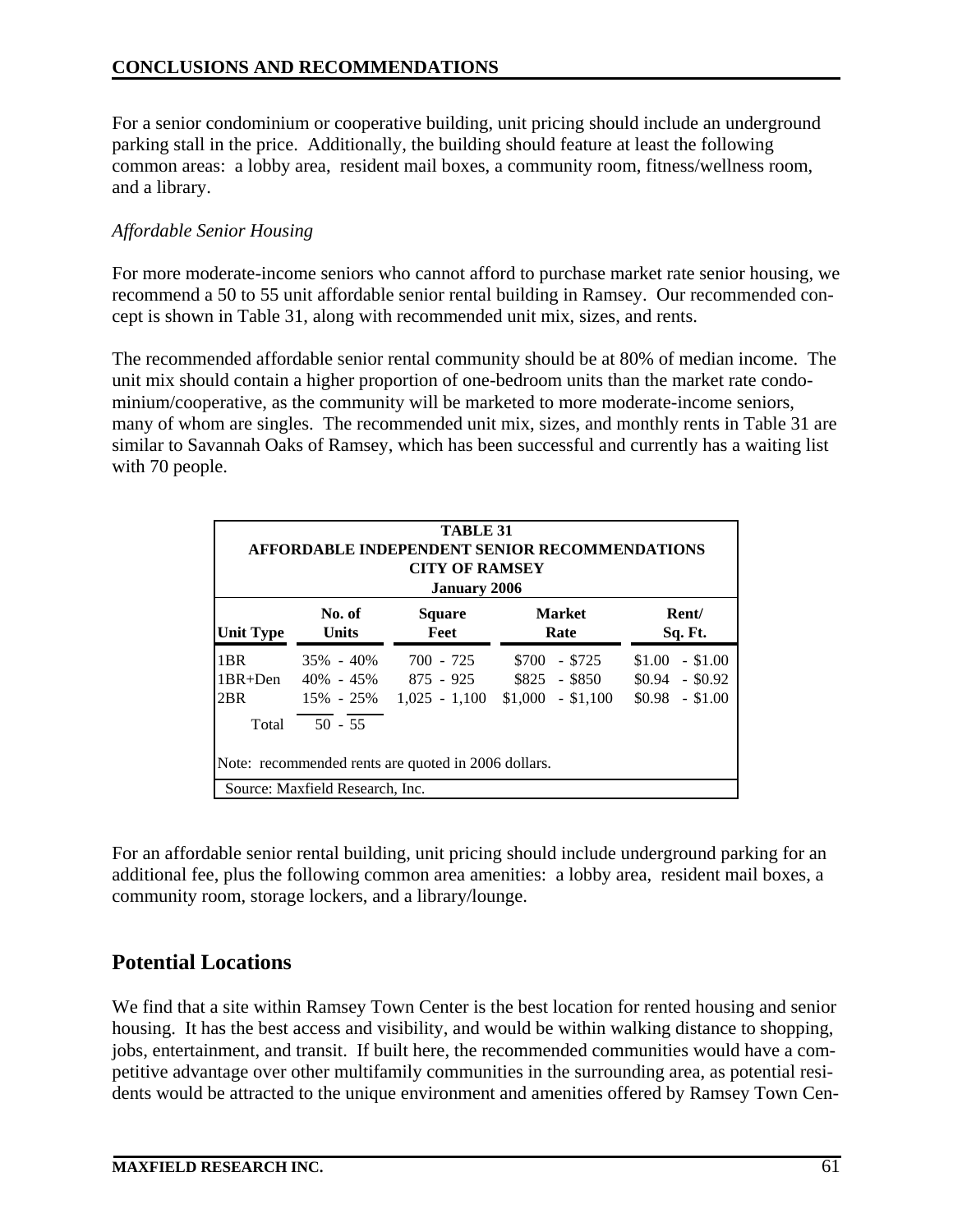For a senior condominium or cooperative building, unit pricing should include an underground parking stall in the price. Additionally, the building should feature at least the following common areas: a lobby area, resident mail boxes, a community room, fitness/wellness room, and a library.

*Affordable Senior Housing*

For more moderate-income seniors who cannot afford to purchase market rate senior housing, we recommend a 50 to 55 unit affordable senior rental building in Ramsey. Our recommended concept is shown in Table 31, along with recommended unit mix, sizes, and rents.

The recommended affordable senior rental community should be at 80% of median income. The unit mix should contain a higher proportion of one-bedroom units than the market rate condominium/cooperative, as the community will be marketed to more moderate-income seniors, many of whom are singles. The recommended unit mix, sizes, and monthly rents in Table 31 are similar to Savannah Oaks of Ramsey, which has been successful and currently has a waiting list with 70 people.

**TABLE 31**
**AFFORDABLE INDEPENDENT SENIOR RECOMMENDATIONS**
**CITY OF RAMSEY**
**January 2006**

| Unit Type | No. of Units | Square Feet | Market Rate | Rent/ Sq. Ft. |
|---|---|---|---|---|
| 1BR | 35% - 40% | 700 - 725 | \$700 - \$725 | \$1.00 - \$1.00 |
| 1BR+Den | 40% - 45% | 875 - 925 | \$825 - \$850 | \$0.94 - \$0.92 |
| 2BR | 15% - 25% | 1,025 - 1,100 | \$1,000 - \$1,100 | \$0.98 - \$1.00 |
| Total | 50 - 55 | | | |

Note: recommended rents are quoted in 2006 dollars.

Source: Maxfield Research, Inc.

For an affordable senior rental building, unit pricing should include underground parking for an additional fee, plus the following common area amenities: a lobby area, resident mail boxes, a community room, storage lockers, and a library/lounge.

## Potential Locations

We find that a site within Ramsey Town Center is the best location for rented housing and senior housing. It has the best access and visibility, and would be within walking distance to shopping, jobs, entertainment, and transit. If built here, the recommended communities would have a competitive advantage over other multifamily communities in the surrounding area, as potential residents would be attracted to the unique environment and amenities offered by Ramsey Town Cen-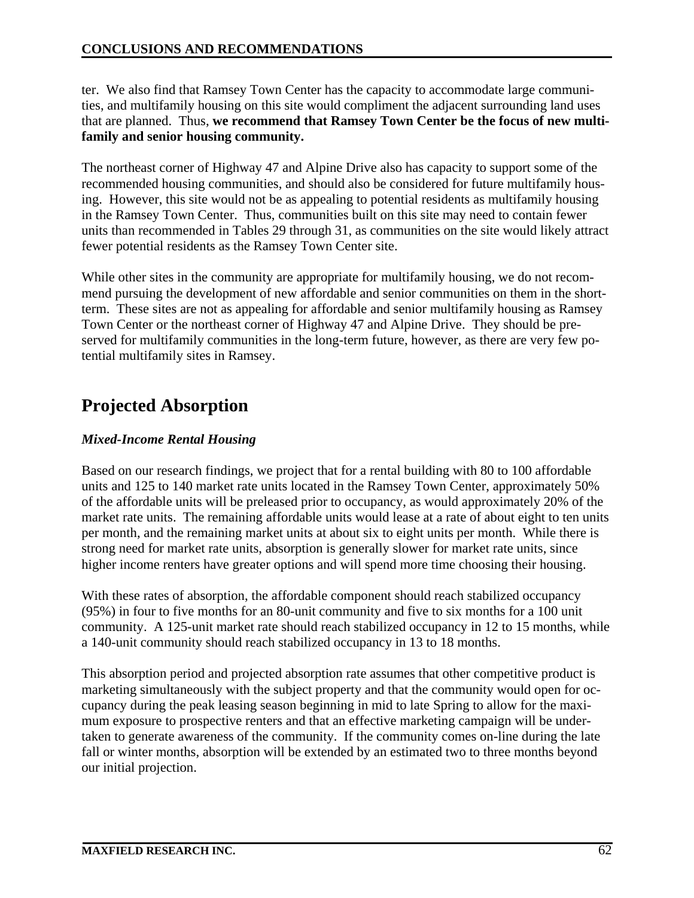ter. We also find that Ramsey Town Center has the capacity to accommodate large communities, and multifamily housing on this site would compliment the adjacent surrounding land uses that are planned. Thus, **we recommend that Ramsey Town Center be the focus of new multifamily and senior housing community.**

The northeast corner of Highway 47 and Alpine Drive also has capacity to support some of the recommended housing communities, and should also be considered for future multifamily housing. However, this site would not be as appealing to potential residents as multifamily housing in the Ramsey Town Center. Thus, communities built on this site may need to contain fewer units than recommended in Tables 29 through 31, as communities on the site would likely attract fewer potential residents as the Ramsey Town Center site.

While other sites in the community are appropriate for multifamily housing, we do not recommend pursuing the development of new affordable and senior communities on them in the short-term. These sites are not as appealing for affordable and senior multifamily housing as Ramsey Town Center or the northeast corner of Highway 47 and Alpine Drive. They should be preserved for multifamily communities in the long-term future, however, as there are very few potential multifamily sites in Ramsey.

# Projected Absorption

***Mixed-Income Rental Housing***

Based on our research findings, we project that for a rental building with 80 to 100 affordable units and 125 to 140 market rate units located in the Ramsey Town Center, approximately 50% of the affordable units will be preleased prior to occupancy, as would approximately 20% of the market rate units. The remaining affordable units would lease at a rate of about eight to ten units per month, and the remaining market units at about six to eight units per month. While there is strong need for market rate units, absorption is generally slower for market rate units, since higher income renters have greater options and will spend more time choosing their housing.

With these rates of absorption, the affordable component should reach stabilized occupancy (95%) in four to five months for an 80-unit community and five to six months for a 100 unit community. A 125-unit market rate should reach stabilized occupancy in 12 to 15 months, while a 140-unit community should reach stabilized occupancy in 13 to 18 months.

This absorption period and projected absorption rate assumes that other competitive product is marketing simultaneously with the subject property and that the community would open for occupancy during the peak leasing season beginning in mid to late Spring to allow for the maximum exposure to prospective renters and that an effective marketing campaign will be undertaken to generate awareness of the community. If the community comes on-line during the late fall or winter months, absorption will be extended by an estimated two to three months beyond our initial projection.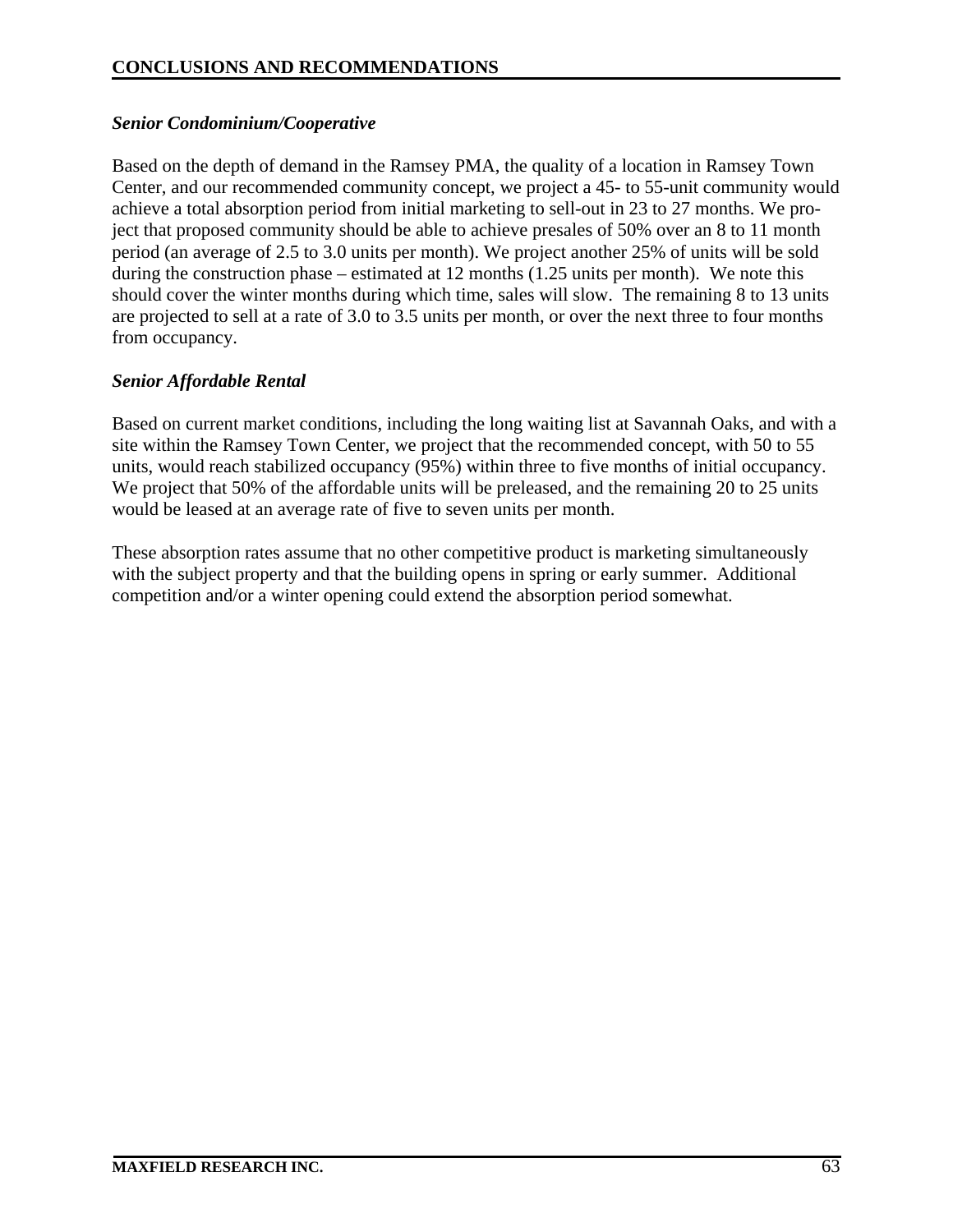## CONCLUSIONS AND RECOMMENDATIONS

### *Senior Condominium/Cooperative*

Based on the depth of demand in the Ramsey PMA, the quality of a location in Ramsey Town Center, and our recommended community concept, we project a 45- to 55-unit community would achieve a total absorption period from initial marketing to sell-out in 23 to 27 months. We project that proposed community should be able to achieve presales of 50% over an 8 to 11 month period (an average of 2.5 to 3.0 units per month). We project another 25% of units will be sold during the construction phase – estimated at 12 months (1.25 units per month). We note this should cover the winter months during which time, sales will slow. The remaining 8 to 13 units are projected to sell at a rate of 3.0 to 3.5 units per month, or over the next three to four months from occupancy.

### *Senior Affordable Rental*

Based on current market conditions, including the long waiting list at Savannah Oaks, and with a site within the Ramsey Town Center, we project that the recommended concept, with 50 to 55 units, would reach stabilized occupancy (95%) within three to five months of initial occupancy. We project that 50% of the affordable units will be preleased, and the remaining 20 to 25 units would be leased at an average rate of five to seven units per month.

These absorption rates assume that no other competitive product is marketing simultaneously with the subject property and that the building opens in spring or early summer. Additional competition and/or a winter opening could extend the absorption period somewhat.